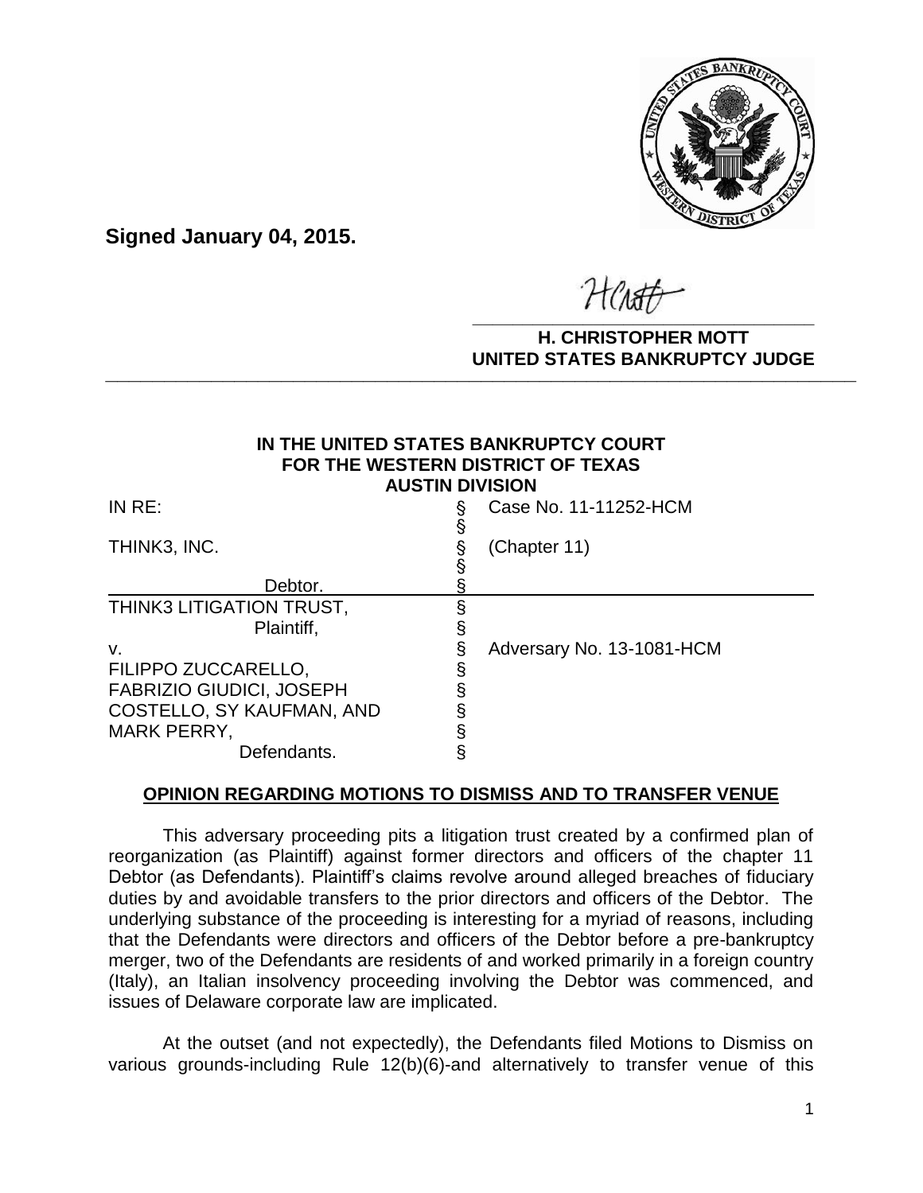**Signed January 04, 2015.**

**H. CHRISTOPHER MOTT**
**UNITED STATES BANKRUPTCY JUDGE**

---

**IN THE UNITED STATES BANKRUPTCY COURT**
**FOR THE WESTERN DISTRICT OF TEXAS**
**AUSTIN DIVISION**

| | | |
|---|---|---|
| IN RE: | § | Case No. 11-11252-HCM |
| | § | |
| THINK3, INC. | § | (Chapter 11) |
| | § | |
| Debtor. | § | |
| THINK3 LITIGATION TRUST, | § | |
| Plaintiff, | § | |
| v. | § | Adversary No. 13-1081-HCM |
| FILIPPO ZUCCARELLO, | § | |
| FABRIZIO GIUDICI, JOSEPH | § | |
| COSTELLO, SY KAUFMAN, AND | § | |
| MARK PERRY, | § | |
| Defendants. | § | |

**OPINION REGARDING MOTIONS TO DISMISS AND TO TRANSFER VENUE**

This adversary proceeding pits a litigation trust created by a confirmed plan of reorganization (as Plaintiff) against former directors and officers of the chapter 11 Debtor (as Defendants). Plaintiff's claims revolve around alleged breaches of fiduciary duties by and avoidable transfers to the prior directors and officers of the Debtor. The underlying substance of the proceeding is interesting for a myriad of reasons, including that the Defendants were directors and officers of the Debtor before a pre-bankruptcy merger, two of the Defendants are residents of and worked primarily in a foreign country (Italy), an Italian insolvency proceeding involving the Debtor was commenced, and issues of Delaware corporate law are implicated.

At the outset (and not expectedly), the Defendants filed Motions to Dismiss on various grounds-including Rule 12(b)(6)-and alternatively to transfer venue of this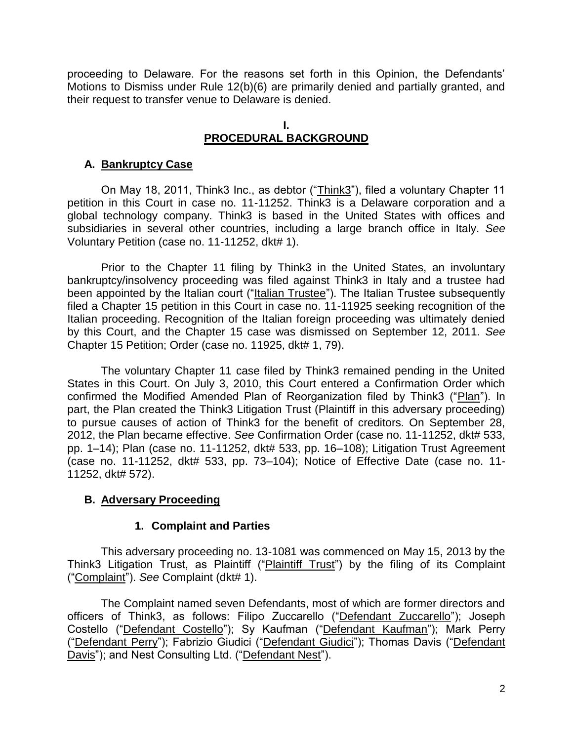proceeding to Delaware. For the reasons set forth in this Opinion, the Defendants' Motions to Dismiss under Rule 12(b)(6) are primarily denied and partially granted, and their request to transfer venue to Delaware is denied.

## I. PROCEDURAL BACKGROUND

### A. Bankruptcy Case

On May 18, 2011, Think3 Inc., as debtor ("Think3"), filed a voluntary Chapter 11 petition in this Court in case no. 11-11252. Think3 is a Delaware corporation and a global technology company. Think3 is based in the United States with offices and subsidiaries in several other countries, including a large branch office in Italy. *See* Voluntary Petition (case no. 11-11252, dkt# 1).

Prior to the Chapter 11 filing by Think3 in the United States, an involuntary bankruptcy/insolvency proceeding was filed against Think3 in Italy and a trustee had been appointed by the Italian court ("Italian Trustee"). The Italian Trustee subsequently filed a Chapter 15 petition in this Court in case no. 11-11925 seeking recognition of the Italian proceeding. Recognition of the Italian foreign proceeding was ultimately denied by this Court, and the Chapter 15 case was dismissed on September 12, 2011. *See* Chapter 15 Petition; Order (case no. 11925, dkt# 1, 79).

The voluntary Chapter 11 case filed by Think3 remained pending in the United States in this Court. On July 3, 2010, this Court entered a Confirmation Order which confirmed the Modified Amended Plan of Reorganization filed by Think3 ("Plan"). In part, the Plan created the Think3 Litigation Trust (Plaintiff in this adversary proceeding) to pursue causes of action of Think3 for the benefit of creditors. On September 28, 2012, the Plan became effective. *See* Confirmation Order (case no. 11-11252, dkt# 533, pp. 1–14); Plan (case no. 11-11252, dkt# 533, pp. 16–108); Litigation Trust Agreement (case no. 11-11252, dkt# 533, pp. 73–104); Notice of Effective Date (case no. 11-11252, dkt# 572).

### B. Adversary Proceeding

#### 1. Complaint and Parties

This adversary proceeding no. 13-1081 was commenced on May 15, 2013 by the Think3 Litigation Trust, as Plaintiff ("Plaintiff Trust") by the filing of its Complaint ("Complaint"). *See* Complaint (dkt# 1).

The Complaint named seven Defendants, most of which are former directors and officers of Think3, as follows: Filipo Zuccarello ("Defendant Zuccarello"); Joseph Costello ("Defendant Costello"); Sy Kaufman ("Defendant Kaufman"); Mark Perry ("Defendant Perry"); Fabrizio Giudici ("Defendant Giudici"); Thomas Davis ("Defendant Davis"); and Nest Consulting Ltd. ("Defendant Nest").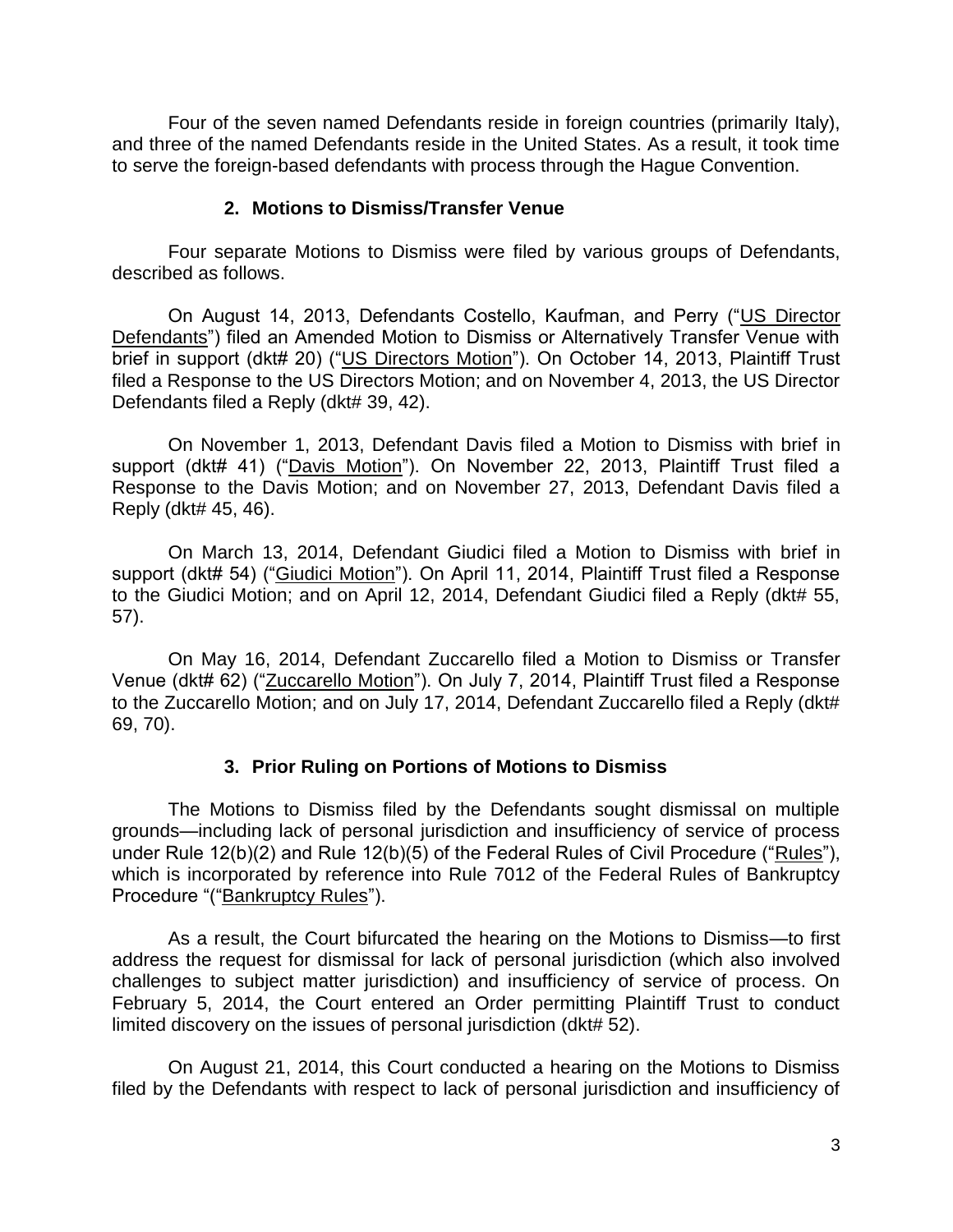Four of the seven named Defendants reside in foreign countries (primarily Italy), and three of the named Defendants reside in the United States. As a result, it took time to serve the foreign-based defendants with process through the Hague Convention.

### 2. Motions to Dismiss/Transfer Venue

Four separate Motions to Dismiss were filed by various groups of Defendants, described as follows.

On August 14, 2013, Defendants Costello, Kaufman, and Perry ("US Director Defendants") filed an Amended Motion to Dismiss or Alternatively Transfer Venue with brief in support (dkt# 20) ("US Directors Motion"). On October 14, 2013, Plaintiff Trust filed a Response to the US Directors Motion; and on November 4, 2013, the US Director Defendants filed a Reply (dkt# 39, 42).

On November 1, 2013, Defendant Davis filed a Motion to Dismiss with brief in support (dkt# 41) ("Davis Motion"). On November 22, 2013, Plaintiff Trust filed a Response to the Davis Motion; and on November 27, 2013, Defendant Davis filed a Reply (dkt# 45, 46).

On March 13, 2014, Defendant Giudici filed a Motion to Dismiss with brief in support (dkt# 54) ("Giudici Motion"). On April 11, 2014, Plaintiff Trust filed a Response to the Giudici Motion; and on April 12, 2014, Defendant Giudici filed a Reply (dkt# 55, 57).

On May 16, 2014, Defendant Zuccarello filed a Motion to Dismiss or Transfer Venue (dkt# 62) ("Zuccarello Motion"). On July 7, 2014, Plaintiff Trust filed a Response to the Zuccarello Motion; and on July 17, 2014, Defendant Zuccarello filed a Reply (dkt# 69, 70).

### 3. Prior Ruling on Portions of Motions to Dismiss

The Motions to Dismiss filed by the Defendants sought dismissal on multiple grounds—including lack of personal jurisdiction and insufficiency of service of process under Rule 12(b)(2) and Rule 12(b)(5) of the Federal Rules of Civil Procedure ("Rules"), which is incorporated by reference into Rule 7012 of the Federal Rules of Bankruptcy Procedure "("Bankruptcy Rules").

As a result, the Court bifurcated the hearing on the Motions to Dismiss—to first address the request for dismissal for lack of personal jurisdiction (which also involved challenges to subject matter jurisdiction) and insufficiency of service of process. On February 5, 2014, the Court entered an Order permitting Plaintiff Trust to conduct limited discovery on the issues of personal jurisdiction (dkt# 52).

On August 21, 2014, this Court conducted a hearing on the Motions to Dismiss filed by the Defendants with respect to lack of personal jurisdiction and insufficiency of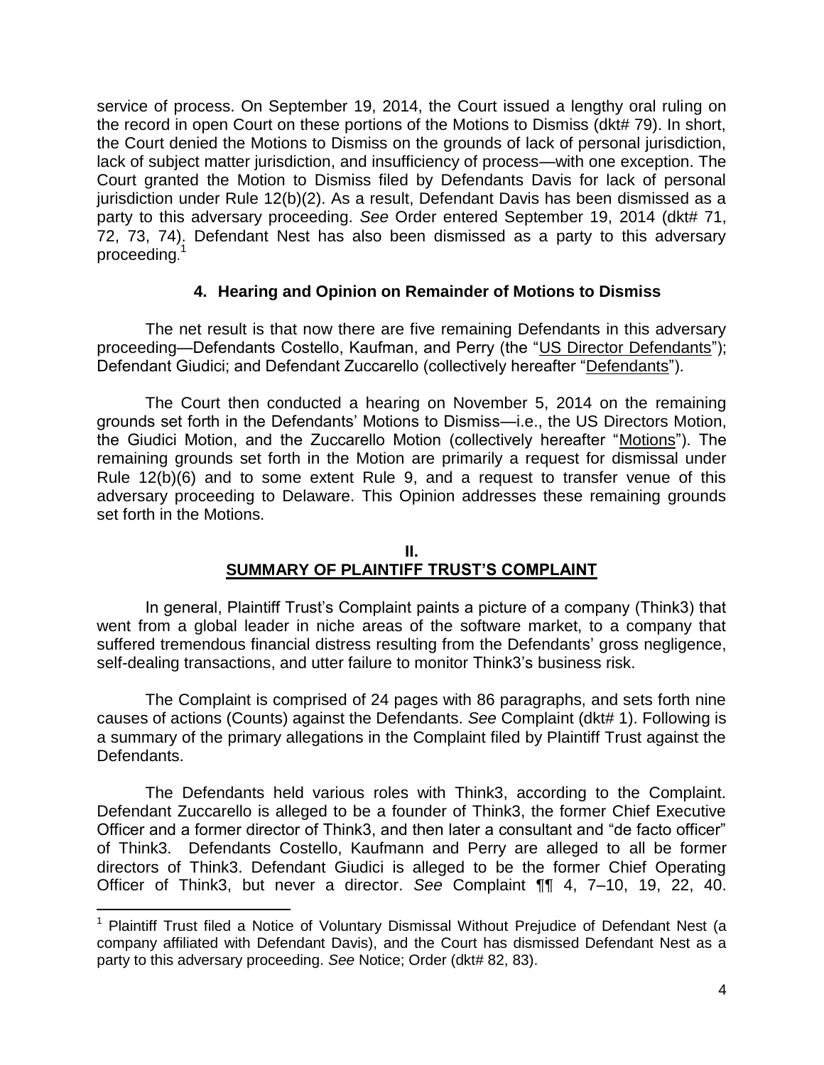service of process. On September 19, 2014, the Court issued a lengthy oral ruling on the record in open Court on these portions of the Motions to Dismiss (dkt# 79). In short, the Court denied the Motions to Dismiss on the grounds of lack of personal jurisdiction, lack of subject matter jurisdiction, and insufficiency of process—with one exception. The Court granted the Motion to Dismiss filed by Defendants Davis for lack of personal jurisdiction under Rule 12(b)(2). As a result, Defendant Davis has been dismissed as a party to this adversary proceeding. *See* Order entered September 19, 2014 (dkt# 71, 72, 73, 74). Defendant Nest has also been dismissed as a party to this adversary proceeding.[1]

### 4. Hearing and Opinion on Remainder of Motions to Dismiss

The net result is that now there are five remaining Defendants in this adversary proceeding—Defendants Costello, Kaufman, and Perry (the "US Director Defendants"); Defendant Giudici; and Defendant Zuccarello (collectively hereafter "Defendants").

The Court then conducted a hearing on November 5, 2014 on the remaining grounds set forth in the Defendants' Motions to Dismiss—i.e., the US Directors Motion, the Giudici Motion, and the Zuccarello Motion (collectively hereafter "Motions"). The remaining grounds set forth in the Motion are primarily a request for dismissal under Rule 12(b)(6) and to some extent Rule 9, and a request to transfer venue of this adversary proceeding to Delaware. This Opinion addresses these remaining grounds set forth in the Motions.

## II.
## SUMMARY OF PLAINTIFF TRUST'S COMPLAINT

In general, Plaintiff Trust's Complaint paints a picture of a company (Think3) that went from a global leader in niche areas of the software market, to a company that suffered tremendous financial distress resulting from the Defendants' gross negligence, self-dealing transactions, and utter failure to monitor Think3's business risk.

The Complaint is comprised of 24 pages with 86 paragraphs, and sets forth nine causes of actions (Counts) against the Defendants. *See* Complaint (dkt# 1). Following is a summary of the primary allegations in the Complaint filed by Plaintiff Trust against the Defendants.

The Defendants held various roles with Think3, according to the Complaint. Defendant Zuccarello is alleged to be a founder of Think3, the former Chief Executive Officer and a former director of Think3, and then later a consultant and "de facto officer" of Think3. Defendants Costello, Kaufmann and Perry are alleged to all be former directors of Think3. Defendant Giudici is alleged to be the former Chief Operating Officer of Think3, but never a director. *See* Complaint ¶¶ 4, 7–10, 19, 22, 40.

---

[1] Plaintiff Trust filed a Notice of Voluntary Dismissal Without Prejudice of Defendant Nest (a company affiliated with Defendant Davis), and the Court has dismissed Defendant Nest as a party to this adversary proceeding. *See* Notice; Order (dkt# 82, 83).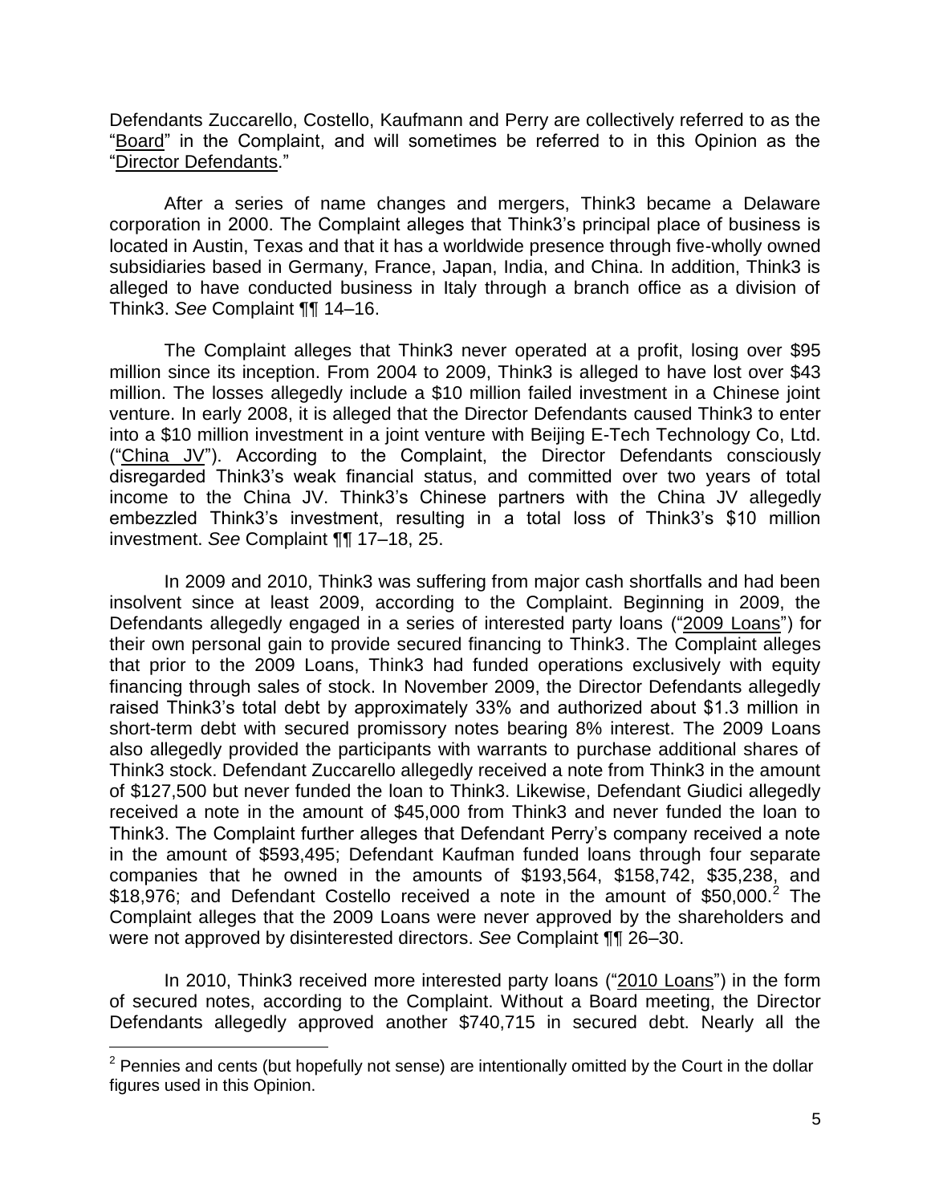Defendants Zuccarello, Costello, Kaufmann and Perry are collectively referred to as the "Board" in the Complaint, and will sometimes be referred to in this Opinion as the "Director Defendants."

After a series of name changes and mergers, Think3 became a Delaware corporation in 2000. The Complaint alleges that Think3's principal place of business is located in Austin, Texas and that it has a worldwide presence through five-wholly owned subsidiaries based in Germany, France, Japan, India, and China. In addition, Think3 is alleged to have conducted business in Italy through a branch office as a division of Think3. *See* Complaint ¶¶ 14–16.

The Complaint alleges that Think3 never operated at a profit, losing over $95 million since its inception. From 2004 to 2009, Think3 is alleged to have lost over $43 million. The losses allegedly include a $10 million failed investment in a Chinese joint venture. In early 2008, it is alleged that the Director Defendants caused Think3 to enter into a $10 million investment in a joint venture with Beijing E-Tech Technology Co, Ltd. ("China JV"). According to the Complaint, the Director Defendants consciously disregarded Think3's weak financial status, and committed over two years of total income to the China JV. Think3's Chinese partners with the China JV allegedly embezzled Think3's investment, resulting in a total loss of Think3's $10 million investment. *See* Complaint ¶¶ 17–18, 25.

In 2009 and 2010, Think3 was suffering from major cash shortfalls and had been insolvent since at least 2009, according to the Complaint. Beginning in 2009, the Defendants allegedly engaged in a series of interested party loans ("2009 Loans") for their own personal gain to provide secured financing to Think3. The Complaint alleges that prior to the 2009 Loans, Think3 had funded operations exclusively with equity financing through sales of stock. In November 2009, the Director Defendants allegedly raised Think3's total debt by approximately 33% and authorized about $1.3 million in short-term debt with secured promissory notes bearing 8% interest. The 2009 Loans also allegedly provided the participants with warrants to purchase additional shares of Think3 stock. Defendant Zuccarello allegedly received a note from Think3 in the amount of $127,500 but never funded the loan to Think3. Likewise, Defendant Giudici allegedly received a note in the amount of $45,000 from Think3 and never funded the loan to Think3. The Complaint further alleges that Defendant Perry's company received a note in the amount of $593,495; Defendant Kaufman funded loans through four separate companies that he owned in the amounts of $193,564, $158,742, $35,238, and $18,976; and Defendant Costello received a note in the amount of $50,000.[2] The Complaint alleges that the 2009 Loans were never approved by the shareholders and were not approved by disinterested directors. *See* Complaint ¶¶ 26–30.

In 2010, Think3 received more interested party loans ("2010 Loans") in the form of secured notes, according to the Complaint. Without a Board meeting, the Director Defendants allegedly approved another $740,715 in secured debt. Nearly all the

[2] Pennies and cents (but hopefully not sense) are intentionally omitted by the Court in the dollar figures used in this Opinion.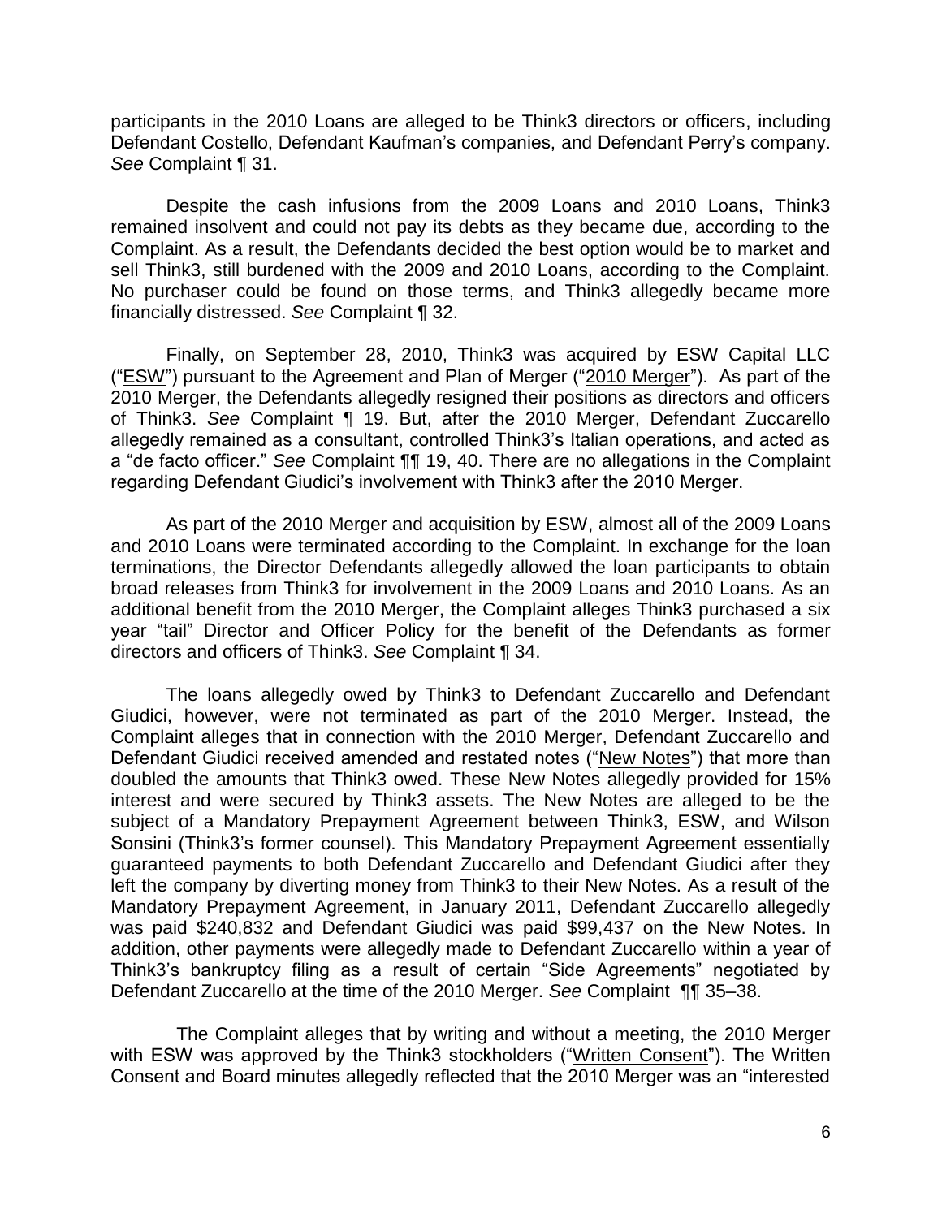participants in the 2010 Loans are alleged to be Think3 directors or officers, including Defendant Costello, Defendant Kaufman's companies, and Defendant Perry's company. *See* Complaint ¶ 31.

Despite the cash infusions from the 2009 Loans and 2010 Loans, Think3 remained insolvent and could not pay its debts as they became due, according to the Complaint. As a result, the Defendants decided the best option would be to market and sell Think3, still burdened with the 2009 and 2010 Loans, according to the Complaint. No purchaser could be found on those terms, and Think3 allegedly became more financially distressed. *See* Complaint ¶ 32.

Finally, on September 28, 2010, Think3 was acquired by ESW Capital LLC ("ESW") pursuant to the Agreement and Plan of Merger ("2010 Merger"). As part of the 2010 Merger, the Defendants allegedly resigned their positions as directors and officers of Think3. *See* Complaint ¶ 19. But, after the 2010 Merger, Defendant Zuccarello allegedly remained as a consultant, controlled Think3's Italian operations, and acted as a "de facto officer." *See* Complaint ¶¶ 19, 40. There are no allegations in the Complaint regarding Defendant Giudici's involvement with Think3 after the 2010 Merger.

As part of the 2010 Merger and acquisition by ESW, almost all of the 2009 Loans and 2010 Loans were terminated according to the Complaint. In exchange for the loan terminations, the Director Defendants allegedly allowed the loan participants to obtain broad releases from Think3 for involvement in the 2009 Loans and 2010 Loans. As an additional benefit from the 2010 Merger, the Complaint alleges Think3 purchased a six year "tail" Director and Officer Policy for the benefit of the Defendants as former directors and officers of Think3. *See* Complaint ¶ 34.

The loans allegedly owed by Think3 to Defendant Zuccarello and Defendant Giudici, however, were not terminated as part of the 2010 Merger. Instead, the Complaint alleges that in connection with the 2010 Merger, Defendant Zuccarello and Defendant Giudici received amended and restated notes ("New Notes") that more than doubled the amounts that Think3 owed. These New Notes allegedly provided for 15% interest and were secured by Think3 assets. The New Notes are alleged to be the subject of a Mandatory Prepayment Agreement between Think3, ESW, and Wilson Sonsini (Think3's former counsel). This Mandatory Prepayment Agreement essentially guaranteed payments to both Defendant Zuccarello and Defendant Giudici after they left the company by diverting money from Think3 to their New Notes. As a result of the Mandatory Prepayment Agreement, in January 2011, Defendant Zuccarello allegedly was paid $240,832 and Defendant Giudici was paid $99,437 on the New Notes. In addition, other payments were allegedly made to Defendant Zuccarello within a year of Think3's bankruptcy filing as a result of certain "Side Agreements" negotiated by Defendant Zuccarello at the time of the 2010 Merger. *See* Complaint ¶¶ 35–38.

The Complaint alleges that by writing and without a meeting, the 2010 Merger with ESW was approved by the Think3 stockholders ("Written Consent"). The Written Consent and Board minutes allegedly reflected that the 2010 Merger was an "interested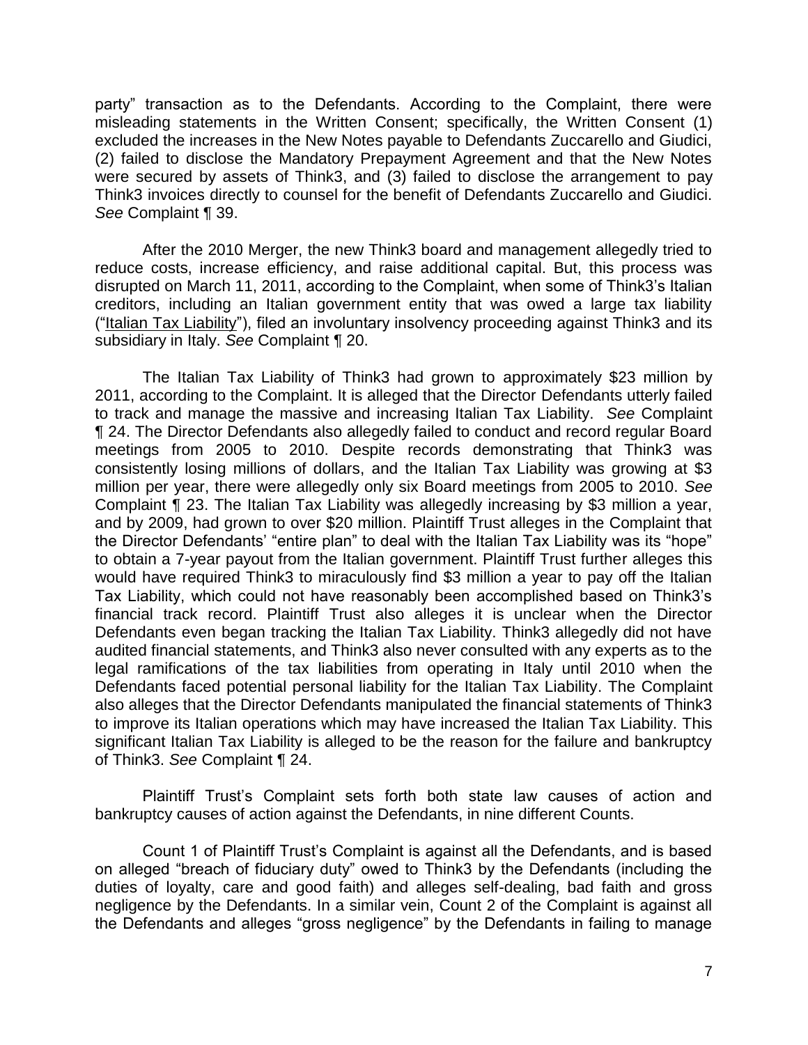party" transaction as to the Defendants. According to the Complaint, there were misleading statements in the Written Consent; specifically, the Written Consent (1) excluded the increases in the New Notes payable to Defendants Zuccarello and Giudici, (2) failed to disclose the Mandatory Prepayment Agreement and that the New Notes were secured by assets of Think3, and (3) failed to disclose the arrangement to pay Think3 invoices directly to counsel for the benefit of Defendants Zuccarello and Giudici. *See* Complaint ¶ 39.

After the 2010 Merger, the new Think3 board and management allegedly tried to reduce costs, increase efficiency, and raise additional capital. But, this process was disrupted on March 11, 2011, according to the Complaint, when some of Think3's Italian creditors, including an Italian government entity that was owed a large tax liability ("Italian Tax Liability"), filed an involuntary insolvency proceeding against Think3 and its subsidiary in Italy. *See* Complaint ¶ 20.

The Italian Tax Liability of Think3 had grown to approximately $23 million by 2011, according to the Complaint. It is alleged that the Director Defendants utterly failed to track and manage the massive and increasing Italian Tax Liability. *See* Complaint ¶ 24. The Director Defendants also allegedly failed to conduct and record regular Board meetings from 2005 to 2010. Despite records demonstrating that Think3 was consistently losing millions of dollars, and the Italian Tax Liability was growing at $3 million per year, there were allegedly only six Board meetings from 2005 to 2010. *See* Complaint ¶ 23. The Italian Tax Liability was allegedly increasing by $3 million a year, and by 2009, had grown to over $20 million. Plaintiff Trust alleges in the Complaint that the Director Defendants' "entire plan" to deal with the Italian Tax Liability was its "hope" to obtain a 7-year payout from the Italian government. Plaintiff Trust further alleges this would have required Think3 to miraculously find $3 million a year to pay off the Italian Tax Liability, which could not have reasonably been accomplished based on Think3's financial track record. Plaintiff Trust also alleges it is unclear when the Director Defendants even began tracking the Italian Tax Liability. Think3 allegedly did not have audited financial statements, and Think3 also never consulted with any experts as to the legal ramifications of the tax liabilities from operating in Italy until 2010 when the Defendants faced potential personal liability for the Italian Tax Liability. The Complaint also alleges that the Director Defendants manipulated the financial statements of Think3 to improve its Italian operations which may have increased the Italian Tax Liability. This significant Italian Tax Liability is alleged to be the reason for the failure and bankruptcy of Think3. *See* Complaint ¶ 24.

Plaintiff Trust's Complaint sets forth both state law causes of action and bankruptcy causes of action against the Defendants, in nine different Counts.

Count 1 of Plaintiff Trust's Complaint is against all the Defendants, and is based on alleged "breach of fiduciary duty" owed to Think3 by the Defendants (including the duties of loyalty, care and good faith) and alleges self-dealing, bad faith and gross negligence by the Defendants. In a similar vein, Count 2 of the Complaint is against all the Defendants and alleges "gross negligence" by the Defendants in failing to manage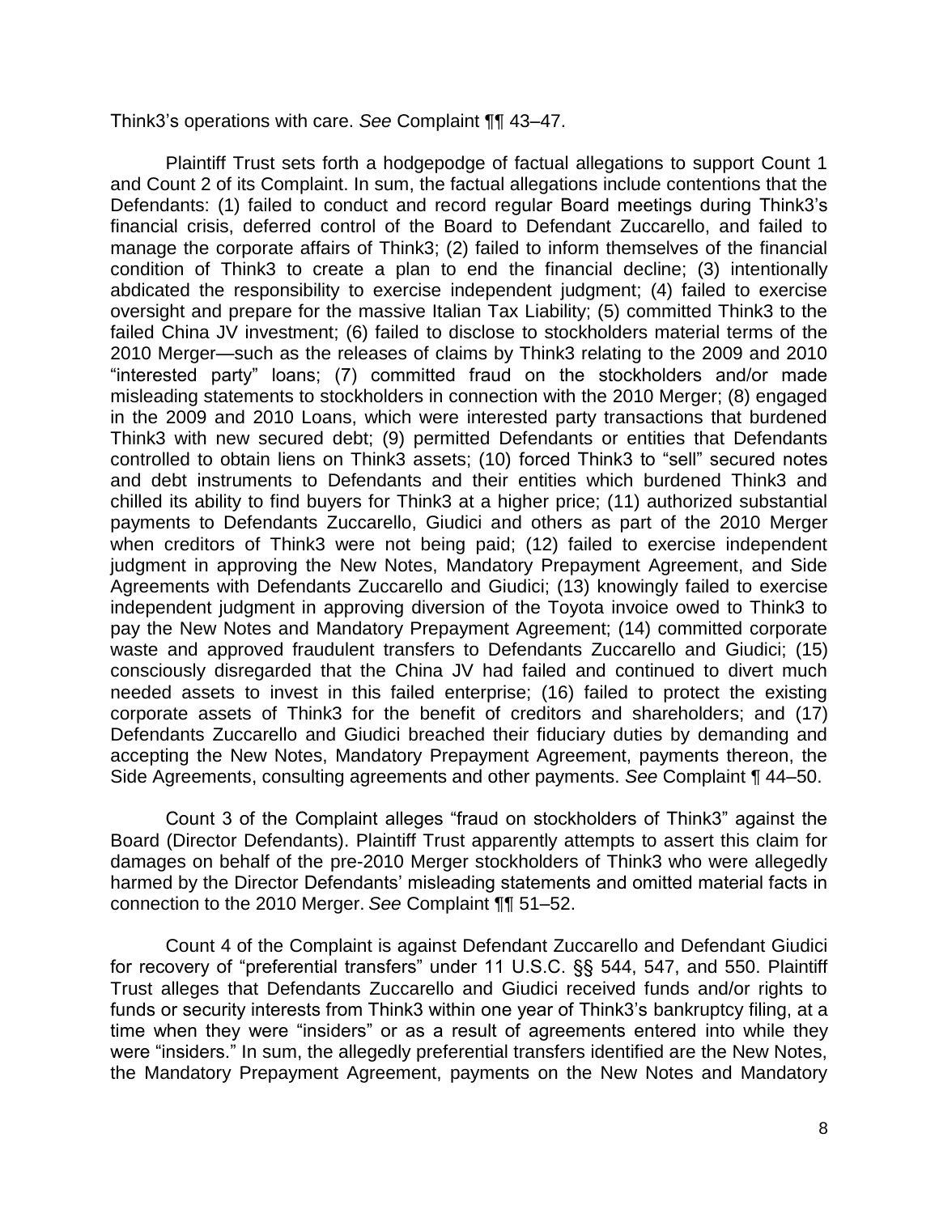Think3's operations with care. *See* Complaint ¶¶ 43–47.

Plaintiff Trust sets forth a hodgepodge of factual allegations to support Count 1 and Count 2 of its Complaint. In sum, the factual allegations include contentions that the Defendants: (1) failed to conduct and record regular Board meetings during Think3's financial crisis, deferred control of the Board to Defendant Zuccarello, and failed to manage the corporate affairs of Think3; (2) failed to inform themselves of the financial condition of Think3 to create a plan to end the financial decline; (3) intentionally abdicated the responsibility to exercise independent judgment; (4) failed to exercise oversight and prepare for the massive Italian Tax Liability; (5) committed Think3 to the failed China JV investment; (6) failed to disclose to stockholders material terms of the 2010 Merger—such as the releases of claims by Think3 relating to the 2009 and 2010 "interested party" loans; (7) committed fraud on the stockholders and/or made misleading statements to stockholders in connection with the 2010 Merger; (8) engaged in the 2009 and 2010 Loans, which were interested party transactions that burdened Think3 with new secured debt; (9) permitted Defendants or entities that Defendants controlled to obtain liens on Think3 assets; (10) forced Think3 to "sell" secured notes and debt instruments to Defendants and their entities which burdened Think3 and chilled its ability to find buyers for Think3 at a higher price; (11) authorized substantial payments to Defendants Zuccarello, Giudici and others as part of the 2010 Merger when creditors of Think3 were not being paid; (12) failed to exercise independent judgment in approving the New Notes, Mandatory Prepayment Agreement, and Side Agreements with Defendants Zuccarello and Giudici; (13) knowingly failed to exercise independent judgment in approving diversion of the Toyota invoice owed to Think3 to pay the New Notes and Mandatory Prepayment Agreement; (14) committed corporate waste and approved fraudulent transfers to Defendants Zuccarello and Giudici; (15) consciously disregarded that the China JV had failed and continued to divert much needed assets to invest in this failed enterprise; (16) failed to protect the existing corporate assets of Think3 for the benefit of creditors and shareholders; and (17) Defendants Zuccarello and Giudici breached their fiduciary duties by demanding and accepting the New Notes, Mandatory Prepayment Agreement, payments thereon, the Side Agreements, consulting agreements and other payments. *See* Complaint ¶ 44–50.

Count 3 of the Complaint alleges "fraud on stockholders of Think3" against the Board (Director Defendants). Plaintiff Trust apparently attempts to assert this claim for damages on behalf of the pre-2010 Merger stockholders of Think3 who were allegedly harmed by the Director Defendants' misleading statements and omitted material facts in connection to the 2010 Merger. *See* Complaint ¶¶ 51–52.

Count 4 of the Complaint is against Defendant Zuccarello and Defendant Giudici for recovery of "preferential transfers" under 11 U.S.C. §§ 544, 547, and 550. Plaintiff Trust alleges that Defendants Zuccarello and Giudici received funds and/or rights to funds or security interests from Think3 within one year of Think3's bankruptcy filing, at a time when they were "insiders" or as a result of agreements entered into while they were "insiders." In sum, the allegedly preferential transfers identified are the New Notes, the Mandatory Prepayment Agreement, payments on the New Notes and Mandatory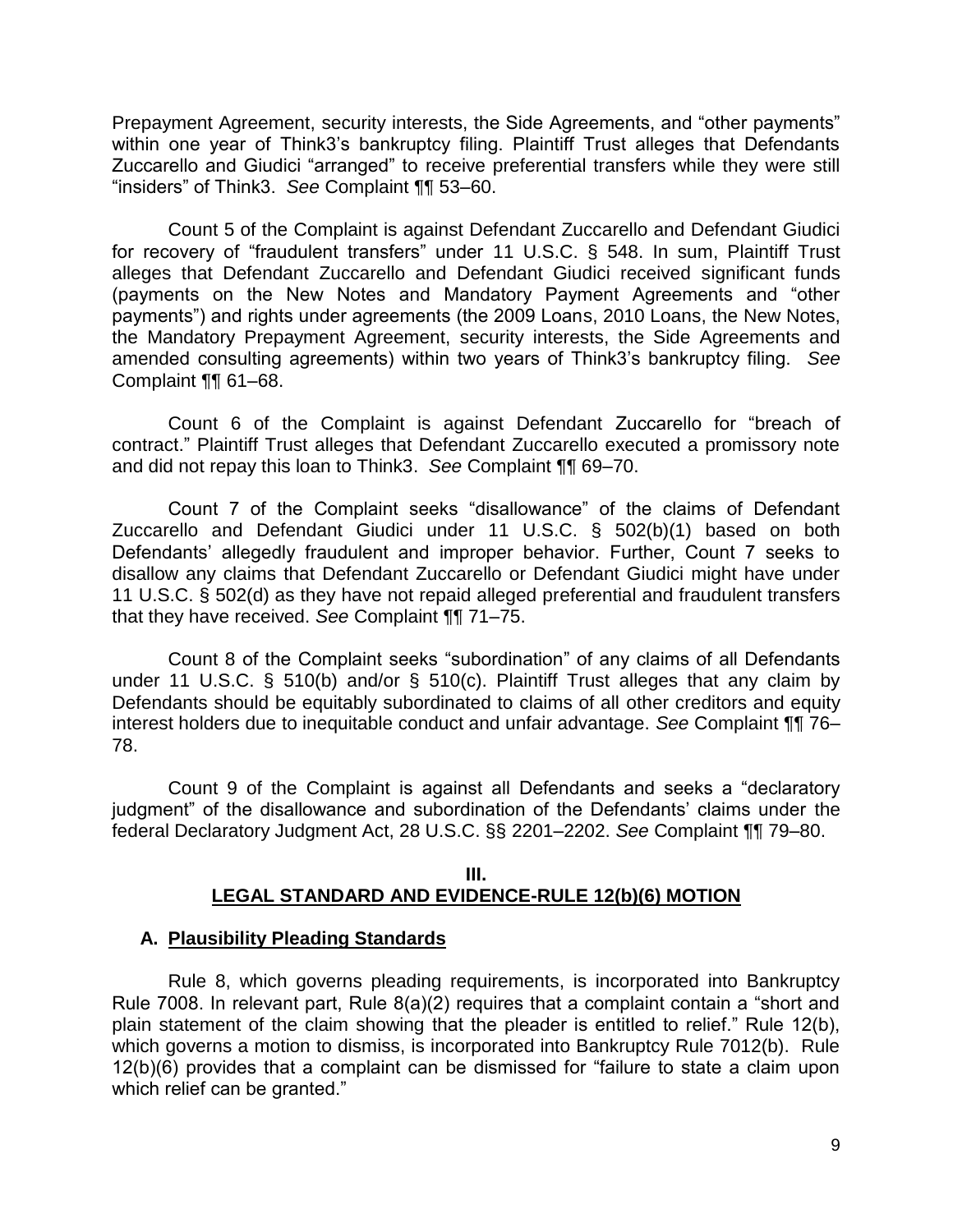Prepayment Agreement, security interests, the Side Agreements, and "other payments" within one year of Think3's bankruptcy filing. Plaintiff Trust alleges that Defendants Zuccarello and Giudici "arranged" to receive preferential transfers while they were still "insiders" of Think3. *See* Complaint ¶¶ 53–60.

Count 5 of the Complaint is against Defendant Zuccarello and Defendant Giudici for recovery of "fraudulent transfers" under 11 U.S.C. § 548. In sum, Plaintiff Trust alleges that Defendant Zuccarello and Defendant Giudici received significant funds (payments on the New Notes and Mandatory Payment Agreements and "other payments") and rights under agreements (the 2009 Loans, 2010 Loans, the New Notes, the Mandatory Prepayment Agreement, security interests, the Side Agreements and amended consulting agreements) within two years of Think3's bankruptcy filing. *See* Complaint ¶¶ 61–68.

Count 6 of the Complaint is against Defendant Zuccarello for "breach of contract." Plaintiff Trust alleges that Defendant Zuccarello executed a promissory note and did not repay this loan to Think3. *See* Complaint ¶¶ 69–70.

Count 7 of the Complaint seeks "disallowance" of the claims of Defendant Zuccarello and Defendant Giudici under 11 U.S.C. § 502(b)(1) based on both Defendants' allegedly fraudulent and improper behavior. Further, Count 7 seeks to disallow any claims that Defendant Zuccarello or Defendant Giudici might have under 11 U.S.C. § 502(d) as they have not repaid alleged preferential and fraudulent transfers that they have received. *See* Complaint ¶¶ 71–75.

Count 8 of the Complaint seeks "subordination" of any claims of all Defendants under 11 U.S.C. § 510(b) and/or § 510(c). Plaintiff Trust alleges that any claim by Defendants should be equitably subordinated to claims of all other creditors and equity interest holders due to inequitable conduct and unfair advantage. *See* Complaint ¶¶ 76–78.

Count 9 of the Complaint is against all Defendants and seeks a "declaratory judgment" of the disallowance and subordination of the Defendants' claims under the federal Declaratory Judgment Act, 28 U.S.C. §§ 2201–2202. *See* Complaint ¶¶ 79–80.

## III.
## LEGAL STANDARD AND EVIDENCE-RULE 12(b)(6) MOTION

### A. Plausibility Pleading Standards

Rule 8, which governs pleading requirements, is incorporated into Bankruptcy Rule 7008. In relevant part, Rule 8(a)(2) requires that a complaint contain a "short and plain statement of the claim showing that the pleader is entitled to relief." Rule 12(b), which governs a motion to dismiss, is incorporated into Bankruptcy Rule 7012(b). Rule 12(b)(6) provides that a complaint can be dismissed for "failure to state a claim upon which relief can be granted."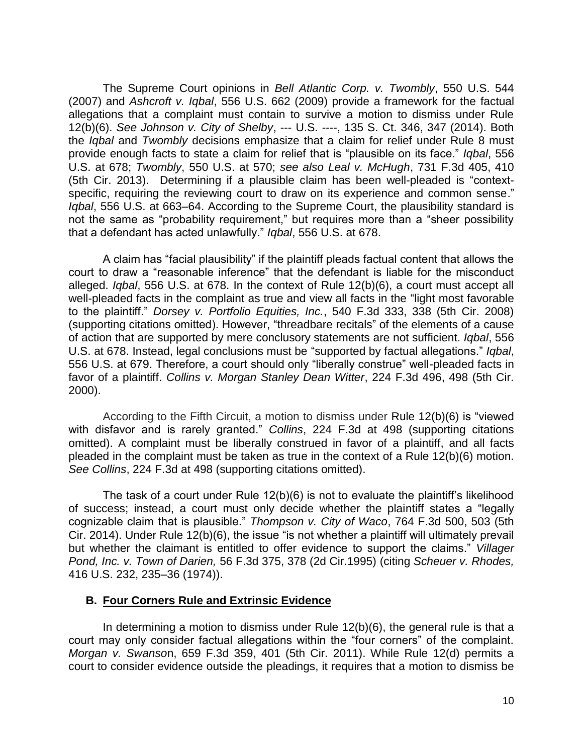The Supreme Court opinions in *Bell Atlantic Corp. v. Twombly*, 550 U.S. 544 (2007) and *Ashcroft v. Iqbal*, 556 U.S. 662 (2009) provide a framework for the factual allegations that a complaint must contain to survive a motion to dismiss under Rule 12(b)(6). *See Johnson v. City of Shelby*, --- U.S. ----, 135 S. Ct. 346, 347 (2014). Both the *Iqbal* and *Twombly* decisions emphasize that a claim for relief under Rule 8 must provide enough facts to state a claim for relief that is "plausible on its face." *Iqbal*, 556 U.S. at 678; *Twombly*, 550 U.S. at 570; *see also Leal v. McHugh*, 731 F.3d 405, 410 (5th Cir. 2013). Determining if a plausible claim has been well-pleaded is "context-specific, requiring the reviewing court to draw on its experience and common sense." *Iqbal*, 556 U.S. at 663–64. According to the Supreme Court, the plausibility standard is not the same as "probability requirement," but requires more than a "sheer possibility that a defendant has acted unlawfully." *Iqbal*, 556 U.S. at 678.

A claim has "facial plausibility" if the plaintiff pleads factual content that allows the court to draw a "reasonable inference" that the defendant is liable for the misconduct alleged. *Iqbal*, 556 U.S. at 678. In the context of Rule 12(b)(6), a court must accept all well-pleaded facts in the complaint as true and view all facts in the "light most favorable to the plaintiff." *Dorsey v. Portfolio Equities, Inc.*, 540 F.3d 333, 338 (5th Cir. 2008) (supporting citations omitted). However, "threadbare recitals" of the elements of a cause of action that are supported by mere conclusory statements are not sufficient. *Iqbal*, 556 U.S. at 678. Instead, legal conclusions must be "supported by factual allegations." *Iqbal*, 556 U.S. at 679. Therefore, a court should only "liberally construe" well-pleaded facts in favor of a plaintiff. *Collins v. Morgan Stanley Dean Witter*, 224 F.3d 496, 498 (5th Cir. 2000).

According to the Fifth Circuit, a motion to dismiss under Rule 12(b)(6) is "viewed with disfavor and is rarely granted." *Collins*, 224 F.3d at 498 (supporting citations omitted). A complaint must be liberally construed in favor of a plaintiff, and all facts pleaded in the complaint must be taken as true in the context of a Rule 12(b)(6) motion. *See Collins*, 224 F.3d at 498 (supporting citations omitted).

The task of a court under Rule 12(b)(6) is not to evaluate the plaintiff's likelihood of success; instead, a court must only decide whether the plaintiff states a "legally cognizable claim that is plausible." *Thompson v. City of Waco*, 764 F.3d 500, 503 (5th Cir. 2014). Under Rule 12(b)(6), the issue "is not whether a plaintiff will ultimately prevail but whether the claimant is entitled to offer evidence to support the claims." *Villager Pond, Inc. v. Town of Darien,* 56 F.3d 375, 378 (2d Cir.1995) (citing *Scheuer v. Rhodes,* 416 U.S. 232, 235–36 (1974)).

### B. Four Corners Rule and Extrinsic Evidence

In determining a motion to dismiss under Rule 12(b)(6), the general rule is that a court may only consider factual allegations within the "four corners" of the complaint. *Morgan v. Swanson*, 659 F.3d 359, 401 (5th Cir. 2011). While Rule 12(d) permits a court to consider evidence outside the pleadings, it requires that a motion to dismiss be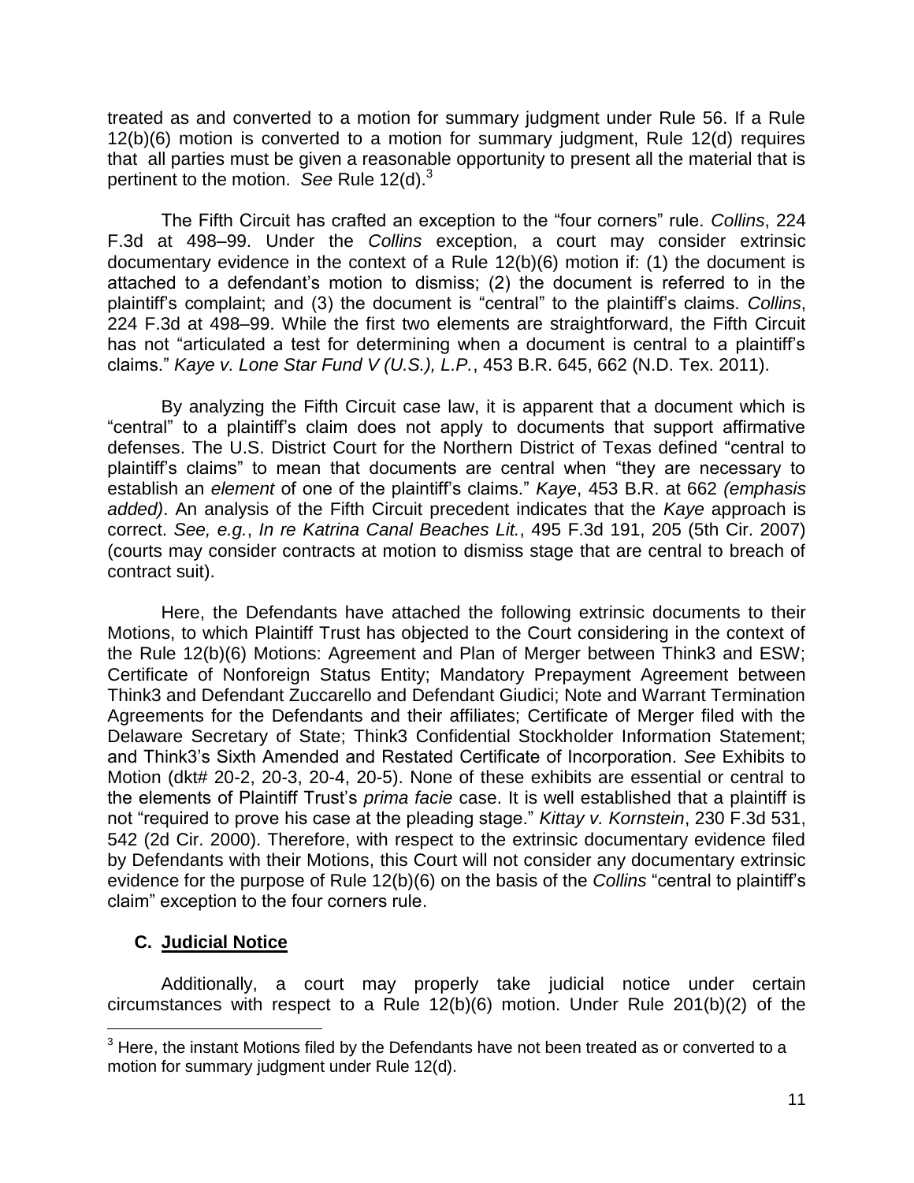treated as and converted to a motion for summary judgment under Rule 56. If a Rule 12(b)(6) motion is converted to a motion for summary judgment, Rule 12(d) requires that all parties must be given a reasonable opportunity to present all the material that is pertinent to the motion. *See* Rule 12(d).[3]

The Fifth Circuit has crafted an exception to the "four corners" rule. *Collins*, 224 F.3d at 498–99. Under the *Collins* exception, a court may consider extrinsic documentary evidence in the context of a Rule 12(b)(6) motion if: (1) the document is attached to a defendant's motion to dismiss; (2) the document is referred to in the plaintiff's complaint; and (3) the document is "central" to the plaintiff's claims. *Collins*, 224 F.3d at 498–99. While the first two elements are straightforward, the Fifth Circuit has not "articulated a test for determining when a document is central to a plaintiff's claims." *Kaye v. Lone Star Fund V (U.S.), L.P.*, 453 B.R. 645, 662 (N.D. Tex. 2011).

By analyzing the Fifth Circuit case law, it is apparent that a document which is "central" to a plaintiff's claim does not apply to documents that support affirmative defenses. The U.S. District Court for the Northern District of Texas defined "central to plaintiff's claims" to mean that documents are central when "they are necessary to establish an *element* of one of the plaintiff's claims." *Kaye*, 453 B.R. at 662 *(emphasis added)*. An analysis of the Fifth Circuit precedent indicates that the *Kaye* approach is correct. *See, e.g.*, *In re Katrina Canal Beaches Lit.*, 495 F.3d 191, 205 (5th Cir. 2007) (courts may consider contracts at motion to dismiss stage that are central to breach of contract suit).

Here, the Defendants have attached the following extrinsic documents to their Motions, to which Plaintiff Trust has objected to the Court considering in the context of the Rule 12(b)(6) Motions: Agreement and Plan of Merger between Think3 and ESW; Certificate of Nonforeign Status Entity; Mandatory Prepayment Agreement between Think3 and Defendant Zuccarello and Defendant Giudici; Note and Warrant Termination Agreements for the Defendants and their affiliates; Certificate of Merger filed with the Delaware Secretary of State; Think3 Confidential Stockholder Information Statement; and Think3's Sixth Amended and Restated Certificate of Incorporation. *See* Exhibits to Motion (dkt# 20-2, 20-3, 20-4, 20-5). None of these exhibits are essential or central to the elements of Plaintiff Trust's *prima facie* case. It is well established that a plaintiff is not "required to prove his case at the pleading stage." *Kittay v. Kornstein*, 230 F.3d 531, 542 (2d Cir. 2000). Therefore, with respect to the extrinsic documentary evidence filed by Defendants with their Motions, this Court will not consider any documentary extrinsic evidence for the purpose of Rule 12(b)(6) on the basis of the *Collins* "central to plaintiff's claim" exception to the four corners rule.

### C. Judicial Notice

Additionally, a court may properly take judicial notice under certain circumstances with respect to a Rule 12(b)(6) motion. Under Rule 201(b)(2) of the

[3] Here, the instant Motions filed by the Defendants have not been treated as or converted to a motion for summary judgment under Rule 12(d).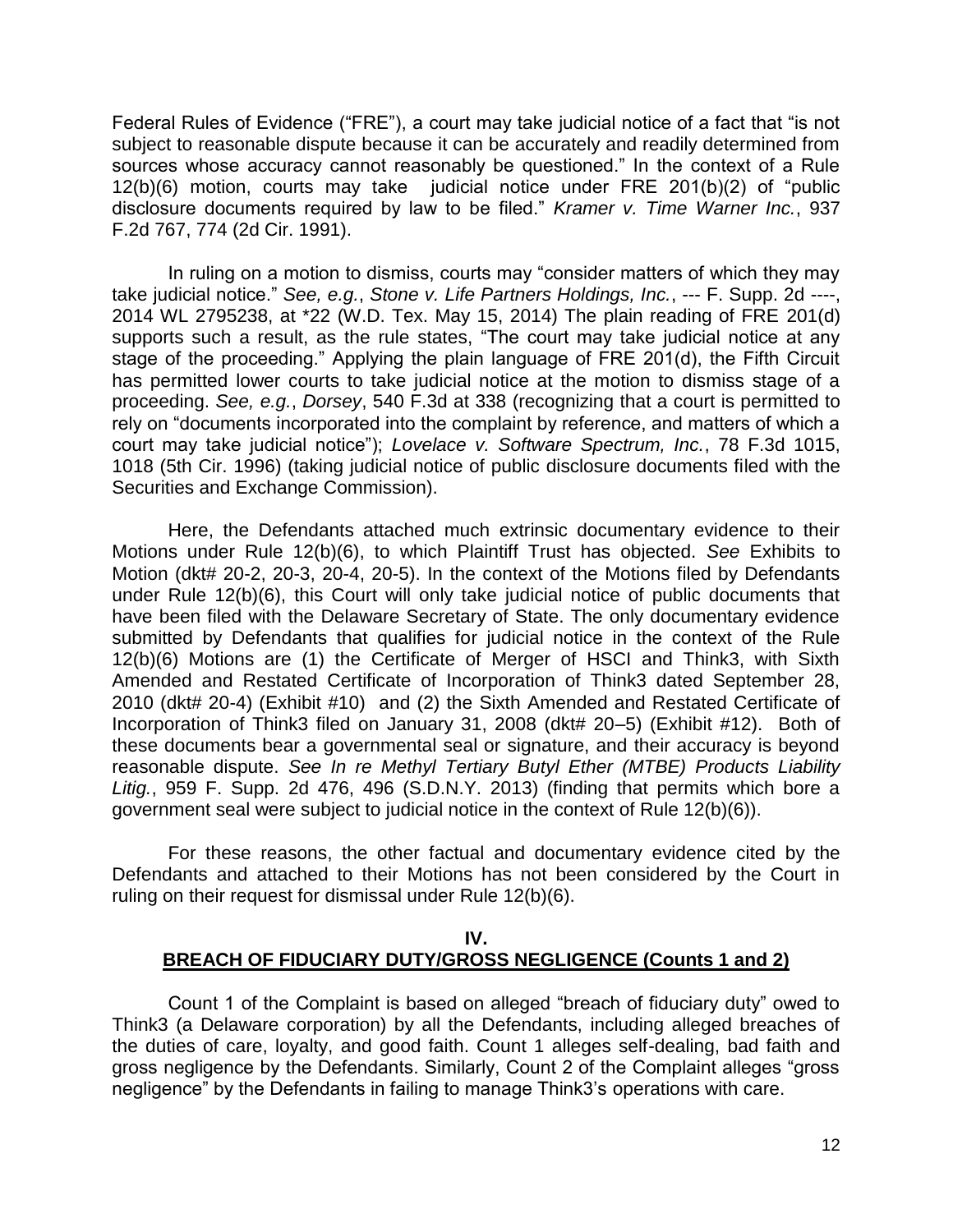Federal Rules of Evidence ("FRE"), a court may take judicial notice of a fact that "is not subject to reasonable dispute because it can be accurately and readily determined from sources whose accuracy cannot reasonably be questioned." In the context of a Rule 12(b)(6) motion, courts may take judicial notice under FRE 201(b)(2) of "public disclosure documents required by law to be filed." *Kramer v. Time Warner Inc.*, 937 F.2d 767, 774 (2d Cir. 1991).

In ruling on a motion to dismiss, courts may "consider matters of which they may take judicial notice." *See, e.g.*, *Stone v. Life Partners Holdings, Inc.*, --- F. Supp. 2d ----, 2014 WL 2795238, at *22 (W.D. Tex. May 15, 2014) The plain reading of FRE 201(d) supports such a result, as the rule states, "The court may take judicial notice at any stage of the proceeding." Applying the plain language of FRE 201(d), the Fifth Circuit has permitted lower courts to take judicial notice at the motion to dismiss stage of a proceeding. *See, e.g.*, *Dorsey*, 540 F.3d at 338 (recognizing that a court is permitted to rely on "documents incorporated into the complaint by reference, and matters of which a court may take judicial notice"); *Lovelace v. Software Spectrum, Inc.*, 78 F.3d 1015, 1018 (5th Cir. 1996) (taking judicial notice of public disclosure documents filed with the Securities and Exchange Commission).

Here, the Defendants attached much extrinsic documentary evidence to their Motions under Rule 12(b)(6), to which Plaintiff Trust has objected. *See* Exhibits to Motion (dkt# 20-2, 20-3, 20-4, 20-5). In the context of the Motions filed by Defendants under Rule 12(b)(6), this Court will only take judicial notice of public documents that have been filed with the Delaware Secretary of State. The only documentary evidence submitted by Defendants that qualifies for judicial notice in the context of the Rule 12(b)(6) Motions are (1) the Certificate of Merger of HSCI and Think3, with Sixth Amended and Restated Certificate of Incorporation of Think3 dated September 28, 2010 (dkt# 20-4) (Exhibit #10) and (2) the Sixth Amended and Restated Certificate of Incorporation of Think3 filed on January 31, 2008 (dkt# 20–5) (Exhibit #12). Both of these documents bear a governmental seal or signature, and their accuracy is beyond reasonable dispute. *See In re Methyl Tertiary Butyl Ether (MTBE) Products Liability Litig.*, 959 F. Supp. 2d 476, 496 (S.D.N.Y. 2013) (finding that permits which bore a government seal were subject to judicial notice in the context of Rule 12(b)(6)).

For these reasons, the other factual and documentary evidence cited by the Defendants and attached to their Motions has not been considered by the Court in ruling on their request for dismissal under Rule 12(b)(6).

## IV.
## BREACH OF FIDUCIARY DUTY/GROSS NEGLIGENCE (Counts 1 and 2)

Count 1 of the Complaint is based on alleged "breach of fiduciary duty" owed to Think3 (a Delaware corporation) by all the Defendants, including alleged breaches of the duties of care, loyalty, and good faith. Count 1 alleges self-dealing, bad faith and gross negligence by the Defendants. Similarly, Count 2 of the Complaint alleges "gross negligence" by the Defendants in failing to manage Think3's operations with care.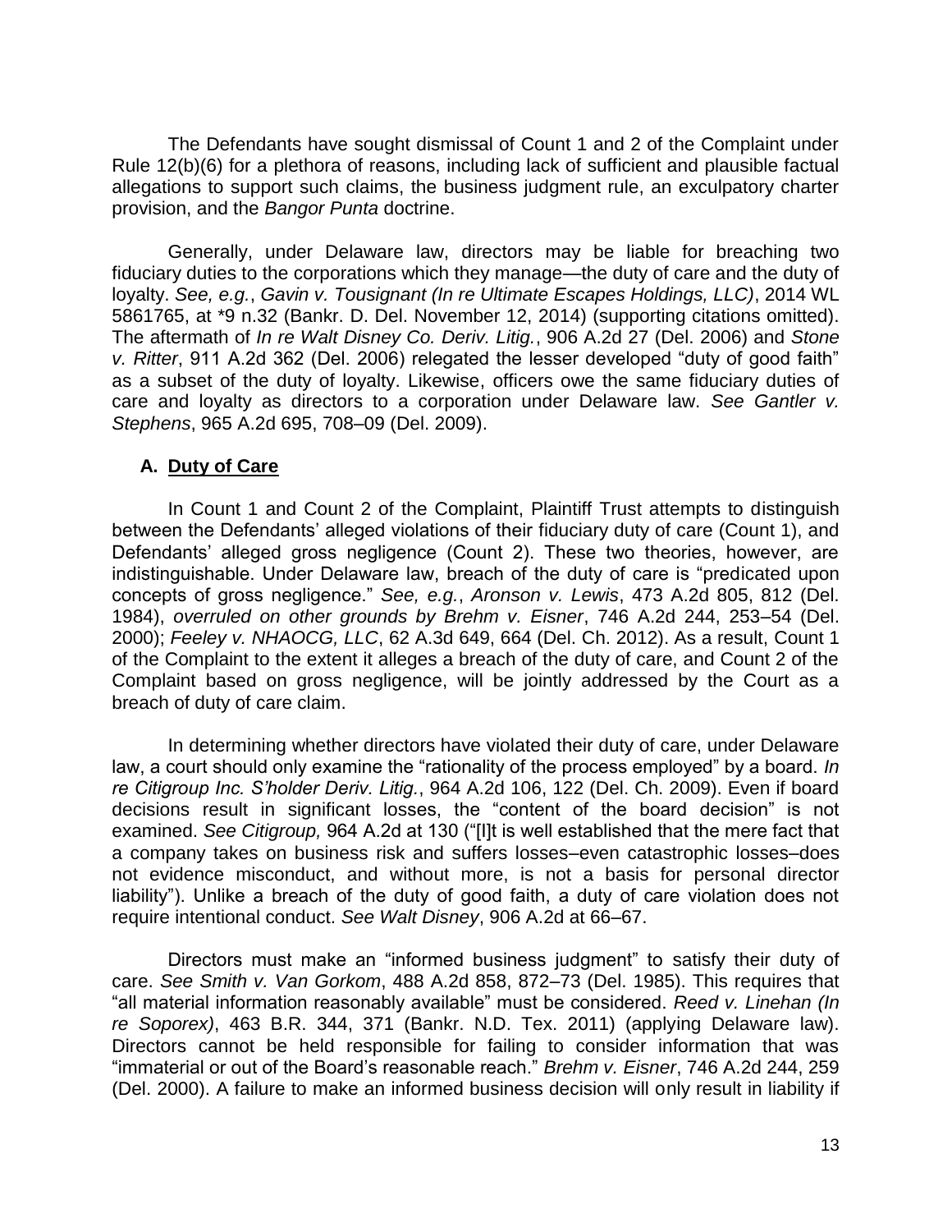The Defendants have sought dismissal of Count 1 and 2 of the Complaint under Rule 12(b)(6) for a plethora of reasons, including lack of sufficient and plausible factual allegations to support such claims, the business judgment rule, an exculpatory charter provision, and the *Bangor Punta* doctrine.

Generally, under Delaware law, directors may be liable for breaching two fiduciary duties to the corporations which they manage—the duty of care and the duty of loyalty. *See, e.g.*, *Gavin v. Tousignant (In re Ultimate Escapes Holdings, LLC)*, 2014 WL 5861765, at *9 n.32 (Bankr. D. Del. November 12, 2014) (supporting citations omitted). The aftermath of *In re Walt Disney Co. Deriv. Litig.*, 906 A.2d 27 (Del. 2006) and *Stone v. Ritter*, 911 A.2d 362 (Del. 2006) relegated the lesser developed "duty of good faith" as a subset of the duty of loyalty. Likewise, officers owe the same fiduciary duties of care and loyalty as directors to a corporation under Delaware law. *See Gantler v. Stephens*, 965 A.2d 695, 708–09 (Del. 2009).

### A. <u>Duty of Care</u>

In Count 1 and Count 2 of the Complaint, Plaintiff Trust attempts to distinguish between the Defendants' alleged violations of their fiduciary duty of care (Count 1), and Defendants' alleged gross negligence (Count 2). These two theories, however, are indistinguishable. Under Delaware law, breach of the duty of care is "predicated upon concepts of gross negligence." *See, e.g.*, *Aronson v. Lewis*, 473 A.2d 805, 812 (Del. 1984), *overruled on other grounds by Brehm v. Eisner*, 746 A.2d 244, 253–54 (Del. 2000); *Feeley v. NHAOCG, LLC*, 62 A.3d 649, 664 (Del. Ch. 2012). As a result, Count 1 of the Complaint to the extent it alleges a breach of the duty of care, and Count 2 of the Complaint based on gross negligence, will be jointly addressed by the Court as a breach of duty of care claim.

In determining whether directors have violated their duty of care, under Delaware law, a court should only examine the "rationality of the process employed" by a board. *In re Citigroup Inc. S'holder Deriv. Litig.*, 964 A.2d 106, 122 (Del. Ch. 2009). Even if board decisions result in significant losses, the "content of the board decision" is not examined. *See Citigroup,* 964 A.2d at 130 ("[I]t is well established that the mere fact that a company takes on business risk and suffers losses–even catastrophic losses–does not evidence misconduct, and without more, is not a basis for personal director liability"). Unlike a breach of the duty of good faith, a duty of care violation does not require intentional conduct. *See Walt Disney*, 906 A.2d at 66–67.

Directors must make an "informed business judgment" to satisfy their duty of care. *See Smith v. Van Gorkom*, 488 A.2d 858, 872–73 (Del. 1985). This requires that "all material information reasonably available" must be considered. *Reed v. Linehan (In re Soporex)*, 463 B.R. 344, 371 (Bankr. N.D. Tex. 2011) (applying Delaware law). Directors cannot be held responsible for failing to consider information that was "immaterial or out of the Board's reasonable reach." *Brehm v. Eisner*, 746 A.2d 244, 259 (Del. 2000). A failure to make an informed business decision will only result in liability if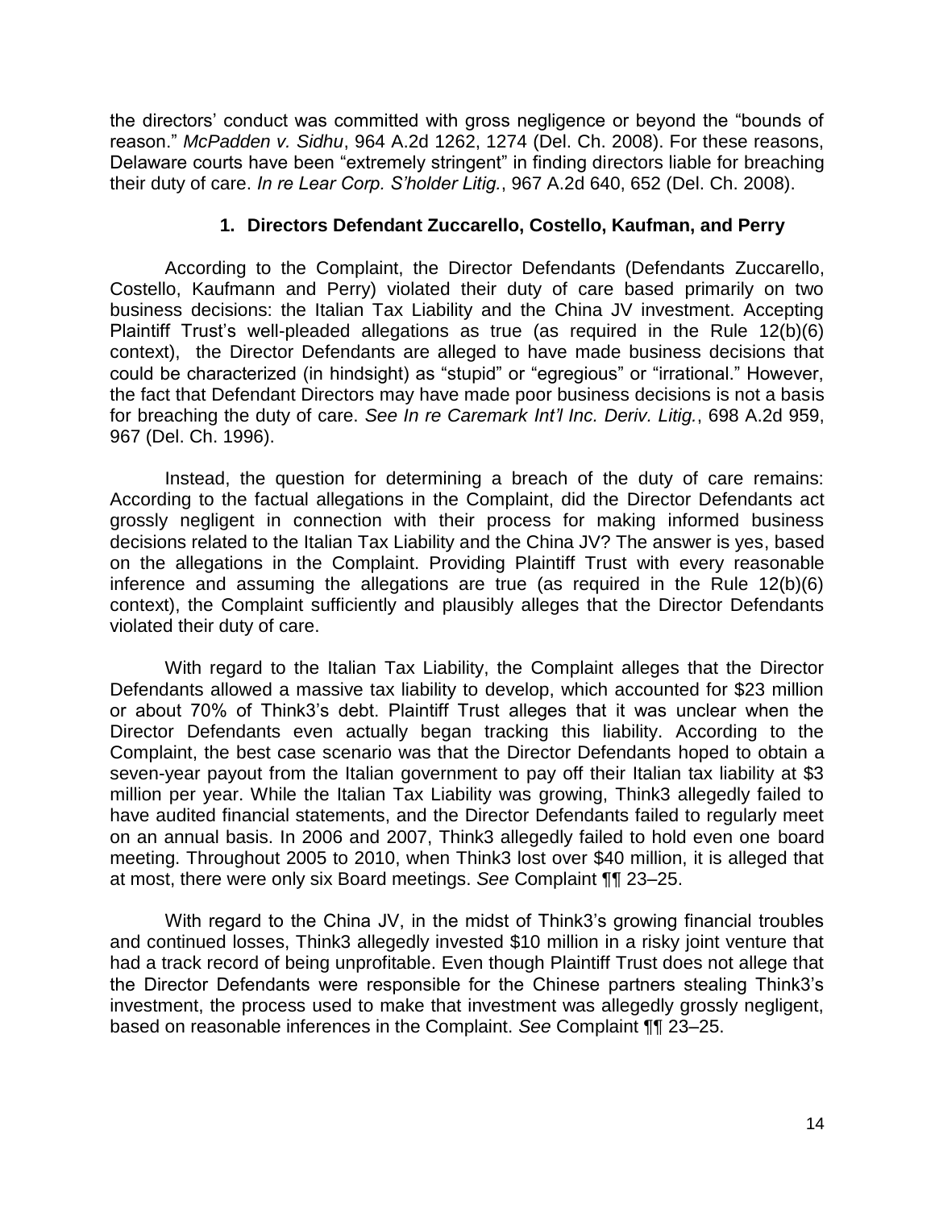the directors' conduct was committed with gross negligence or beyond the "bounds of reason." *McPadden v. Sidhu*, 964 A.2d 1262, 1274 (Del. Ch. 2008). For these reasons, Delaware courts have been "extremely stringent" in finding directors liable for breaching their duty of care. *In re Lear Corp. S'holder Litig.*, 967 A.2d 640, 652 (Del. Ch. 2008).

### 1. Directors Defendant Zuccarello, Costello, Kaufman, and Perry

According to the Complaint, the Director Defendants (Defendants Zuccarello, Costello, Kaufmann and Perry) violated their duty of care based primarily on two business decisions: the Italian Tax Liability and the China JV investment. Accepting Plaintiff Trust's well-pleaded allegations as true (as required in the Rule 12(b)(6) context), the Director Defendants are alleged to have made business decisions that could be characterized (in hindsight) as "stupid" or "egregious" or "irrational." However, the fact that Defendant Directors may have made poor business decisions is not a basis for breaching the duty of care. *See In re Caremark Int'l Inc. Deriv. Litig.*, 698 A.2d 959, 967 (Del. Ch. 1996).

Instead, the question for determining a breach of the duty of care remains: According to the factual allegations in the Complaint, did the Director Defendants act grossly negligent in connection with their process for making informed business decisions related to the Italian Tax Liability and the China JV? The answer is yes, based on the allegations in the Complaint. Providing Plaintiff Trust with every reasonable inference and assuming the allegations are true (as required in the Rule 12(b)(6) context), the Complaint sufficiently and plausibly alleges that the Director Defendants violated their duty of care.

With regard to the Italian Tax Liability, the Complaint alleges that the Director Defendants allowed a massive tax liability to develop, which accounted for $23 million or about 70% of Think3's debt. Plaintiff Trust alleges that it was unclear when the Director Defendants even actually began tracking this liability. According to the Complaint, the best case scenario was that the Director Defendants hoped to obtain a seven-year payout from the Italian government to pay off their Italian tax liability at $3 million per year. While the Italian Tax Liability was growing, Think3 allegedly failed to have audited financial statements, and the Director Defendants failed to regularly meet on an annual basis. In 2006 and 2007, Think3 allegedly failed to hold even one board meeting. Throughout 2005 to 2010, when Think3 lost over $40 million, it is alleged that at most, there were only six Board meetings. *See* Complaint ¶¶ 23–25.

With regard to the China JV, in the midst of Think3's growing financial troubles and continued losses, Think3 allegedly invested $10 million in a risky joint venture that had a track record of being unprofitable. Even though Plaintiff Trust does not allege that the Director Defendants were responsible for the Chinese partners stealing Think3's investment, the process used to make that investment was allegedly grossly negligent, based on reasonable inferences in the Complaint. *See* Complaint ¶¶ 23–25.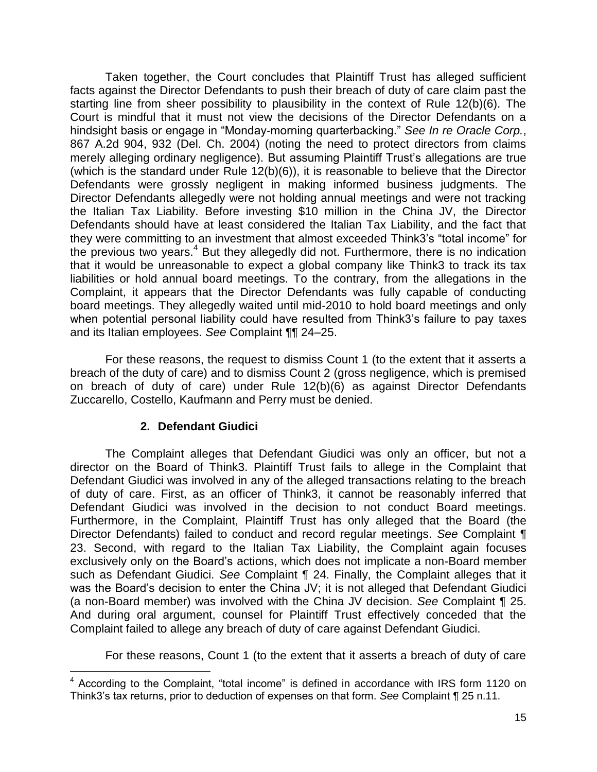Taken together, the Court concludes that Plaintiff Trust has alleged sufficient facts against the Director Defendants to push their breach of duty of care claim past the starting line from sheer possibility to plausibility in the context of Rule 12(b)(6). The Court is mindful that it must not view the decisions of the Director Defendants on a hindsight basis or engage in "Monday-morning quarterbacking." *See In re Oracle Corp.*, 867 A.2d 904, 932 (Del. Ch. 2004) (noting the need to protect directors from claims merely alleging ordinary negligence). But assuming Plaintiff Trust's allegations are true (which is the standard under Rule 12(b)(6)), it is reasonable to believe that the Director Defendants were grossly negligent in making informed business judgments. The Director Defendants allegedly were not holding annual meetings and were not tracking the Italian Tax Liability. Before investing $10 million in the China JV, the Director Defendants should have at least considered the Italian Tax Liability, and the fact that they were committing to an investment that almost exceeded Think3's "total income" for the previous two years.[4] But they allegedly did not. Furthermore, there is no indication that it would be unreasonable to expect a global company like Think3 to track its tax liabilities or hold annual board meetings. To the contrary, from the allegations in the Complaint, it appears that the Director Defendants was fully capable of conducting board meetings. They allegedly waited until mid-2010 to hold board meetings and only when potential personal liability could have resulted from Think3's failure to pay taxes and its Italian employees. *See* Complaint ¶¶ 24–25.

For these reasons, the request to dismiss Count 1 (to the extent that it asserts a breach of the duty of care) and to dismiss Count 2 (gross negligence, which is premised on breach of duty of care) under Rule 12(b)(6) as against Director Defendants Zuccarello, Costello, Kaufmann and Perry must be denied.

### 2. Defendant Giudici

The Complaint alleges that Defendant Giudici was only an officer, but not a director on the Board of Think3. Plaintiff Trust fails to allege in the Complaint that Defendant Giudici was involved in any of the alleged transactions relating to the breach of duty of care. First, as an officer of Think3, it cannot be reasonably inferred that Defendant Giudici was involved in the decision to not conduct Board meetings. Furthermore, in the Complaint, Plaintiff Trust has only alleged that the Board (the Director Defendants) failed to conduct and record regular meetings. *See* Complaint ¶ 23. Second, with regard to the Italian Tax Liability, the Complaint again focuses exclusively only on the Board's actions, which does not implicate a non-Board member such as Defendant Giudici. *See* Complaint ¶ 24. Finally, the Complaint alleges that it was the Board's decision to enter the China JV; it is not alleged that Defendant Giudici (a non-Board member) was involved with the China JV decision. *See* Complaint ¶ 25. And during oral argument, counsel for Plaintiff Trust effectively conceded that the Complaint failed to allege any breach of duty of care against Defendant Giudici.

For these reasons, Count 1 (to the extent that it asserts a breach of duty of care

---

[4] According to the Complaint, "total income" is defined in accordance with IRS form 1120 on Think3's tax returns, prior to deduction of expenses on that form. *See* Complaint ¶ 25 n.11.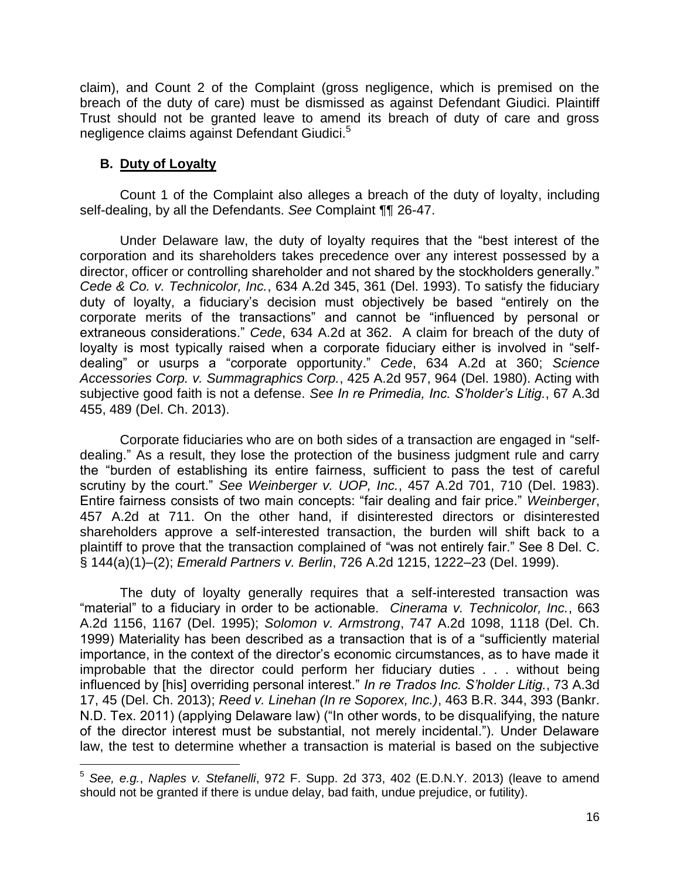claim), and Count 2 of the Complaint (gross negligence, which is premised on the breach of the duty of care) must be dismissed as against Defendant Giudici. Plaintiff Trust should not be granted leave to amend its breach of duty of care and gross negligence claims against Defendant Giudici.[5]

### B. <u>Duty of Loyalty</u>

Count 1 of the Complaint also alleges a breach of the duty of loyalty, including self-dealing, by all the Defendants. *See* Complaint ¶¶ 26-47.

Under Delaware law, the duty of loyalty requires that the "best interest of the corporation and its shareholders takes precedence over any interest possessed by a director, officer or controlling shareholder and not shared by the stockholders generally." *Cede & Co. v. Technicolor, Inc.*, 634 A.2d 345, 361 (Del. 1993). To satisfy the fiduciary duty of loyalty, a fiduciary's decision must objectively be based "entirely on the corporate merits of the transactions" and cannot be "influenced by personal or extraneous considerations." *Cede*, 634 A.2d at 362. A claim for breach of the duty of loyalty is most typically raised when a corporate fiduciary either is involved in "self-dealing" or usurps a "corporate opportunity." *Cede*, 634 A.2d at 360; *Science Accessories Corp. v. Summagraphics Corp.*, 425 A.2d 957, 964 (Del. 1980). Acting with subjective good faith is not a defense. *See In re Primedia, Inc. S'holder's Litig.*, 67 A.3d 455, 489 (Del. Ch. 2013).

Corporate fiduciaries who are on both sides of a transaction are engaged in "self-dealing." As a result, they lose the protection of the business judgment rule and carry the "burden of establishing its entire fairness, sufficient to pass the test of careful scrutiny by the court." *See Weinberger v. UOP, Inc.*, 457 A.2d 701, 710 (Del. 1983). Entire fairness consists of two main concepts: "fair dealing and fair price." *Weinberger*, 457 A.2d at 711. On the other hand, if disinterested directors or disinterested shareholders approve a self-interested transaction, the burden will shift back to a plaintiff to prove that the transaction complained of "was not entirely fair." See 8 Del. C. § 144(a)(1)–(2); *Emerald Partners v. Berlin*, 726 A.2d 1215, 1222–23 (Del. 1999).

The duty of loyalty generally requires that a self-interested transaction was "material" to a fiduciary in order to be actionable. *Cinerama v. Technicolor, Inc.*, 663 A.2d 1156, 1167 (Del. 1995); *Solomon v. Armstrong*, 747 A.2d 1098, 1118 (Del. Ch. 1999) Materiality has been described as a transaction that is of a "sufficiently material importance, in the context of the director's economic circumstances, as to have made it improbable that the director could perform her fiduciary duties . . . without being influenced by [his] overriding personal interest." *In re Trados Inc. S'holder Litig.*, 73 A.3d 17, 45 (Del. Ch. 2013); *Reed v. Linehan (In re Soporex, Inc.)*, 463 B.R. 344, 393 (Bankr. N.D. Tex. 2011) (applying Delaware law) ("In other words, to be disqualifying, the nature of the director interest must be substantial, not merely incidental."). Under Delaware law, the test to determine whether a transaction is material is based on the subjective

[5] *See, e.g.*, *Naples v. Stefanelli*, 972 F. Supp. 2d 373, 402 (E.D.N.Y. 2013) (leave to amend should not be granted if there is undue delay, bad faith, undue prejudice, or futility).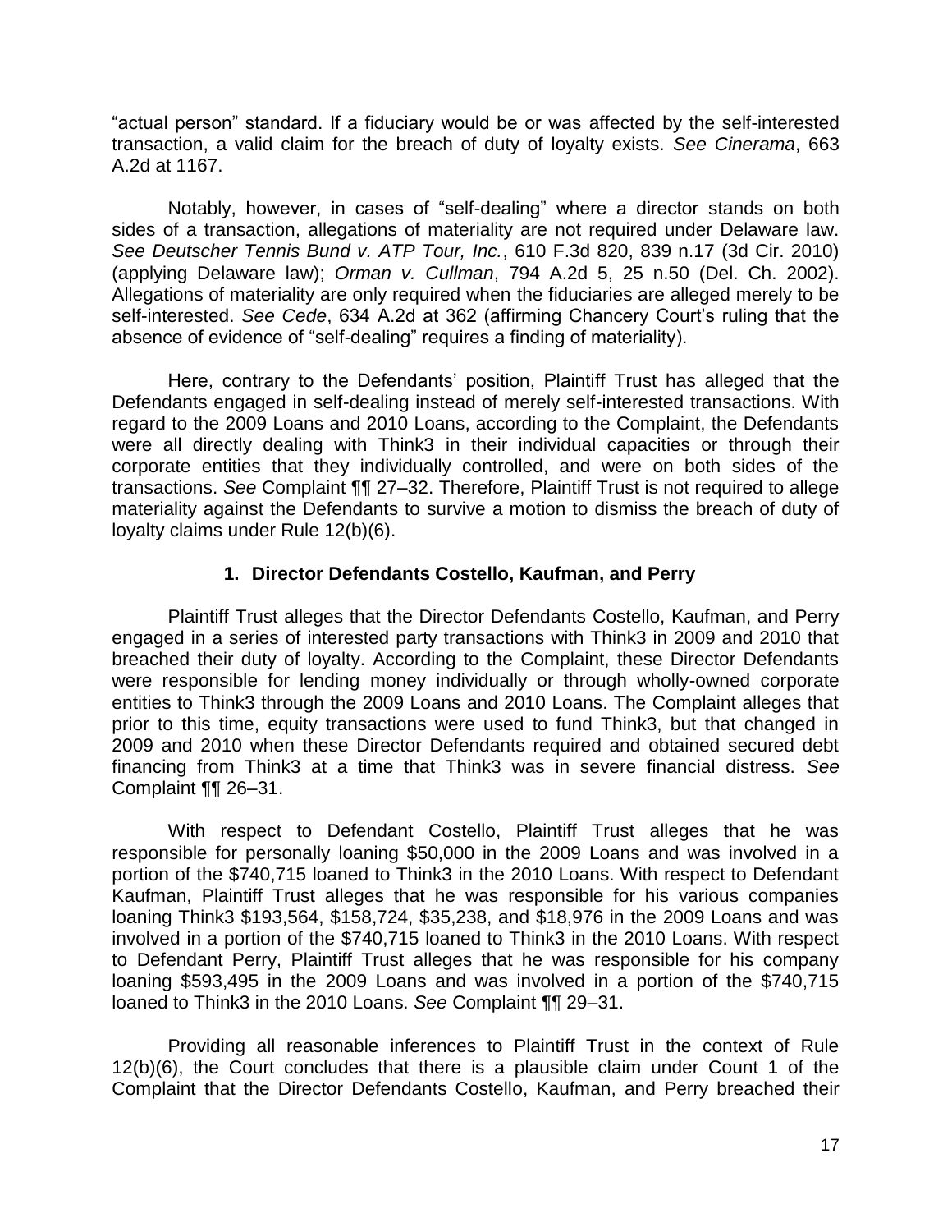"actual person" standard. If a fiduciary would be or was affected by the self-interested transaction, a valid claim for the breach of duty of loyalty exists. *See Cinerama*, 663 A.2d at 1167.

Notably, however, in cases of "self-dealing" where a director stands on both sides of a transaction, allegations of materiality are not required under Delaware law. *See Deutscher Tennis Bund v. ATP Tour, Inc.*, 610 F.3d 820, 839 n.17 (3d Cir. 2010) (applying Delaware law); *Orman v. Cullman*, 794 A.2d 5, 25 n.50 (Del. Ch. 2002). Allegations of materiality are only required when the fiduciaries are alleged merely to be self-interested. *See Cede*, 634 A.2d at 362 (affirming Chancery Court's ruling that the absence of evidence of "self-dealing" requires a finding of materiality).

Here, contrary to the Defendants' position, Plaintiff Trust has alleged that the Defendants engaged in self-dealing instead of merely self-interested transactions. With regard to the 2009 Loans and 2010 Loans, according to the Complaint, the Defendants were all directly dealing with Think3 in their individual capacities or through their corporate entities that they individually controlled, and were on both sides of the transactions. *See* Complaint ¶¶ 27–32. Therefore, Plaintiff Trust is not required to allege materiality against the Defendants to survive a motion to dismiss the breach of duty of loyalty claims under Rule 12(b)(6).

### 1. Director Defendants Costello, Kaufman, and Perry

Plaintiff Trust alleges that the Director Defendants Costello, Kaufman, and Perry engaged in a series of interested party transactions with Think3 in 2009 and 2010 that breached their duty of loyalty. According to the Complaint, these Director Defendants were responsible for lending money individually or through wholly-owned corporate entities to Think3 through the 2009 Loans and 2010 Loans. The Complaint alleges that prior to this time, equity transactions were used to fund Think3, but that changed in 2009 and 2010 when these Director Defendants required and obtained secured debt financing from Think3 at a time that Think3 was in severe financial distress. *See* Complaint ¶¶ 26–31.

With respect to Defendant Costello, Plaintiff Trust alleges that he was responsible for personally loaning $50,000 in the 2009 Loans and was involved in a portion of the $740,715 loaned to Think3 in the 2010 Loans. With respect to Defendant Kaufman, Plaintiff Trust alleges that he was responsible for his various companies loaning Think3 $193,564, $158,724, $35,238, and $18,976 in the 2009 Loans and was involved in a portion of the $740,715 loaned to Think3 in the 2010 Loans. With respect to Defendant Perry, Plaintiff Trust alleges that he was responsible for his company loaning $593,495 in the 2009 Loans and was involved in a portion of the $740,715 loaned to Think3 in the 2010 Loans. *See* Complaint ¶¶ 29–31.

Providing all reasonable inferences to Plaintiff Trust in the context of Rule 12(b)(6), the Court concludes that there is a plausible claim under Count 1 of the Complaint that the Director Defendants Costello, Kaufman, and Perry breached their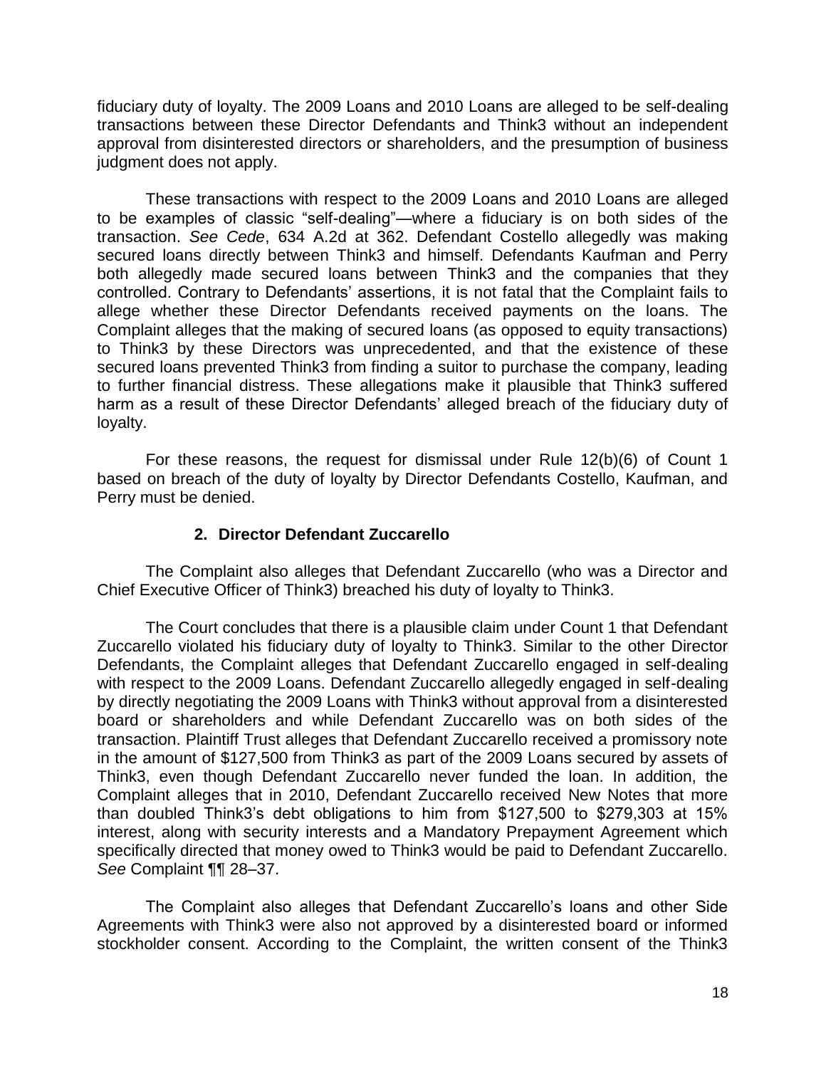fiduciary duty of loyalty. The 2009 Loans and 2010 Loans are alleged to be self-dealing transactions between these Director Defendants and Think3 without an independent approval from disinterested directors or shareholders, and the presumption of business judgment does not apply.

These transactions with respect to the 2009 Loans and 2010 Loans are alleged to be examples of classic "self-dealing"—where a fiduciary is on both sides of the transaction. *See Cede*, 634 A.2d at 362. Defendant Costello allegedly was making secured loans directly between Think3 and himself. Defendants Kaufman and Perry both allegedly made secured loans between Think3 and the companies that they controlled. Contrary to Defendants' assertions, it is not fatal that the Complaint fails to allege whether these Director Defendants received payments on the loans. The Complaint alleges that the making of secured loans (as opposed to equity transactions) to Think3 by these Directors was unprecedented, and that the existence of these secured loans prevented Think3 from finding a suitor to purchase the company, leading to further financial distress. These allegations make it plausible that Think3 suffered harm as a result of these Director Defendants' alleged breach of the fiduciary duty of loyalty.

For these reasons, the request for dismissal under Rule 12(b)(6) of Count 1 based on breach of the duty of loyalty by Director Defendants Costello, Kaufman, and Perry must be denied.

### 2. Director Defendant Zuccarello

The Complaint also alleges that Defendant Zuccarello (who was a Director and Chief Executive Officer of Think3) breached his duty of loyalty to Think3.

The Court concludes that there is a plausible claim under Count 1 that Defendant Zuccarello violated his fiduciary duty of loyalty to Think3. Similar to the other Director Defendants, the Complaint alleges that Defendant Zuccarello engaged in self-dealing with respect to the 2009 Loans. Defendant Zuccarello allegedly engaged in self-dealing by directly negotiating the 2009 Loans with Think3 without approval from a disinterested board or shareholders and while Defendant Zuccarello was on both sides of the transaction. Plaintiff Trust alleges that Defendant Zuccarello received a promissory note in the amount of $127,500 from Think3 as part of the 2009 Loans secured by assets of Think3, even though Defendant Zuccarello never funded the loan. In addition, the Complaint alleges that in 2010, Defendant Zuccarello received New Notes that more than doubled Think3's debt obligations to him from $127,500 to $279,303 at 15% interest, along with security interests and a Mandatory Prepayment Agreement which specifically directed that money owed to Think3 would be paid to Defendant Zuccarello. *See* Complaint ¶¶ 28–37.

The Complaint also alleges that Defendant Zuccarello's loans and other Side Agreements with Think3 were also not approved by a disinterested board or informed stockholder consent. According to the Complaint, the written consent of the Think3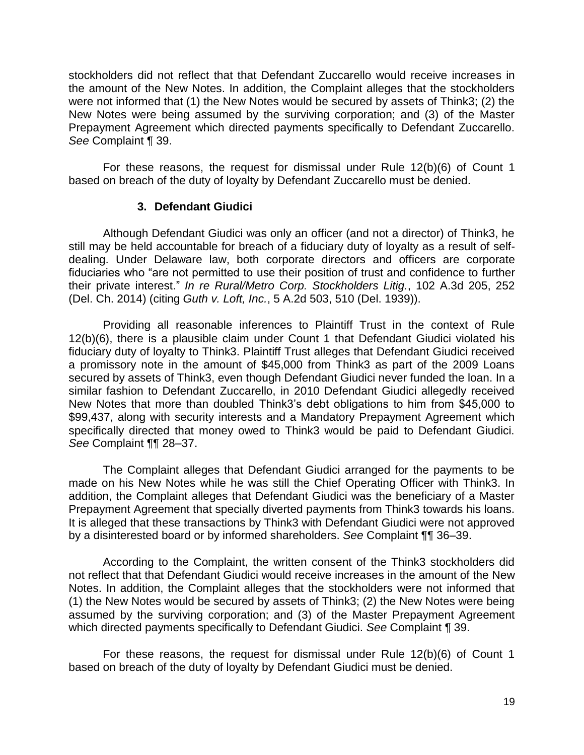stockholders did not reflect that that Defendant Zuccarello would receive increases in the amount of the New Notes. In addition, the Complaint alleges that the stockholders were not informed that (1) the New Notes would be secured by assets of Think3; (2) the New Notes were being assumed by the surviving corporation; and (3) of the Master Prepayment Agreement which directed payments specifically to Defendant Zuccarello. *See* Complaint ¶ 39.

For these reasons, the request for dismissal under Rule 12(b)(6) of Count 1 based on breach of the duty of loyalty by Defendant Zuccarello must be denied.

### 3. Defendant Giudici

Although Defendant Giudici was only an officer (and not a director) of Think3, he still may be held accountable for breach of a fiduciary duty of loyalty as a result of self-dealing. Under Delaware law, both corporate directors and officers are corporate fiduciaries who "are not permitted to use their position of trust and confidence to further their private interest." *In re Rural/Metro Corp. Stockholders Litig.*, 102 A.3d 205, 252 (Del. Ch. 2014) (citing *Guth v. Loft, Inc.*, 5 A.2d 503, 510 (Del. 1939)).

Providing all reasonable inferences to Plaintiff Trust in the context of Rule 12(b)(6), there is a plausible claim under Count 1 that Defendant Giudici violated his fiduciary duty of loyalty to Think3. Plaintiff Trust alleges that Defendant Giudici received a promissory note in the amount of $45,000 from Think3 as part of the 2009 Loans secured by assets of Think3, even though Defendant Giudici never funded the loan. In a similar fashion to Defendant Zuccarello, in 2010 Defendant Giudici allegedly received New Notes that more than doubled Think3's debt obligations to him from $45,000 to $99,437, along with security interests and a Mandatory Prepayment Agreement which specifically directed that money owed to Think3 would be paid to Defendant Giudici. *See* Complaint ¶¶ 28–37.

The Complaint alleges that Defendant Giudici arranged for the payments to be made on his New Notes while he was still the Chief Operating Officer with Think3. In addition, the Complaint alleges that Defendant Giudici was the beneficiary of a Master Prepayment Agreement that specially diverted payments from Think3 towards his loans. It is alleged that these transactions by Think3 with Defendant Giudici were not approved by a disinterested board or by informed shareholders. *See* Complaint ¶¶ 36–39.

According to the Complaint, the written consent of the Think3 stockholders did not reflect that that Defendant Giudici would receive increases in the amount of the New Notes. In addition, the Complaint alleges that the stockholders were not informed that (1) the New Notes would be secured by assets of Think3; (2) the New Notes were being assumed by the surviving corporation; and (3) of the Master Prepayment Agreement which directed payments specifically to Defendant Giudici. *See* Complaint ¶ 39.

For these reasons, the request for dismissal under Rule 12(b)(6) of Count 1 based on breach of the duty of loyalty by Defendant Giudici must be denied.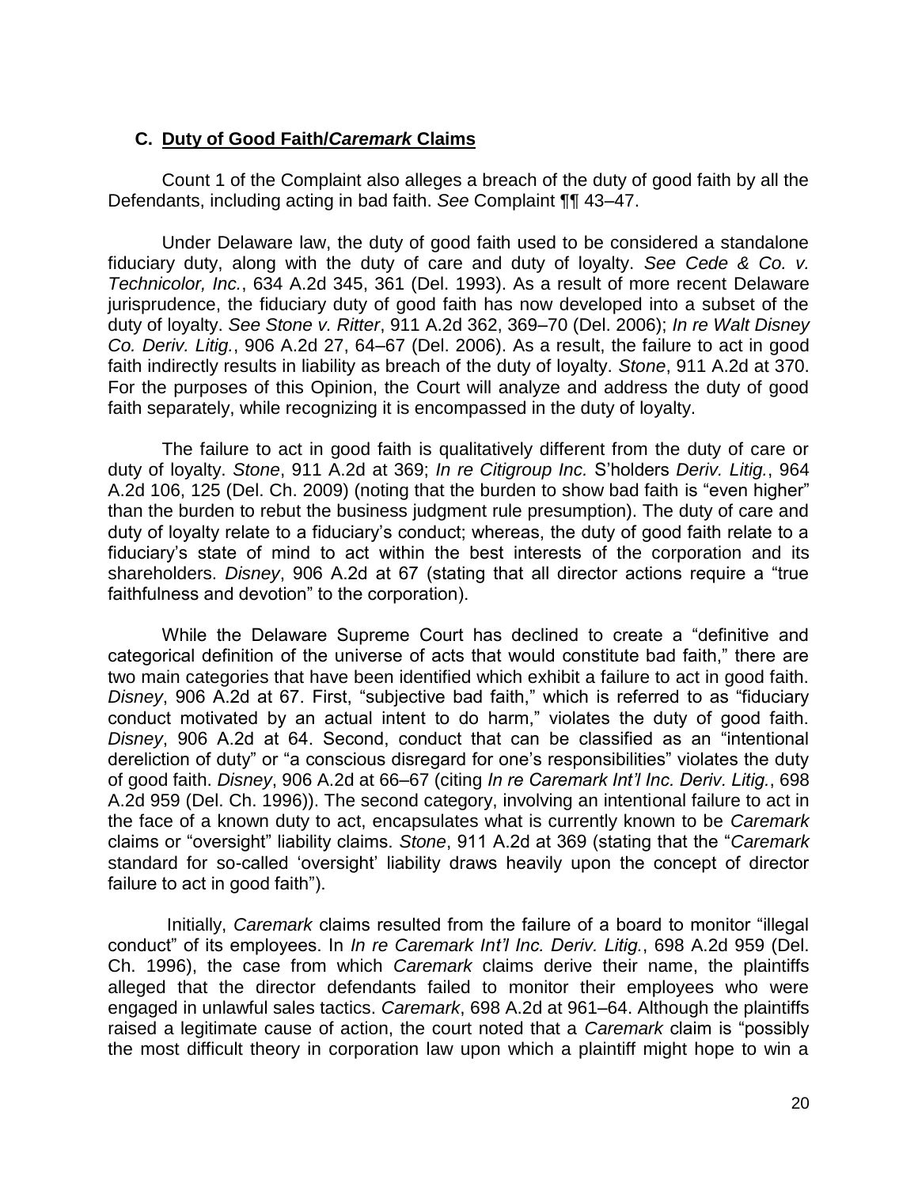### C. Duty of Good Faith/*Caremark* Claims

Count 1 of the Complaint also alleges a breach of the duty of good faith by all the Defendants, including acting in bad faith. *See* Complaint ¶¶ 43–47.

Under Delaware law, the duty of good faith used to be considered a standalone fiduciary duty, along with the duty of care and duty of loyalty. *See Cede & Co. v. Technicolor, Inc.*, 634 A.2d 345, 361 (Del. 1993). As a result of more recent Delaware jurisprudence, the fiduciary duty of good faith has now developed into a subset of the duty of loyalty. *See Stone v. Ritter*, 911 A.2d 362, 369–70 (Del. 2006); *In re Walt Disney Co. Deriv. Litig.*, 906 A.2d 27, 64–67 (Del. 2006). As a result, the failure to act in good faith indirectly results in liability as breach of the duty of loyalty. *Stone*, 911 A.2d at 370. For the purposes of this Opinion, the Court will analyze and address the duty of good faith separately, while recognizing it is encompassed in the duty of loyalty.

The failure to act in good faith is qualitatively different from the duty of care or duty of loyalty. *Stone*, 911 A.2d at 369; *In re Citigroup Inc.* S'holders *Deriv. Litig.*, 964 A.2d 106, 125 (Del. Ch. 2009) (noting that the burden to show bad faith is "even higher" than the burden to rebut the business judgment rule presumption). The duty of care and duty of loyalty relate to a fiduciary's conduct; whereas, the duty of good faith relate to a fiduciary's state of mind to act within the best interests of the corporation and its shareholders. *Disney*, 906 A.2d at 67 (stating that all director actions require a "true faithfulness and devotion" to the corporation).

While the Delaware Supreme Court has declined to create a "definitive and categorical definition of the universe of acts that would constitute bad faith," there are two main categories that have been identified which exhibit a failure to act in good faith. *Disney*, 906 A.2d at 67. First, "subjective bad faith," which is referred to as "fiduciary conduct motivated by an actual intent to do harm," violates the duty of good faith. *Disney*, 906 A.2d at 64. Second, conduct that can be classified as an "intentional dereliction of duty" or "a conscious disregard for one's responsibilities" violates the duty of good faith. *Disney*, 906 A.2d at 66–67 (citing *In re Caremark Int'l Inc. Deriv. Litig.*, 698 A.2d 959 (Del. Ch. 1996)). The second category, involving an intentional failure to act in the face of a known duty to act, encapsulates what is currently known to be *Caremark* claims or "oversight" liability claims. *Stone*, 911 A.2d at 369 (stating that the "*Caremark* standard for so-called 'oversight' liability draws heavily upon the concept of director failure to act in good faith").

Initially, *Caremark* claims resulted from the failure of a board to monitor "illegal conduct" of its employees. In *In re Caremark Int'l Inc. Deriv. Litig.*, 698 A.2d 959 (Del. Ch. 1996), the case from which *Caremark* claims derive their name, the plaintiffs alleged that the director defendants failed to monitor their employees who were engaged in unlawful sales tactics. *Caremark*, 698 A.2d at 961–64. Although the plaintiffs raised a legitimate cause of action, the court noted that a *Caremark* claim is "possibly the most difficult theory in corporation law upon which a plaintiff might hope to win a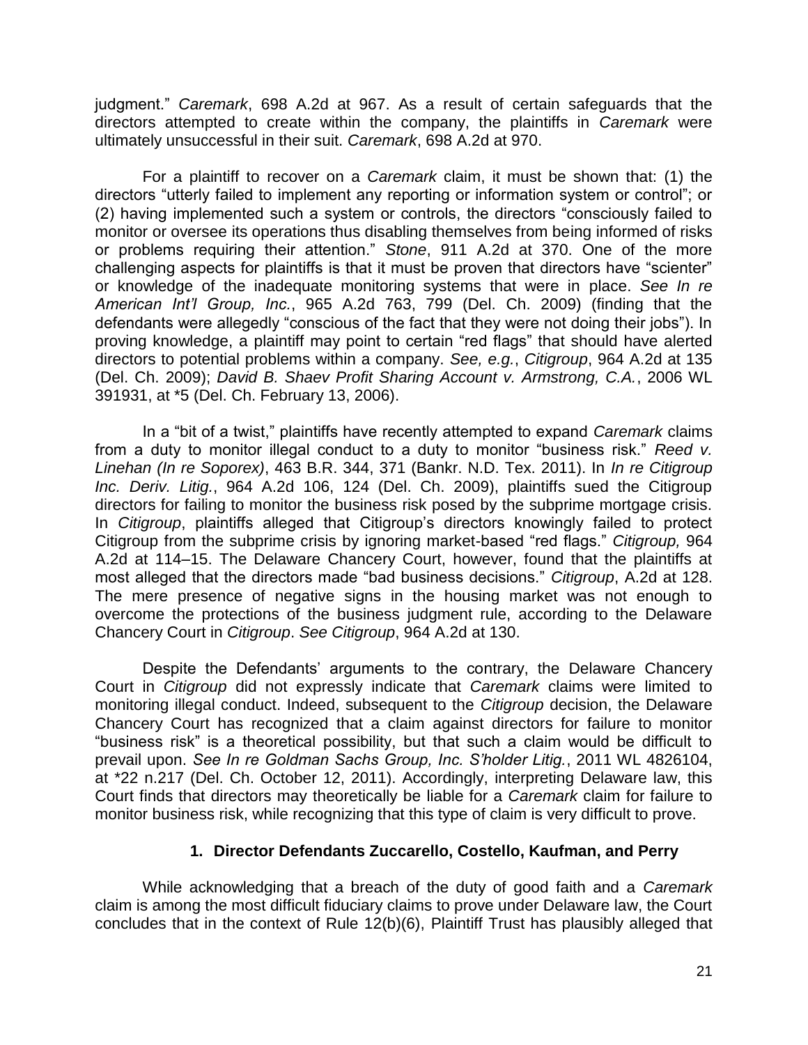judgment." *Caremark*, 698 A.2d at 967. As a result of certain safeguards that the directors attempted to create within the company, the plaintiffs in *Caremark* were ultimately unsuccessful in their suit. *Caremark*, 698 A.2d at 970.

For a plaintiff to recover on a *Caremark* claim, it must be shown that: (1) the directors "utterly failed to implement any reporting or information system or control"; or (2) having implemented such a system or controls, the directors "consciously failed to monitor or oversee its operations thus disabling themselves from being informed of risks or problems requiring their attention." *Stone*, 911 A.2d at 370. One of the more challenging aspects for plaintiffs is that it must be proven that directors have "scienter" or knowledge of the inadequate monitoring systems that were in place. *See In re American Int'l Group, Inc.*, 965 A.2d 763, 799 (Del. Ch. 2009) (finding that the defendants were allegedly "conscious of the fact that they were not doing their jobs"). In proving knowledge, a plaintiff may point to certain "red flags" that should have alerted directors to potential problems within a company. *See, e.g.*, *Citigroup*, 964 A.2d at 135 (Del. Ch. 2009); *David B. Shaev Profit Sharing Account v. Armstrong, C.A.*, 2006 WL 391931, at *5 (Del. Ch. February 13, 2006).

In a "bit of a twist," plaintiffs have recently attempted to expand *Caremark* claims from a duty to monitor illegal conduct to a duty to monitor "business risk." *Reed v. Linehan (In re Soporex)*, 463 B.R. 344, 371 (Bankr. N.D. Tex. 2011). In *In re Citigroup Inc. Deriv. Litig.*, 964 A.2d 106, 124 (Del. Ch. 2009), plaintiffs sued the Citigroup directors for failing to monitor the business risk posed by the subprime mortgage crisis. In *Citigroup*, plaintiffs alleged that Citigroup's directors knowingly failed to protect Citigroup from the subprime crisis by ignoring market-based "red flags." *Citigroup,* 964 A.2d at 114–15. The Delaware Chancery Court, however, found that the plaintiffs at most alleged that the directors made "bad business decisions." *Citigroup*, A.2d at 128. The mere presence of negative signs in the housing market was not enough to overcome the protections of the business judgment rule, according to the Delaware Chancery Court in *Citigroup*. *See Citigroup*, 964 A.2d at 130.

Despite the Defendants' arguments to the contrary, the Delaware Chancery Court in *Citigroup* did not expressly indicate that *Caremark* claims were limited to monitoring illegal conduct. Indeed, subsequent to the *Citigroup* decision, the Delaware Chancery Court has recognized that a claim against directors for failure to monitor "business risk" is a theoretical possibility, but that such a claim would be difficult to prevail upon. *See In re Goldman Sachs Group, Inc. S'holder Litig.*, 2011 WL 4826104, at *22 n.217 (Del. Ch. October 12, 2011). Accordingly, interpreting Delaware law, this Court finds that directors may theoretically be liable for a *Caremark* claim for failure to monitor business risk, while recognizing that this type of claim is very difficult to prove.

### 1. Director Defendants Zuccarello, Costello, Kaufman, and Perry

While acknowledging that a breach of the duty of good faith and a *Caremark* claim is among the most difficult fiduciary claims to prove under Delaware law, the Court concludes that in the context of Rule 12(b)(6), Plaintiff Trust has plausibly alleged that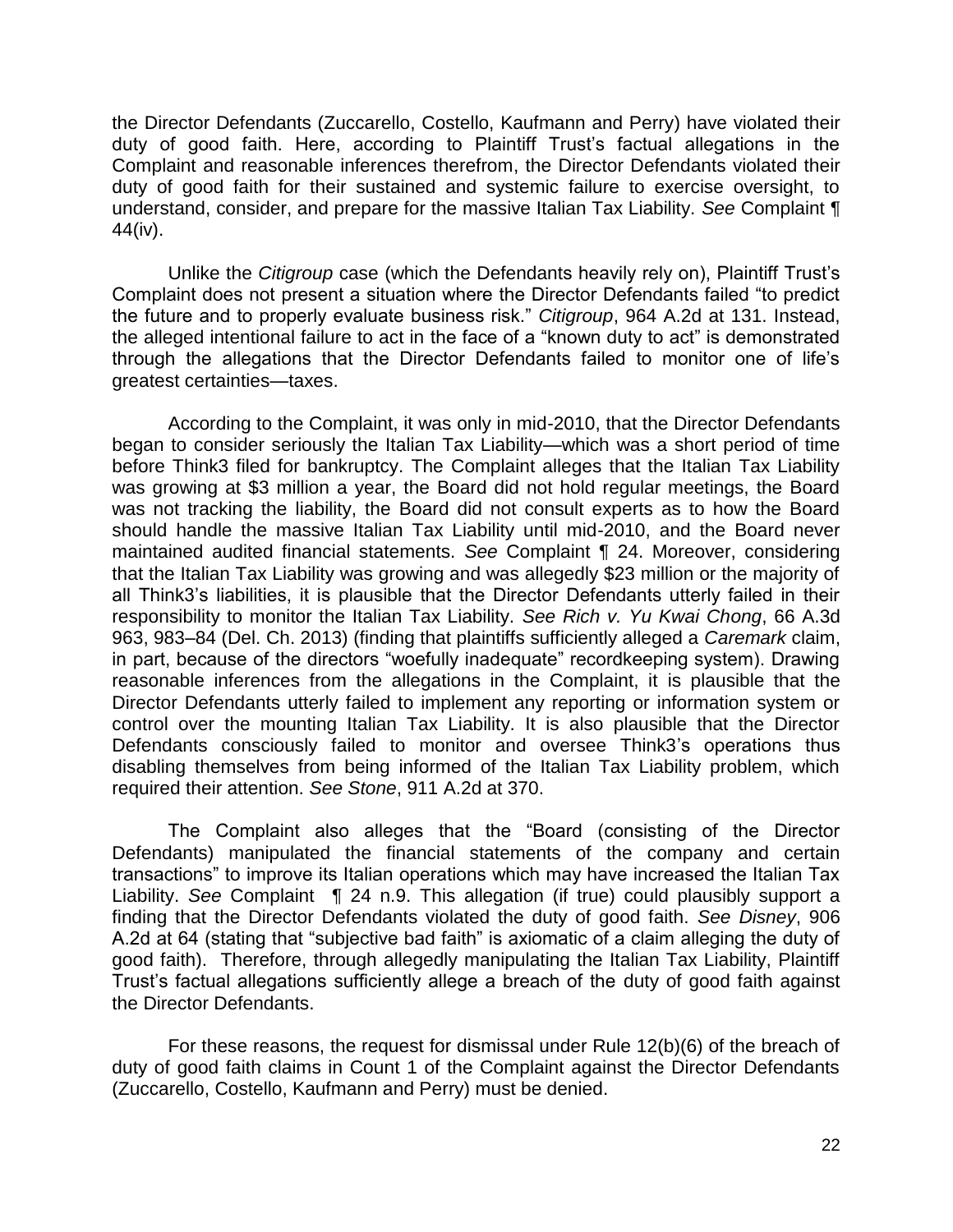the Director Defendants (Zuccarello, Costello, Kaufmann and Perry) have violated their duty of good faith. Here, according to Plaintiff Trust's factual allegations in the Complaint and reasonable inferences therefrom, the Director Defendants violated their duty of good faith for their sustained and systemic failure to exercise oversight, to understand, consider, and prepare for the massive Italian Tax Liability. *See* Complaint ¶ 44(iv).

Unlike the *Citigroup* case (which the Defendants heavily rely on), Plaintiff Trust's Complaint does not present a situation where the Director Defendants failed "to predict the future and to properly evaluate business risk." *Citigroup*, 964 A.2d at 131. Instead, the alleged intentional failure to act in the face of a "known duty to act" is demonstrated through the allegations that the Director Defendants failed to monitor one of life's greatest certainties—taxes.

According to the Complaint, it was only in mid-2010, that the Director Defendants began to consider seriously the Italian Tax Liability—which was a short period of time before Think3 filed for bankruptcy. The Complaint alleges that the Italian Tax Liability was growing at $3 million a year, the Board did not hold regular meetings, the Board was not tracking the liability, the Board did not consult experts as to how the Board should handle the massive Italian Tax Liability until mid-2010, and the Board never maintained audited financial statements. *See* Complaint ¶ 24. Moreover, considering that the Italian Tax Liability was growing and was allegedly $23 million or the majority of all Think3's liabilities, it is plausible that the Director Defendants utterly failed in their responsibility to monitor the Italian Tax Liability. *See Rich v. Yu Kwai Chong*, 66 A.3d 963, 983–84 (Del. Ch. 2013) (finding that plaintiffs sufficiently alleged a *Caremark* claim, in part, because of the directors "woefully inadequate" recordkeeping system). Drawing reasonable inferences from the allegations in the Complaint, it is plausible that the Director Defendants utterly failed to implement any reporting or information system or control over the mounting Italian Tax Liability. It is also plausible that the Director Defendants consciously failed to monitor and oversee Think3's operations thus disabling themselves from being informed of the Italian Tax Liability problem, which required their attention. *See Stone*, 911 A.2d at 370.

The Complaint also alleges that the "Board (consisting of the Director Defendants) manipulated the financial statements of the company and certain transactions" to improve its Italian operations which may have increased the Italian Tax Liability. *See* Complaint ¶ 24 n.9. This allegation (if true) could plausibly support a finding that the Director Defendants violated the duty of good faith. *See Disney*, 906 A.2d at 64 (stating that "subjective bad faith" is axiomatic of a claim alleging the duty of good faith). Therefore, through allegedly manipulating the Italian Tax Liability, Plaintiff Trust's factual allegations sufficiently allege a breach of the duty of good faith against the Director Defendants.

For these reasons, the request for dismissal under Rule 12(b)(6) of the breach of duty of good faith claims in Count 1 of the Complaint against the Director Defendants (Zuccarello, Costello, Kaufmann and Perry) must be denied.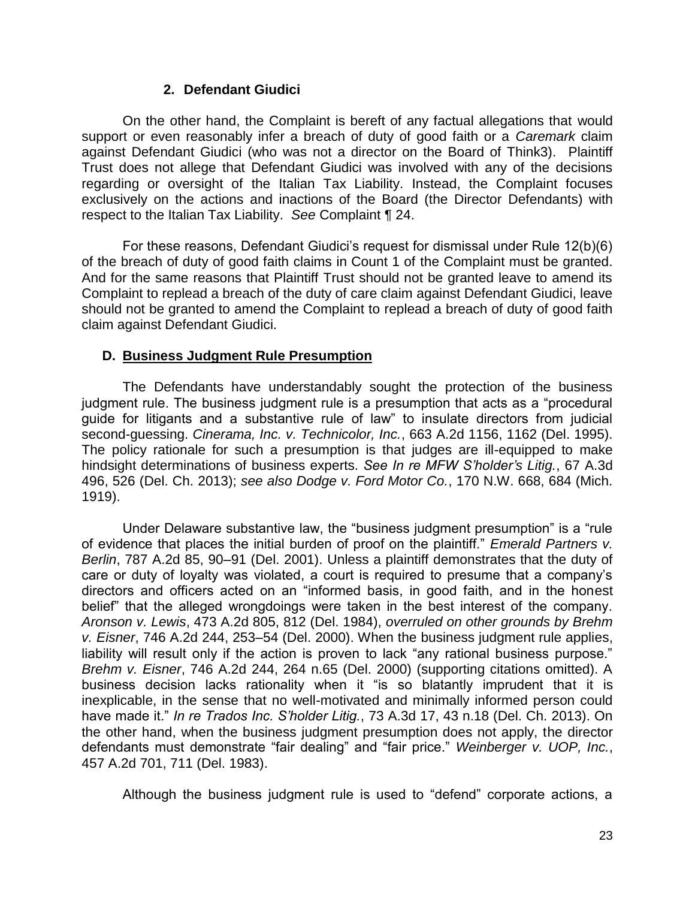### 2. Defendant Giudici

On the other hand, the Complaint is bereft of any factual allegations that would support or even reasonably infer a breach of duty of good faith or a *Caremark* claim against Defendant Giudici (who was not a director on the Board of Think3). Plaintiff Trust does not allege that Defendant Giudici was involved with any of the decisions regarding or oversight of the Italian Tax Liability. Instead, the Complaint focuses exclusively on the actions and inactions of the Board (the Director Defendants) with respect to the Italian Tax Liability. *See* Complaint ¶ 24.

For these reasons, Defendant Giudici's request for dismissal under Rule 12(b)(6) of the breach of duty of good faith claims in Count 1 of the Complaint must be granted. And for the same reasons that Plaintiff Trust should not be granted leave to amend its Complaint to replead a breach of the duty of care claim against Defendant Giudici, leave should not be granted to amend the Complaint to replead a breach of duty of good faith claim against Defendant Giudici.

## D. <u>Business Judgment Rule Presumption</u>

The Defendants have understandably sought the protection of the business judgment rule. The business judgment rule is a presumption that acts as a "procedural guide for litigants and a substantive rule of law" to insulate directors from judicial second-guessing. *Cinerama, Inc. v. Technicolor, Inc.*, 663 A.2d 1156, 1162 (Del. 1995). The policy rationale for such a presumption is that judges are ill-equipped to make hindsight determinations of business experts. *See In re MFW S'holder's Litig.*, 67 A.3d 496, 526 (Del. Ch. 2013); *see also Dodge v. Ford Motor Co.*, 170 N.W. 668, 684 (Mich. 1919).

Under Delaware substantive law, the "business judgment presumption" is a "rule of evidence that places the initial burden of proof on the plaintiff." *Emerald Partners v. Berlin*, 787 A.2d 85, 90–91 (Del. 2001). Unless a plaintiff demonstrates that the duty of care or duty of loyalty was violated, a court is required to presume that a company's directors and officers acted on an "informed basis, in good faith, and in the honest belief" that the alleged wrongdoings were taken in the best interest of the company. *Aronson v. Lewis*, 473 A.2d 805, 812 (Del. 1984), *overruled on other grounds by Brehm v. Eisner*, 746 A.2d 244, 253–54 (Del. 2000). When the business judgment rule applies, liability will result only if the action is proven to lack "any rational business purpose." *Brehm v. Eisner*, 746 A.2d 244, 264 n.65 (Del. 2000) (supporting citations omitted). A business decision lacks rationality when it "is so blatantly imprudent that it is inexplicable, in the sense that no well-motivated and minimally informed person could have made it." *In re Trados Inc. S'holder Litig.*, 73 A.3d 17, 43 n.18 (Del. Ch. 2013). On the other hand, when the business judgment presumption does not apply, the director defendants must demonstrate "fair dealing" and "fair price." *Weinberger v. UOP, Inc.*, 457 A.2d 701, 711 (Del. 1983).

Although the business judgment rule is used to "defend" corporate actions, a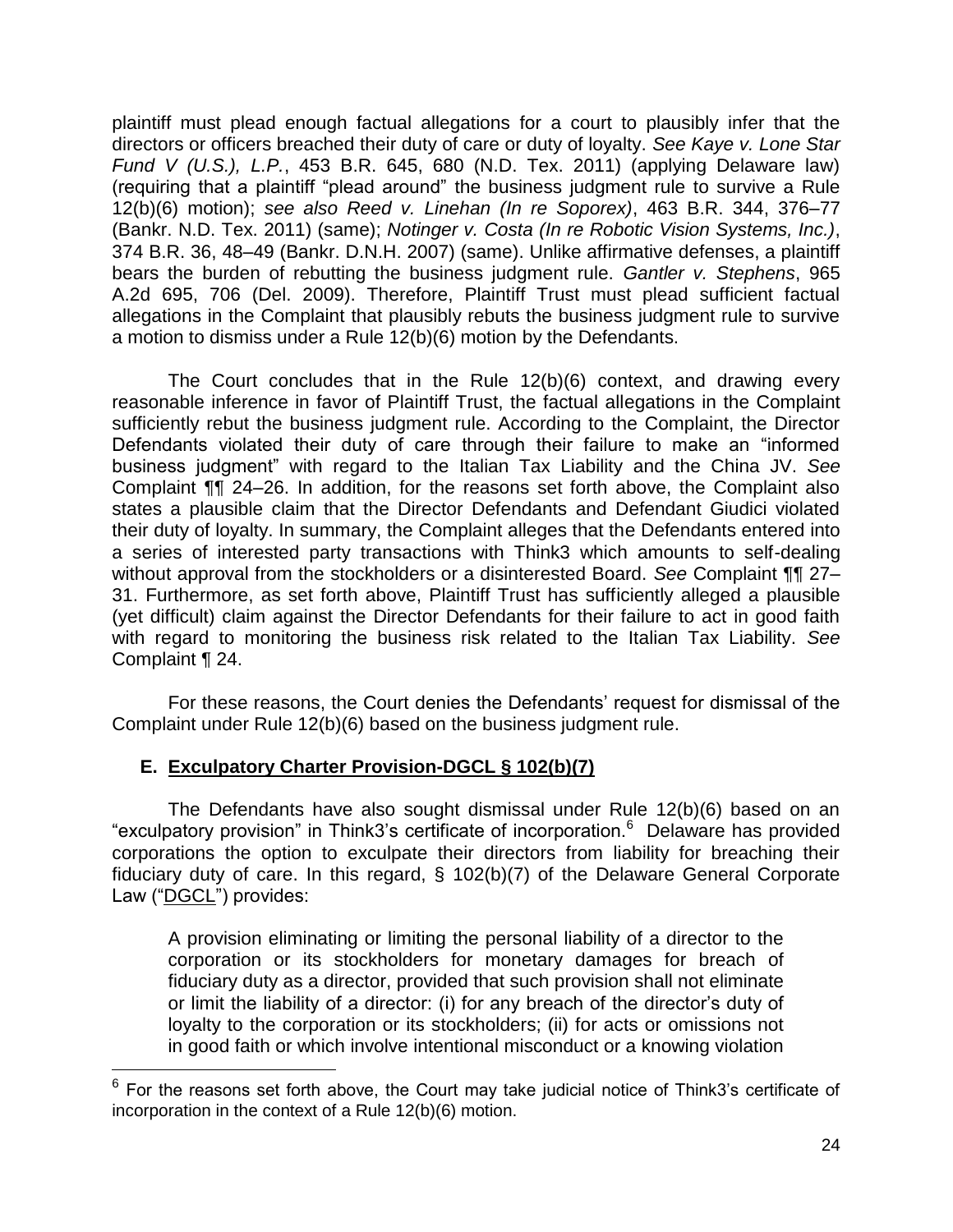plaintiff must plead enough factual allegations for a court to plausibly infer that the directors or officers breached their duty of care or duty of loyalty. *See Kaye v. Lone Star Fund V (U.S.), L.P.*, 453 B.R. 645, 680 (N.D. Tex. 2011) (applying Delaware law) (requiring that a plaintiff "plead around" the business judgment rule to survive a Rule 12(b)(6) motion); *see also Reed v. Linehan (In re Soporex)*, 463 B.R. 344, 376–77 (Bankr. N.D. Tex. 2011) (same); *Notinger v. Costa (In re Robotic Vision Systems, Inc.)*, 374 B.R. 36, 48–49 (Bankr. D.N.H. 2007) (same). Unlike affirmative defenses, a plaintiff bears the burden of rebutting the business judgment rule. *Gantler v. Stephens*, 965 A.2d 695, 706 (Del. 2009). Therefore, Plaintiff Trust must plead sufficient factual allegations in the Complaint that plausibly rebuts the business judgment rule to survive a motion to dismiss under a Rule 12(b)(6) motion by the Defendants.

The Court concludes that in the Rule 12(b)(6) context, and drawing every reasonable inference in favor of Plaintiff Trust, the factual allegations in the Complaint sufficiently rebut the business judgment rule. According to the Complaint, the Director Defendants violated their duty of care through their failure to make an "informed business judgment" with regard to the Italian Tax Liability and the China JV. *See* Complaint ¶¶ 24–26. In addition, for the reasons set forth above, the Complaint also states a plausible claim that the Director Defendants and Defendant Giudici violated their duty of loyalty. In summary, the Complaint alleges that the Defendants entered into a series of interested party transactions with Think3 which amounts to self-dealing without approval from the stockholders or a disinterested Board. *See* Complaint ¶¶ 27–31. Furthermore, as set forth above, Plaintiff Trust has sufficiently alleged a plausible (yet difficult) claim against the Director Defendants for their failure to act in good faith with regard to monitoring the business risk related to the Italian Tax Liability. *See* Complaint ¶ 24.

For these reasons, the Court denies the Defendants' request for dismissal of the Complaint under Rule 12(b)(6) based on the business judgment rule.

### E. Exculpatory Charter Provision-DGCL § 102(b)(7)

The Defendants have also sought dismissal under Rule 12(b)(6) based on an "exculpatory provision" in Think3's certificate of incorporation.[6] Delaware has provided corporations the option to exculpate their directors from liability for breaching their fiduciary duty of care. In this regard, § 102(b)(7) of the Delaware General Corporate Law ("DGCL") provides:

> A provision eliminating or limiting the personal liability of a director to the corporation or its stockholders for monetary damages for breach of fiduciary duty as a director, provided that such provision shall not eliminate or limit the liability of a director: (i) for any breach of the director's duty of loyalty to the corporation or its stockholders; (ii) for acts or omissions not in good faith or which involve intentional misconduct or a knowing violation

[6] For the reasons set forth above, the Court may take judicial notice of Think3's certificate of incorporation in the context of a Rule 12(b)(6) motion.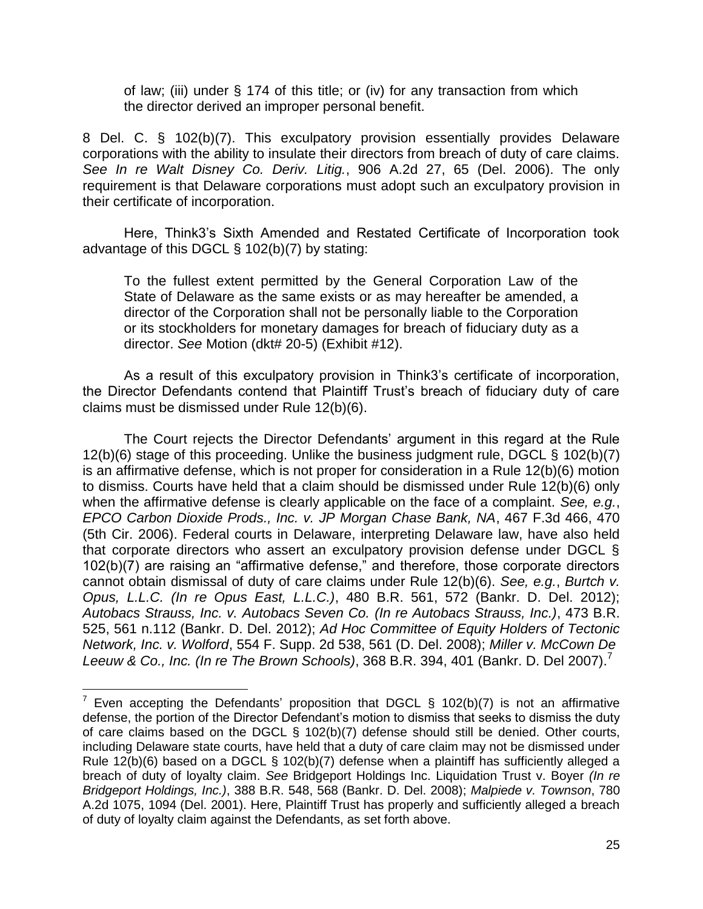> of law; (iii) under § 174 of this title; or (iv) for any transaction from which the director derived an improper personal benefit.

8 Del. C. § 102(b)(7). This exculpatory provision essentially provides Delaware corporations with the ability to insulate their directors from breach of duty of care claims. *See In re Walt Disney Co. Deriv. Litig.*, 906 A.2d 27, 65 (Del. 2006). The only requirement is that Delaware corporations must adopt such an exculpatory provision in their certificate of incorporation.

Here, Think3's Sixth Amended and Restated Certificate of Incorporation took advantage of this DGCL § 102(b)(7) by stating:

> To the fullest extent permitted by the General Corporation Law of the State of Delaware as the same exists or as may hereafter be amended, a director of the Corporation shall not be personally liable to the Corporation or its stockholders for monetary damages for breach of fiduciary duty as a director. *See* Motion (dkt# 20-5) (Exhibit #12).

As a result of this exculpatory provision in Think3's certificate of incorporation, the Director Defendants contend that Plaintiff Trust's breach of fiduciary duty of care claims must be dismissed under Rule 12(b)(6).

The Court rejects the Director Defendants' argument in this regard at the Rule 12(b)(6) stage of this proceeding. Unlike the business judgment rule, DGCL § 102(b)(7) is an affirmative defense, which is not proper for consideration in a Rule 12(b)(6) motion to dismiss. Courts have held that a claim should be dismissed under Rule 12(b)(6) only when the affirmative defense is clearly applicable on the face of a complaint. *See, e.g.*, *EPCO Carbon Dioxide Prods., Inc. v. JP Morgan Chase Bank, NA*, 467 F.3d 466, 470 (5th Cir. 2006). Federal courts in Delaware, interpreting Delaware law, have also held that corporate directors who assert an exculpatory provision defense under DGCL § 102(b)(7) are raising an "affirmative defense," and therefore, those corporate directors cannot obtain dismissal of duty of care claims under Rule 12(b)(6). *See, e.g.*, *Burtch v. Opus, L.L.C. (In re Opus East, L.L.C.)*, 480 B.R. 561, 572 (Bankr. D. Del. 2012); *Autobacs Strauss, Inc. v. Autobacs Seven Co. (In re Autobacs Strauss, Inc.)*, 473 B.R. 525, 561 n.112 (Bankr. D. Del. 2012); *Ad Hoc Committee of Equity Holders of Tectonic Network, Inc. v. Wolford*, 554 F. Supp. 2d 538, 561 (D. Del. 2008); *Miller v. McCown De Leeuw & Co., Inc. (In re The Brown Schools)*, 368 B.R. 394, 401 (Bankr. D. Del 2007).[7]

---

[7] Even accepting the Defendants' proposition that DGCL § 102(b)(7) is not an affirmative defense, the portion of the Director Defendant's motion to dismiss that seeks to dismiss the duty of care claims based on the DGCL § 102(b)(7) defense should still be denied. Other courts, including Delaware state courts, have held that a duty of care claim may not be dismissed under Rule 12(b)(6) based on a DGCL § 102(b)(7) defense when a plaintiff has sufficiently alleged a breach of duty of loyalty claim. *See* Bridgeport Holdings Inc. Liquidation Trust v. Boyer *(In re Bridgeport Holdings, Inc.)*, 388 B.R. 548, 568 (Bankr. D. Del. 2008); *Malpiede v. Townson*, 780 A.2d 1075, 1094 (Del. 2001). Here, Plaintiff Trust has properly and sufficiently alleged a breach of duty of loyalty claim against the Defendants, as set forth above.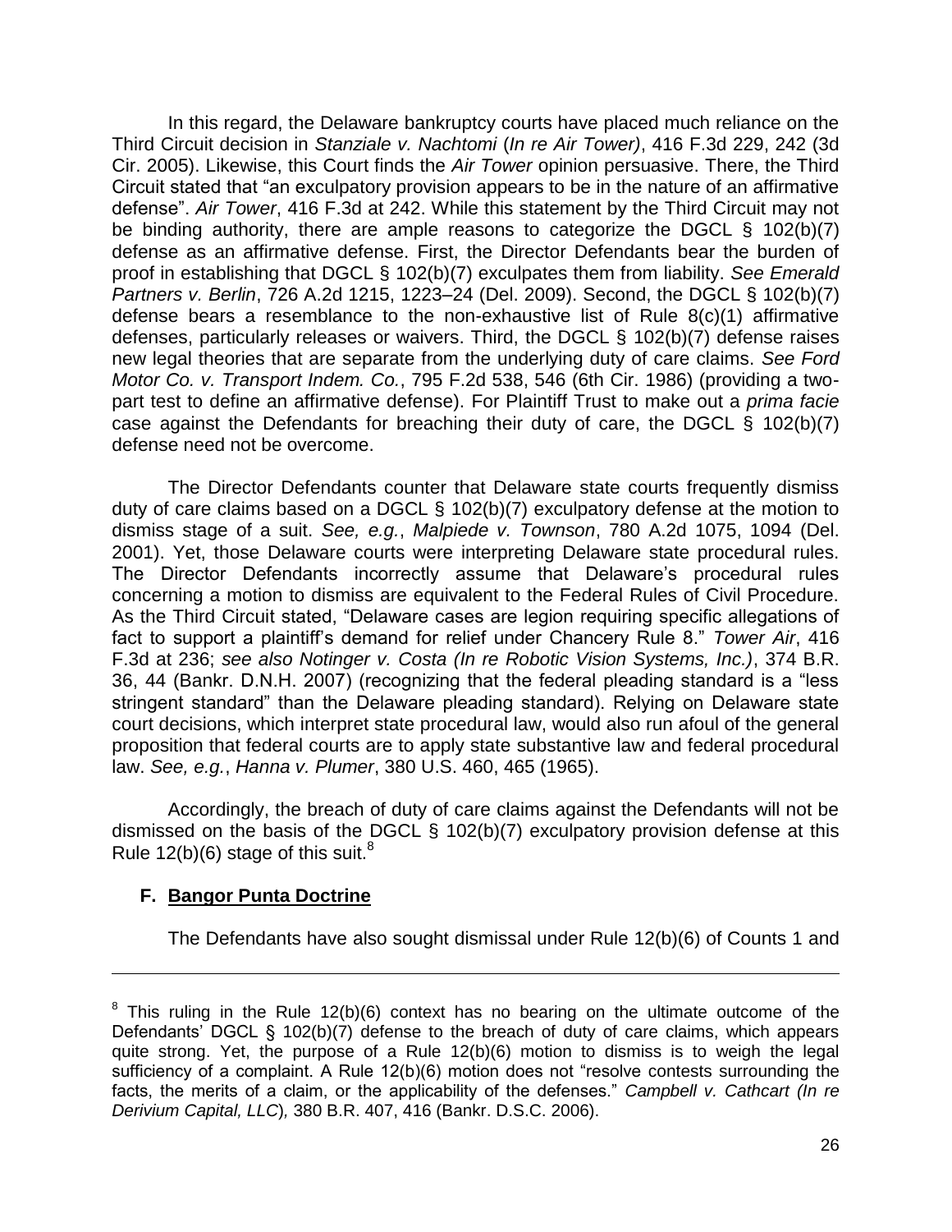In this regard, the Delaware bankruptcy courts have placed much reliance on the Third Circuit decision in *Stanziale v. Nachtomi* (*In re Air Tower)*, 416 F.3d 229, 242 (3d Cir. 2005). Likewise, this Court finds the *Air Tower* opinion persuasive. There, the Third Circuit stated that "an exculpatory provision appears to be in the nature of an affirmative defense". *Air Tower*, 416 F.3d at 242. While this statement by the Third Circuit may not be binding authority, there are ample reasons to categorize the DGCL § 102(b)(7) defense as an affirmative defense. First, the Director Defendants bear the burden of proof in establishing that DGCL § 102(b)(7) exculpates them from liability. *See Emerald Partners v. Berlin*, 726 A.2d 1215, 1223–24 (Del. 2009). Second, the DGCL § 102(b)(7) defense bears a resemblance to the non-exhaustive list of Rule 8(c)(1) affirmative defenses, particularly releases or waivers. Third, the DGCL § 102(b)(7) defense raises new legal theories that are separate from the underlying duty of care claims. *See Ford Motor Co. v. Transport Indem. Co.*, 795 F.2d 538, 546 (6th Cir. 1986) (providing a two-part test to define an affirmative defense). For Plaintiff Trust to make out a *prima facie* case against the Defendants for breaching their duty of care, the DGCL § 102(b)(7) defense need not be overcome.

The Director Defendants counter that Delaware state courts frequently dismiss duty of care claims based on a DGCL § 102(b)(7) exculpatory defense at the motion to dismiss stage of a suit. *See, e.g.*, *Malpiede v. Townson*, 780 A.2d 1075, 1094 (Del. 2001). Yet, those Delaware courts were interpreting Delaware state procedural rules. The Director Defendants incorrectly assume that Delaware's procedural rules concerning a motion to dismiss are equivalent to the Federal Rules of Civil Procedure. As the Third Circuit stated, "Delaware cases are legion requiring specific allegations of fact to support a plaintiff's demand for relief under Chancery Rule 8." *Tower Air*, 416 F.3d at 236; *see also Notinger v. Costa (In re Robotic Vision Systems, Inc.)*, 374 B.R. 36, 44 (Bankr. D.N.H. 2007) (recognizing that the federal pleading standard is a "less stringent standard" than the Delaware pleading standard). Relying on Delaware state court decisions, which interpret state procedural law, would also run afoul of the general proposition that federal courts are to apply state substantive law and federal procedural law. *See, e.g.*, *Hanna v. Plumer*, 380 U.S. 460, 465 (1965).

Accordingly, the breach of duty of care claims against the Defendants will not be dismissed on the basis of the DGCL § 102(b)(7) exculpatory provision defense at this Rule 12(b)(6) stage of this suit.[8]

### F. Bangor Punta Doctrine

The Defendants have also sought dismissal under Rule 12(b)(6) of Counts 1 and

---

[8] This ruling in the Rule 12(b)(6) context has no bearing on the ultimate outcome of the Defendants' DGCL § 102(b)(7) defense to the breach of duty of care claims, which appears quite strong. Yet, the purpose of a Rule 12(b)(6) motion to dismiss is to weigh the legal sufficiency of a complaint. A Rule 12(b)(6) motion does not "resolve contests surrounding the facts, the merits of a claim, or the applicability of the defenses." *Campbell v. Cathcart (In re Derivium Capital, LLC*), 380 B.R. 407, 416 (Bankr. D.S.C. 2006).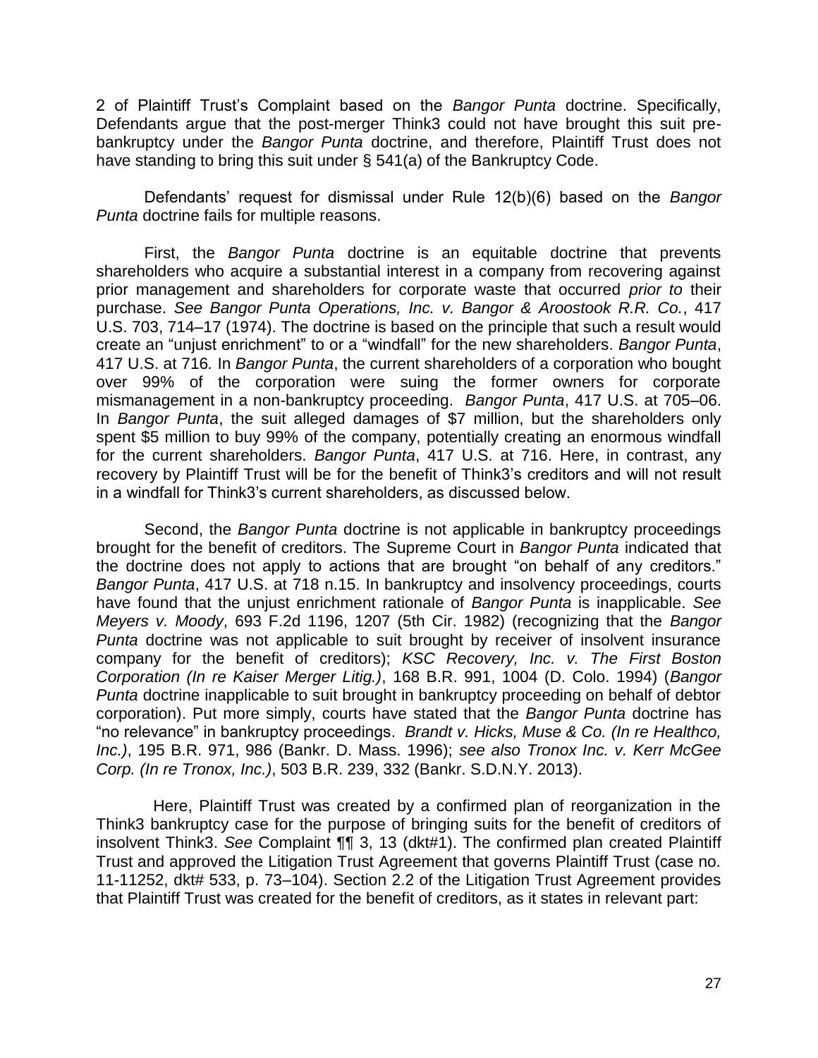2 of Plaintiff Trust's Complaint based on the *Bangor Punta* doctrine. Specifically, Defendants argue that the post-merger Think3 could not have brought this suit pre-bankruptcy under the *Bangor Punta* doctrine, and therefore, Plaintiff Trust does not have standing to bring this suit under § 541(a) of the Bankruptcy Code.

Defendants' request for dismissal under Rule 12(b)(6) based on the *Bangor Punta* doctrine fails for multiple reasons.

First, the *Bangor Punta* doctrine is an equitable doctrine that prevents shareholders who acquire a substantial interest in a company from recovering against prior management and shareholders for corporate waste that occurred *prior to* their purchase. *See Bangor Punta Operations, Inc. v. Bangor & Aroostook R.R. Co.*, 417 U.S. 703, 714–17 (1974). The doctrine is based on the principle that such a result would create an "unjust enrichment" to or a "windfall" for the new shareholders. *Bangor Punta*, 417 U.S. at 716*.* In *Bangor Punta*, the current shareholders of a corporation who bought over 99% of the corporation were suing the former owners for corporate mismanagement in a non-bankruptcy proceeding. *Bangor Punta*, 417 U.S. at 705–06. In *Bangor Punta*, the suit alleged damages of $7 million, but the shareholders only spent $5 million to buy 99% of the company, potentially creating an enormous windfall for the current shareholders. *Bangor Punta*, 417 U.S. at 716. Here, in contrast, any recovery by Plaintiff Trust will be for the benefit of Think3's creditors and will not result in a windfall for Think3's current shareholders, as discussed below.

Second, the *Bangor Punta* doctrine is not applicable in bankruptcy proceedings brought for the benefit of creditors. The Supreme Court in *Bangor Punta* indicated that the doctrine does not apply to actions that are brought "on behalf of any creditors." *Bangor Punta*, 417 U.S. at 718 n.15. In bankruptcy and insolvency proceedings, courts have found that the unjust enrichment rationale of *Bangor Punta* is inapplicable. *See Meyers v. Moody*, 693 F.2d 1196, 1207 (5th Cir. 1982) (recognizing that the *Bangor Punta* doctrine was not applicable to suit brought by receiver of insolvent insurance company for the benefit of creditors); *KSC Recovery, Inc. v. The First Boston Corporation (In re Kaiser Merger Litig.)*, 168 B.R. 991, 1004 (D. Colo. 1994) (*Bangor Punta* doctrine inapplicable to suit brought in bankruptcy proceeding on behalf of debtor corporation). Put more simply, courts have stated that the *Bangor Punta* doctrine has "no relevance" in bankruptcy proceedings. *Brandt v. Hicks, Muse & Co. (In re Healthco, Inc.)*, 195 B.R. 971, 986 (Bankr. D. Mass. 1996); *see also Tronox Inc. v. Kerr McGee Corp. (In re Tronox, Inc.)*, 503 B.R. 239, 332 (Bankr. S.D.N.Y. 2013).

Here, Plaintiff Trust was created by a confirmed plan of reorganization in the Think3 bankruptcy case for the purpose of bringing suits for the benefit of creditors of insolvent Think3. *See* Complaint ¶¶ 3, 13 (dkt#1). The confirmed plan created Plaintiff Trust and approved the Litigation Trust Agreement that governs Plaintiff Trust (case no. 11-11252, dkt# 533, p. 73–104). Section 2.2 of the Litigation Trust Agreement provides that Plaintiff Trust was created for the benefit of creditors, as it states in relevant part: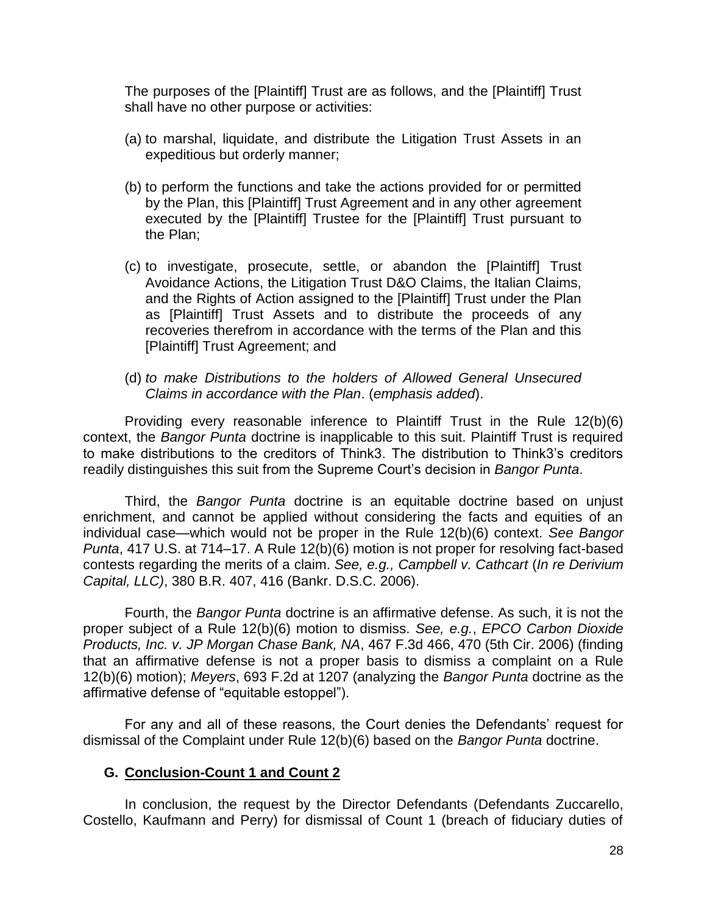> The purposes of the [Plaintiff] Trust are as follows, and the [Plaintiff] Trust shall have no other purpose or activities:
>
> (a) to marshal, liquidate, and distribute the Litigation Trust Assets in an expeditious but orderly manner;
>
> (b) to perform the functions and take the actions provided for or permitted by the Plan, this [Plaintiff] Trust Agreement and in any other agreement executed by the [Plaintiff] Trustee for the [Plaintiff] Trust pursuant to the Plan;
>
> (c) to investigate, prosecute, settle, or abandon the [Plaintiff] Trust Avoidance Actions, the Litigation Trust D&O Claims, the Italian Claims, and the Rights of Action assigned to the [Plaintiff] Trust under the Plan as [Plaintiff] Trust Assets and to distribute the proceeds of any recoveries therefrom in accordance with the terms of the Plan and this [Plaintiff] Trust Agreement; and
>
> (d) *to make Distributions to the holders of Allowed General Unsecured Claims in accordance with the Plan*. (*emphasis added*).

Providing every reasonable inference to Plaintiff Trust in the Rule 12(b)(6) context, the *Bangor Punta* doctrine is inapplicable to this suit. Plaintiff Trust is required to make distributions to the creditors of Think3. The distribution to Think3's creditors readily distinguishes this suit from the Supreme Court's decision in *Bangor Punta*.

Third, the *Bangor Punta* doctrine is an equitable doctrine based on unjust enrichment, and cannot be applied without considering the facts and equities of an individual case—which would not be proper in the Rule 12(b)(6) context. *See Bangor Punta*, 417 U.S. at 714–17. A Rule 12(b)(6) motion is not proper for resolving fact-based contests regarding the merits of a claim. *See, e.g., Campbell v. Cathcart* (*In re Derivium Capital, LLC)*, 380 B.R. 407, 416 (Bankr. D.S.C. 2006).

Fourth, the *Bangor Punta* doctrine is an affirmative defense. As such, it is not the proper subject of a Rule 12(b)(6) motion to dismiss. *See, e.g.*, *EPCO Carbon Dioxide Products, Inc. v. JP Morgan Chase Bank, NA*, 467 F.3d 466, 470 (5th Cir. 2006) (finding that an affirmative defense is not a proper basis to dismiss a complaint on a Rule 12(b)(6) motion); *Meyers*, 693 F.2d at 1207 (analyzing the *Bangor Punta* doctrine as the affirmative defense of "equitable estoppel").

For any and all of these reasons, the Court denies the Defendants' request for dismissal of the Complaint under Rule 12(b)(6) based on the *Bangor Punta* doctrine.

### G. Conclusion-Count 1 and Count 2

In conclusion, the request by the Director Defendants (Defendants Zuccarello, Costello, Kaufmann and Perry) for dismissal of Count 1 (breach of fiduciary duties of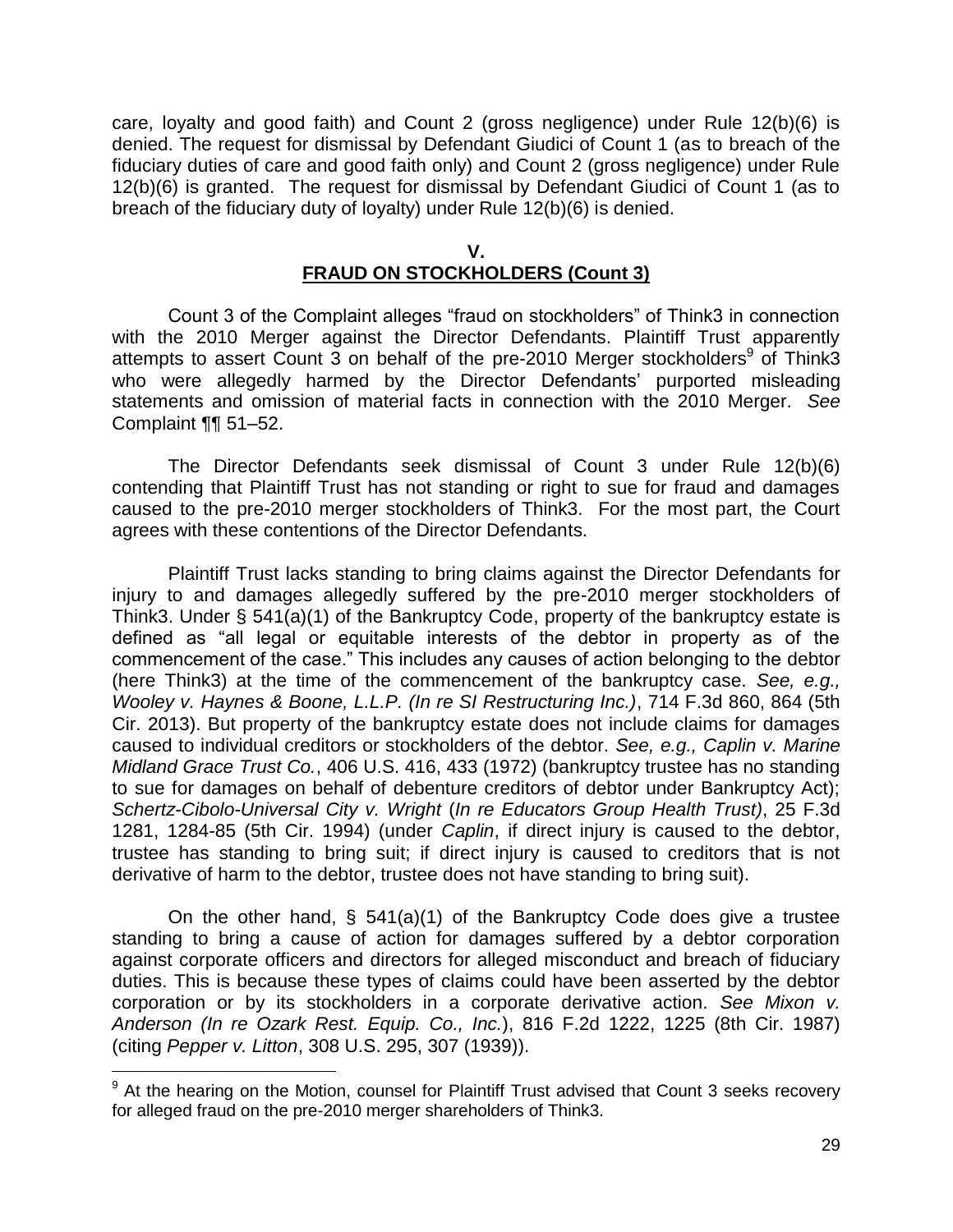care, loyalty and good faith) and Count 2 (gross negligence) under Rule 12(b)(6) is denied. The request for dismissal by Defendant Giudici of Count 1 (as to breach of the fiduciary duties of care and good faith only) and Count 2 (gross negligence) under Rule 12(b)(6) is granted. The request for dismissal by Defendant Giudici of Count 1 (as to breach of the fiduciary duty of loyalty) under Rule 12(b)(6) is denied.

## V.
## FRAUD ON STOCKHOLDERS (Count 3)

Count 3 of the Complaint alleges "fraud on stockholders" of Think3 in connection with the 2010 Merger against the Director Defendants. Plaintiff Trust apparently attempts to assert Count 3 on behalf of the pre-2010 Merger stockholders[9] of Think3 who were allegedly harmed by the Director Defendants' purported misleading statements and omission of material facts in connection with the 2010 Merger. *See* Complaint ¶¶ 51–52.

The Director Defendants seek dismissal of Count 3 under Rule 12(b)(6) contending that Plaintiff Trust has not standing or right to sue for fraud and damages caused to the pre-2010 merger stockholders of Think3. For the most part, the Court agrees with these contentions of the Director Defendants.

Plaintiff Trust lacks standing to bring claims against the Director Defendants for injury to and damages allegedly suffered by the pre-2010 merger stockholders of Think3. Under § 541(a)(1) of the Bankruptcy Code, property of the bankruptcy estate is defined as "all legal or equitable interests of the debtor in property as of the commencement of the case." This includes any causes of action belonging to the debtor (here Think3) at the time of the commencement of the bankruptcy case. *See, e.g., Wooley v. Haynes & Boone, L.L.P. (In re SI Restructuring Inc.)*, 714 F.3d 860, 864 (5th Cir. 2013). But property of the bankruptcy estate does not include claims for damages caused to individual creditors or stockholders of the debtor. *See, e.g., Caplin v. Marine Midland Grace Trust Co.*, 406 U.S. 416, 433 (1972) (bankruptcy trustee has no standing to sue for damages on behalf of debenture creditors of debtor under Bankruptcy Act); *Schertz-Cibolo-Universal City v. Wright* (*In re Educators Group Health Trust)*, 25 F.3d 1281, 1284-85 (5th Cir. 1994) (under *Caplin*, if direct injury is caused to the debtor, trustee has standing to bring suit; if direct injury is caused to creditors that is not derivative of harm to the debtor, trustee does not have standing to bring suit).

On the other hand, § 541(a)(1) of the Bankruptcy Code does give a trustee standing to bring a cause of action for damages suffered by a debtor corporation against corporate officers and directors for alleged misconduct and breach of fiduciary duties. This is because these types of claims could have been asserted by the debtor corporation or by its stockholders in a corporate derivative action. *See Mixon v. Anderson (In re Ozark Rest. Equip. Co., Inc.*), 816 F.2d 1222, 1225 (8th Cir. 1987) (citing *Pepper v. Litton*, 308 U.S. 295, 307 (1939)).

[9] At the hearing on the Motion, counsel for Plaintiff Trust advised that Count 3 seeks recovery for alleged fraud on the pre-2010 merger shareholders of Think3.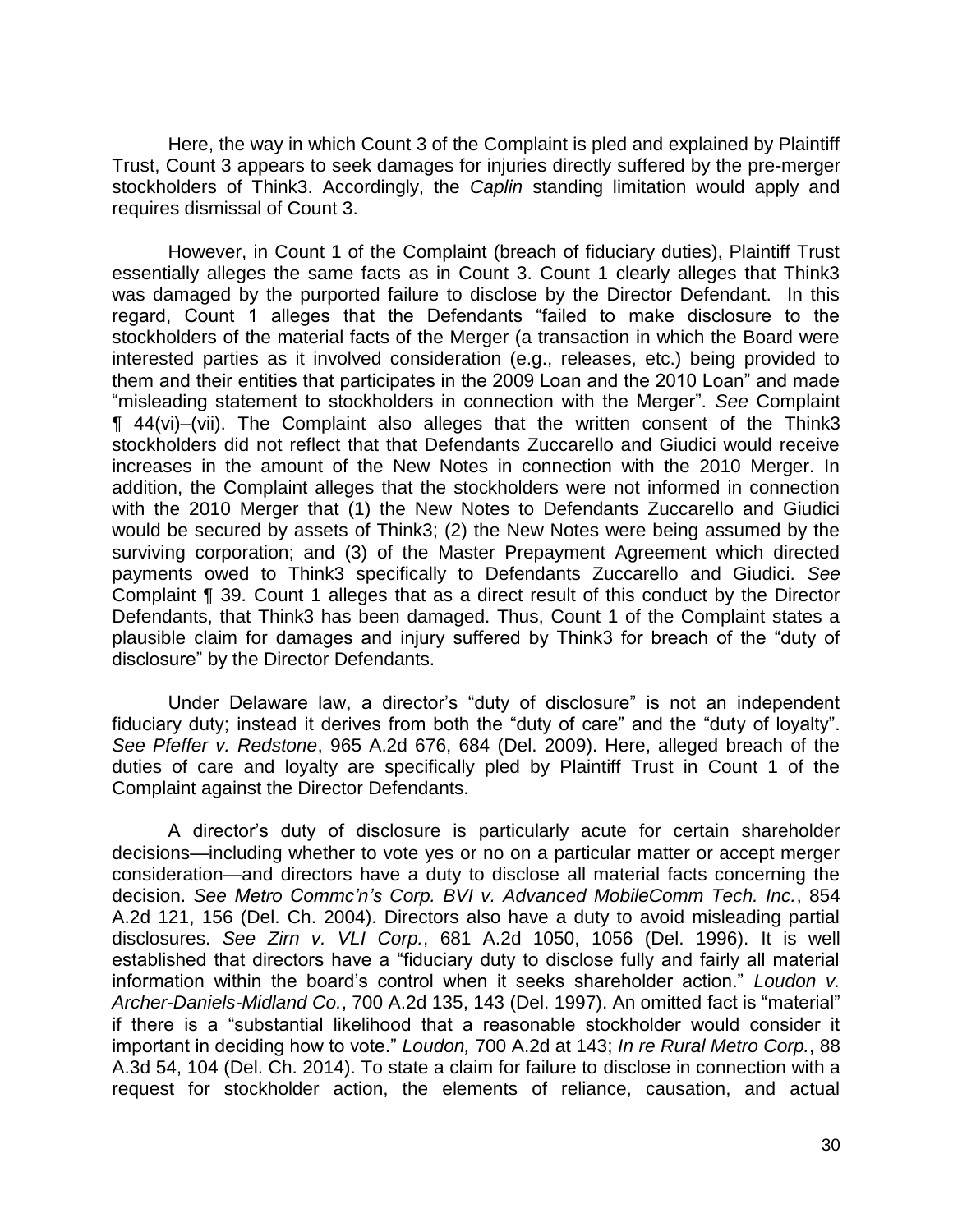Here, the way in which Count 3 of the Complaint is pled and explained by Plaintiff Trust, Count 3 appears to seek damages for injuries directly suffered by the pre-merger stockholders of Think3. Accordingly, the *Caplin* standing limitation would apply and requires dismissal of Count 3.

However, in Count 1 of the Complaint (breach of fiduciary duties), Plaintiff Trust essentially alleges the same facts as in Count 3. Count 1 clearly alleges that Think3 was damaged by the purported failure to disclose by the Director Defendant. In this regard, Count 1 alleges that the Defendants "failed to make disclosure to the stockholders of the material facts of the Merger (a transaction in which the Board were interested parties as it involved consideration (e.g., releases, etc.) being provided to them and their entities that participates in the 2009 Loan and the 2010 Loan" and made "misleading statement to stockholders in connection with the Merger". *See* Complaint ¶ 44(vi)–(vii). The Complaint also alleges that the written consent of the Think3 stockholders did not reflect that that Defendants Zuccarello and Giudici would receive increases in the amount of the New Notes in connection with the 2010 Merger. In addition, the Complaint alleges that the stockholders were not informed in connection with the 2010 Merger that (1) the New Notes to Defendants Zuccarello and Giudici would be secured by assets of Think3; (2) the New Notes were being assumed by the surviving corporation; and (3) of the Master Prepayment Agreement which directed payments owed to Think3 specifically to Defendants Zuccarello and Giudici. *See* Complaint ¶ 39. Count 1 alleges that as a direct result of this conduct by the Director Defendants, that Think3 has been damaged. Thus, Count 1 of the Complaint states a plausible claim for damages and injury suffered by Think3 for breach of the "duty of disclosure" by the Director Defendants.

Under Delaware law, a director's "duty of disclosure" is not an independent fiduciary duty; instead it derives from both the "duty of care" and the "duty of loyalty". *See Pfeffer v. Redstone*, 965 A.2d 676, 684 (Del. 2009). Here, alleged breach of the duties of care and loyalty are specifically pled by Plaintiff Trust in Count 1 of the Complaint against the Director Defendants.

A director's duty of disclosure is particularly acute for certain shareholder decisions—including whether to vote yes or no on a particular matter or accept merger consideration—and directors have a duty to disclose all material facts concerning the decision. *See Metro Commc'n's Corp. BVI v. Advanced MobileComm Tech. Inc.*, 854 A.2d 121, 156 (Del. Ch. 2004). Directors also have a duty to avoid misleading partial disclosures. *See Zirn v. VLI Corp.*, 681 A.2d 1050, 1056 (Del. 1996). It is well established that directors have a "fiduciary duty to disclose fully and fairly all material information within the board's control when it seeks shareholder action." *Loudon v. Archer-Daniels-Midland Co.*, 700 A.2d 135, 143 (Del. 1997). An omitted fact is "material" if there is a "substantial likelihood that a reasonable stockholder would consider it important in deciding how to vote." *Loudon,* 700 A.2d at 143; *In re Rural Metro Corp.*, 88 A.3d 54, 104 (Del. Ch. 2014). To state a claim for failure to disclose in connection with a request for stockholder action, the elements of reliance, causation, and actual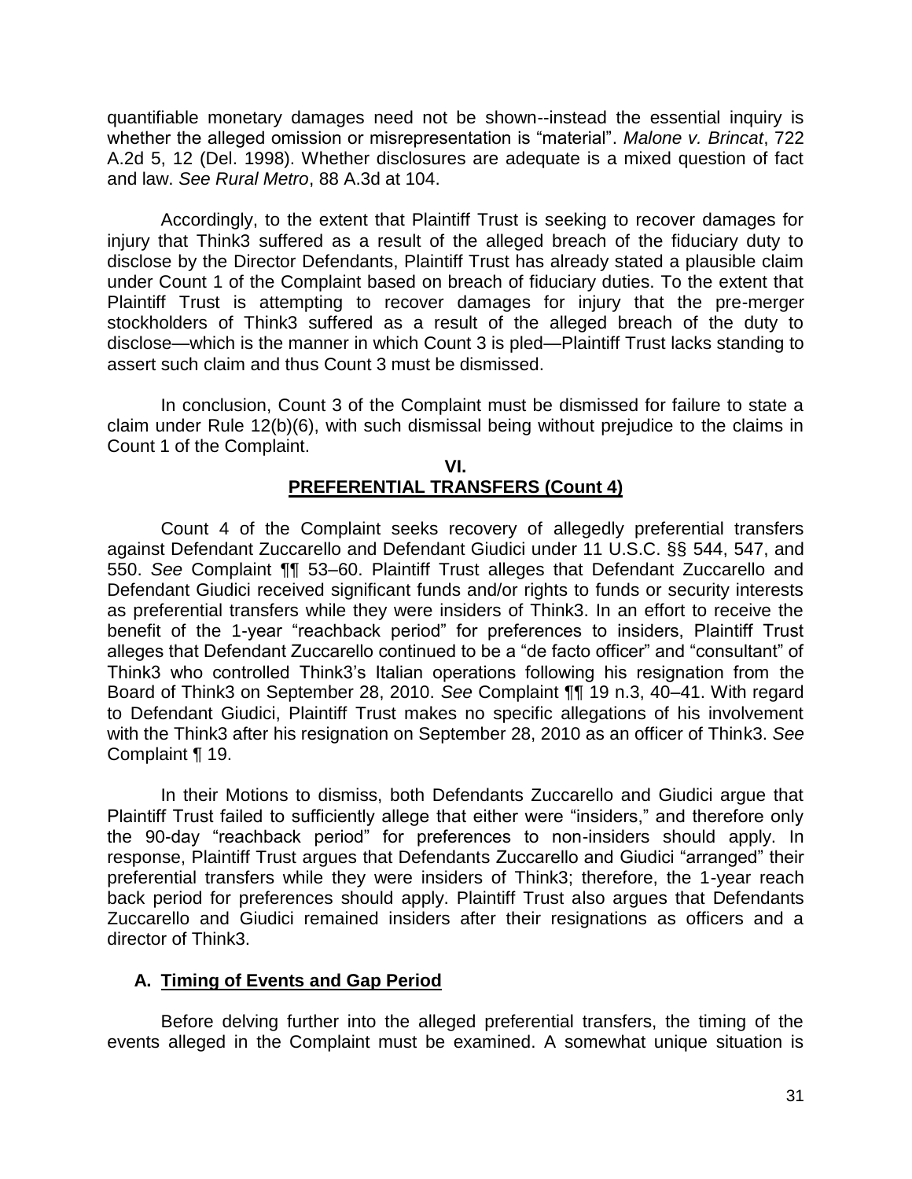quantifiable monetary damages need not be shown--instead the essential inquiry is whether the alleged omission or misrepresentation is "material". *Malone v. Brincat*, 722 A.2d 5, 12 (Del. 1998). Whether disclosures are adequate is a mixed question of fact and law. *See Rural Metro*, 88 A.3d at 104.

Accordingly, to the extent that Plaintiff Trust is seeking to recover damages for injury that Think3 suffered as a result of the alleged breach of the fiduciary duty to disclose by the Director Defendants, Plaintiff Trust has already stated a plausible claim under Count 1 of the Complaint based on breach of fiduciary duties. To the extent that Plaintiff Trust is attempting to recover damages for injury that the pre-merger stockholders of Think3 suffered as a result of the alleged breach of the duty to disclose—which is the manner in which Count 3 is pled—Plaintiff Trust lacks standing to assert such claim and thus Count 3 must be dismissed.

In conclusion, Count 3 of the Complaint must be dismissed for failure to state a claim under Rule 12(b)(6), with such dismissal being without prejudice to the claims in Count 1 of the Complaint.

## VI.
## PREFERENTIAL TRANSFERS (Count 4)

Count 4 of the Complaint seeks recovery of allegedly preferential transfers against Defendant Zuccarello and Defendant Giudici under 11 U.S.C. §§ 544, 547, and 550. *See* Complaint ¶¶ 53–60. Plaintiff Trust alleges that Defendant Zuccarello and Defendant Giudici received significant funds and/or rights to funds or security interests as preferential transfers while they were insiders of Think3. In an effort to receive the benefit of the 1-year "reachback period" for preferences to insiders, Plaintiff Trust alleges that Defendant Zuccarello continued to be a "de facto officer" and "consultant" of Think3 who controlled Think3's Italian operations following his resignation from the Board of Think3 on September 28, 2010. *See* Complaint ¶¶ 19 n.3, 40–41. With regard to Defendant Giudici, Plaintiff Trust makes no specific allegations of his involvement with the Think3 after his resignation on September 28, 2010 as an officer of Think3. *See* Complaint ¶ 19.

In their Motions to dismiss, both Defendants Zuccarello and Giudici argue that Plaintiff Trust failed to sufficiently allege that either were "insiders," and therefore only the 90-day "reachback period" for preferences to non-insiders should apply. In response, Plaintiff Trust argues that Defendants Zuccarello and Giudici "arranged" their preferential transfers while they were insiders of Think3; therefore, the 1-year reach back period for preferences should apply. Plaintiff Trust also argues that Defendants Zuccarello and Giudici remained insiders after their resignations as officers and a director of Think3.

### A. Timing of Events and Gap Period

Before delving further into the alleged preferential transfers, the timing of the events alleged in the Complaint must be examined. A somewhat unique situation is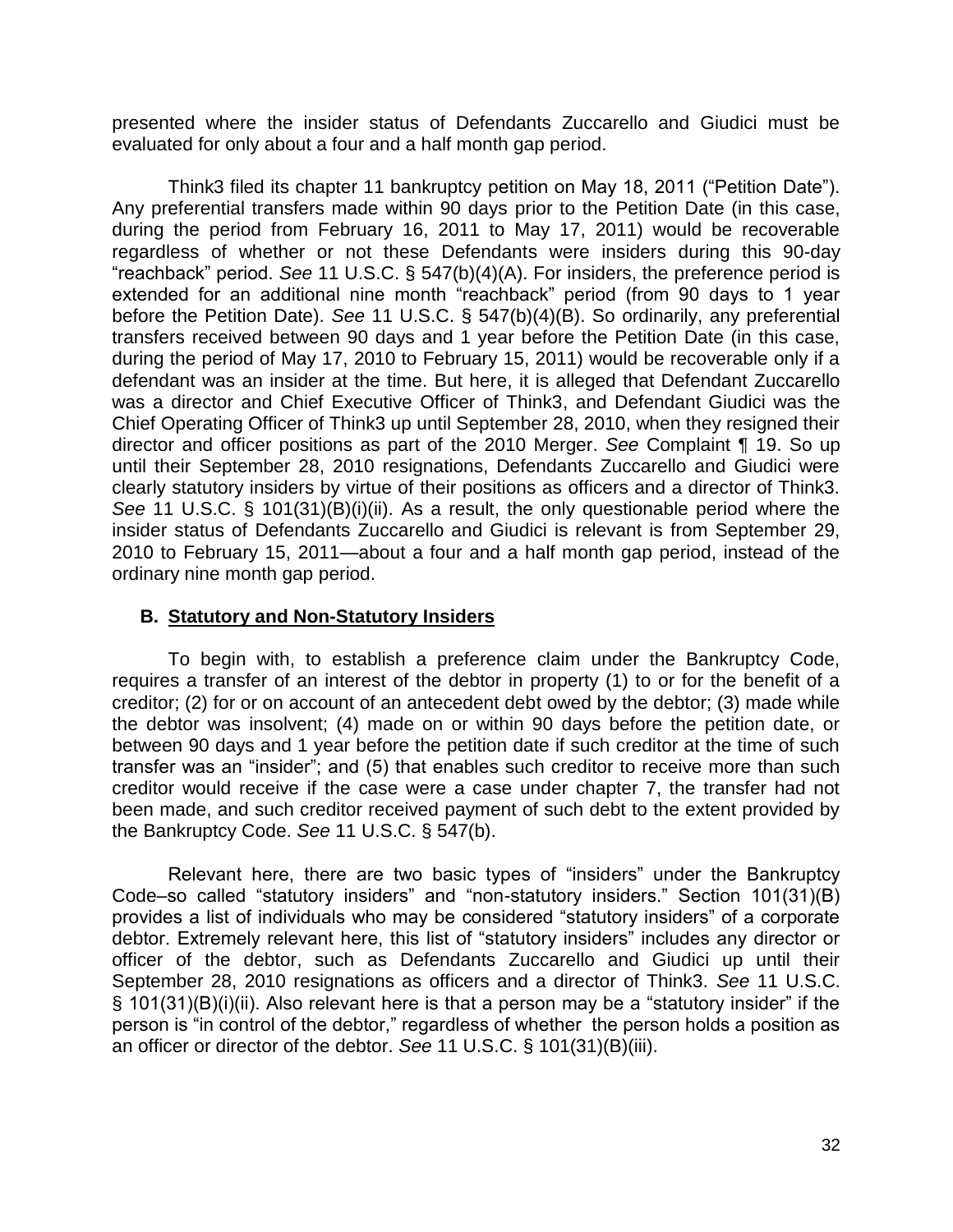presented where the insider status of Defendants Zuccarello and Giudici must be evaluated for only about a four and a half month gap period.

Think3 filed its chapter 11 bankruptcy petition on May 18, 2011 ("Petition Date"). Any preferential transfers made within 90 days prior to the Petition Date (in this case, during the period from February 16, 2011 to May 17, 2011) would be recoverable regardless of whether or not these Defendants were insiders during this 90-day "reachback" period. *See* 11 U.S.C. § 547(b)(4)(A). For insiders, the preference period is extended for an additional nine month "reachback" period (from 90 days to 1 year before the Petition Date). *See* 11 U.S.C. § 547(b)(4)(B). So ordinarily, any preferential transfers received between 90 days and 1 year before the Petition Date (in this case, during the period of May 17, 2010 to February 15, 2011) would be recoverable only if a defendant was an insider at the time. But here, it is alleged that Defendant Zuccarello was a director and Chief Executive Officer of Think3, and Defendant Giudici was the Chief Operating Officer of Think3 up until September 28, 2010, when they resigned their director and officer positions as part of the 2010 Merger. *See* Complaint ¶ 19. So up until their September 28, 2010 resignations, Defendants Zuccarello and Giudici were clearly statutory insiders by virtue of their positions as officers and a director of Think3. *See* 11 U.S.C. § 101(31)(B)(i)(ii). As a result, the only questionable period where the insider status of Defendants Zuccarello and Giudici is relevant is from September 29, 2010 to February 15, 2011—about a four and a half month gap period, instead of the ordinary nine month gap period.

### B. <u>Statutory and Non-Statutory Insiders</u>

To begin with, to establish a preference claim under the Bankruptcy Code, requires a transfer of an interest of the debtor in property (1) to or for the benefit of a creditor; (2) for or on account of an antecedent debt owed by the debtor; (3) made while the debtor was insolvent; (4) made on or within 90 days before the petition date, or between 90 days and 1 year before the petition date if such creditor at the time of such transfer was an "insider"; and (5) that enables such creditor to receive more than such creditor would receive if the case were a case under chapter 7, the transfer had not been made, and such creditor received payment of such debt to the extent provided by the Bankruptcy Code. *See* 11 U.S.C. § 547(b).

Relevant here, there are two basic types of "insiders" under the Bankruptcy Code–so called "statutory insiders" and "non-statutory insiders." Section 101(31)(B) provides a list of individuals who may be considered "statutory insiders" of a corporate debtor. Extremely relevant here, this list of "statutory insiders" includes any director or officer of the debtor, such as Defendants Zuccarello and Giudici up until their September 28, 2010 resignations as officers and a director of Think3. *See* 11 U.S.C. § 101(31)(B)(i)(ii). Also relevant here is that a person may be a "statutory insider" if the person is "in control of the debtor," regardless of whether the person holds a position as an officer or director of the debtor. *See* 11 U.S.C. § 101(31)(B)(iii).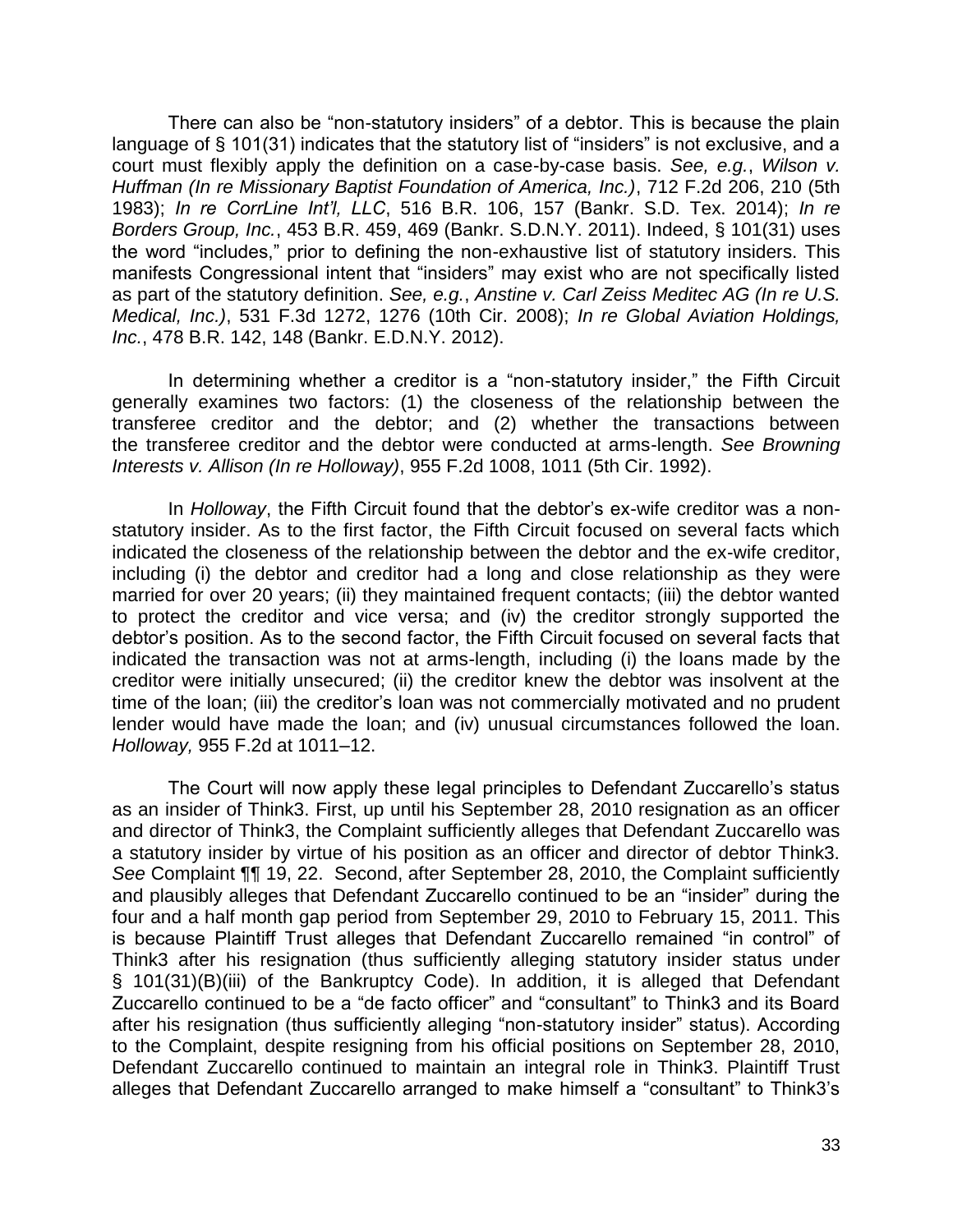There can also be "non-statutory insiders" of a debtor. This is because the plain language of § 101(31) indicates that the statutory list of "insiders" is not exclusive, and a court must flexibly apply the definition on a case-by-case basis. *See, e.g.*, *Wilson v. Huffman (In re Missionary Baptist Foundation of America, Inc.)*, 712 F.2d 206, 210 (5th 1983); *In re CorrLine Int'l, LLC*, 516 B.R. 106, 157 (Bankr. S.D. Tex. 2014); *In re Borders Group, Inc.*, 453 B.R. 459, 469 (Bankr. S.D.N.Y. 2011). Indeed, § 101(31) uses the word "includes," prior to defining the non-exhaustive list of statutory insiders. This manifests Congressional intent that "insiders" may exist who are not specifically listed as part of the statutory definition. *See, e.g.*, *Anstine v. Carl Zeiss Meditec AG (In re U.S. Medical, Inc.)*, 531 F.3d 1272, 1276 (10th Cir. 2008); *In re Global Aviation Holdings, Inc.*, 478 B.R. 142, 148 (Bankr. E.D.N.Y. 2012).

In determining whether a creditor is a "non-statutory insider," the Fifth Circuit generally examines two factors: (1) the closeness of the relationship between the transferee creditor and the debtor; and (2) whether the transactions between the transferee creditor and the debtor were conducted at arms-length. *See Browning Interests v. Allison (In re Holloway)*, 955 F.2d 1008, 1011 (5th Cir. 1992).

In *Holloway*, the Fifth Circuit found that the debtor's ex-wife creditor was a non-statutory insider. As to the first factor, the Fifth Circuit focused on several facts which indicated the closeness of the relationship between the debtor and the ex-wife creditor, including (i) the debtor and creditor had a long and close relationship as they were married for over 20 years; (ii) they maintained frequent contacts; (iii) the debtor wanted to protect the creditor and vice versa; and (iv) the creditor strongly supported the debtor's position. As to the second factor, the Fifth Circuit focused on several facts that indicated the transaction was not at arms-length, including (i) the loans made by the creditor were initially unsecured; (ii) the creditor knew the debtor was insolvent at the time of the loan; (iii) the creditor's loan was not commercially motivated and no prudent lender would have made the loan; and (iv) unusual circumstances followed the loan. *Holloway,* 955 F.2d at 1011–12.

The Court will now apply these legal principles to Defendant Zuccarello's status as an insider of Think3. First, up until his September 28, 2010 resignation as an officer and director of Think3, the Complaint sufficiently alleges that Defendant Zuccarello was a statutory insider by virtue of his position as an officer and director of debtor Think3. *See* Complaint ¶¶ 19, 22. Second, after September 28, 2010, the Complaint sufficiently and plausibly alleges that Defendant Zuccarello continued to be an "insider" during the four and a half month gap period from September 29, 2010 to February 15, 2011. This is because Plaintiff Trust alleges that Defendant Zuccarello remained "in control" of Think3 after his resignation (thus sufficiently alleging statutory insider status under § 101(31)(B)(iii) of the Bankruptcy Code). In addition, it is alleged that Defendant Zuccarello continued to be a "de facto officer" and "consultant" to Think3 and its Board after his resignation (thus sufficiently alleging "non-statutory insider" status). According to the Complaint, despite resigning from his official positions on September 28, 2010, Defendant Zuccarello continued to maintain an integral role in Think3. Plaintiff Trust alleges that Defendant Zuccarello arranged to make himself a "consultant" to Think3's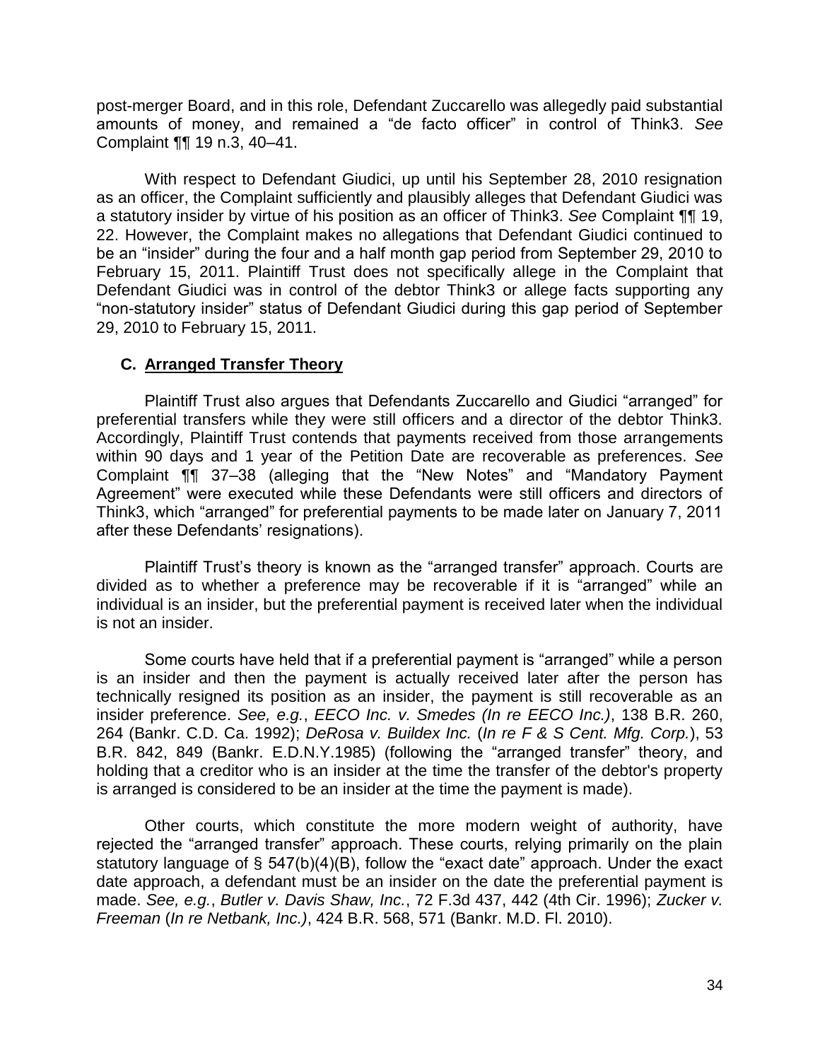post-merger Board, and in this role, Defendant Zuccarello was allegedly paid substantial amounts of money, and remained a "de facto officer" in control of Think3. *See* Complaint ¶¶ 19 n.3, 40–41.

With respect to Defendant Giudici, up until his September 28, 2010 resignation as an officer, the Complaint sufficiently and plausibly alleges that Defendant Giudici was a statutory insider by virtue of his position as an officer of Think3. *See* Complaint ¶¶ 19, 22. However, the Complaint makes no allegations that Defendant Giudici continued to be an "insider" during the four and a half month gap period from September 29, 2010 to February 15, 2011. Plaintiff Trust does not specifically allege in the Complaint that Defendant Giudici was in control of the debtor Think3 or allege facts supporting any "non-statutory insider" status of Defendant Giudici during this gap period of September 29, 2010 to February 15, 2011.

### C. Arranged Transfer Theory

Plaintiff Trust also argues that Defendants Zuccarello and Giudici "arranged" for preferential transfers while they were still officers and a director of the debtor Think3. Accordingly, Plaintiff Trust contends that payments received from those arrangements within 90 days and 1 year of the Petition Date are recoverable as preferences. *See* Complaint ¶¶ 37–38 (alleging that the "New Notes" and "Mandatory Payment Agreement" were executed while these Defendants were still officers and directors of Think3, which "arranged" for preferential payments to be made later on January 7, 2011 after these Defendants' resignations).

Plaintiff Trust's theory is known as the "arranged transfer" approach. Courts are divided as to whether a preference may be recoverable if it is "arranged" while an individual is an insider, but the preferential payment is received later when the individual is not an insider.

Some courts have held that if a preferential payment is "arranged" while a person is an insider and then the payment is actually received later after the person has technically resigned its position as an insider, the payment is still recoverable as an insider preference. *See, e.g.*, *EECO Inc. v. Smedes (In re EECO Inc.)*, 138 B.R. 260, 264 (Bankr. C.D. Ca. 1992); *DeRosa v. Buildex Inc.* (*In re F & S Cent. Mfg. Corp.*), 53 B.R. 842, 849 (Bankr. E.D.N.Y.1985) (following the "arranged transfer" theory, and holding that a creditor who is an insider at the time the transfer of the debtor's property is arranged is considered to be an insider at the time the payment is made).

Other courts, which constitute the more modern weight of authority, have rejected the "arranged transfer" approach. These courts, relying primarily on the plain statutory language of § 547(b)(4)(B), follow the "exact date" approach. Under the exact date approach, a defendant must be an insider on the date the preferential payment is made. *See, e.g.*, *Butler v. Davis Shaw, Inc.*, 72 F.3d 437, 442 (4th Cir. 1996); *Zucker v. Freeman* (*In re Netbank, Inc.)*, 424 B.R. 568, 571 (Bankr. M.D. Fl. 2010).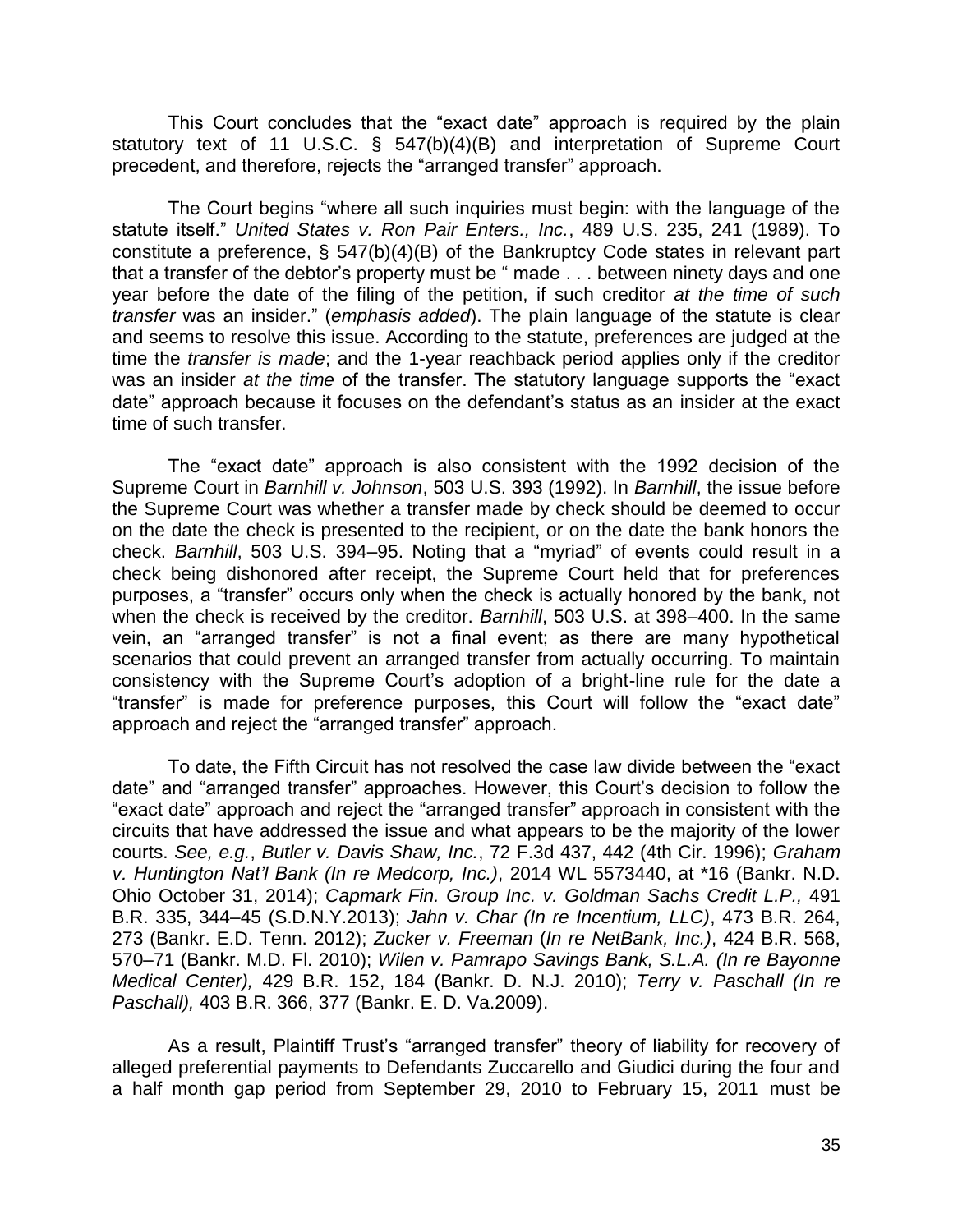This Court concludes that the "exact date" approach is required by the plain statutory text of 11 U.S.C. § 547(b)(4)(B) and interpretation of Supreme Court precedent, and therefore, rejects the "arranged transfer" approach.

The Court begins "where all such inquiries must begin: with the language of the statute itself." *United States v. Ron Pair Enters., Inc.*, 489 U.S. 235, 241 (1989). To constitute a preference, § 547(b)(4)(B) of the Bankruptcy Code states in relevant part that a transfer of the debtor's property must be " made . . . between ninety days and one year before the date of the filing of the petition, if such creditor *at the time of such transfer* was an insider." (*emphasis added*). The plain language of the statute is clear and seems to resolve this issue. According to the statute, preferences are judged at the time the *transfer is made*; and the 1-year reachback period applies only if the creditor was an insider *at the time* of the transfer. The statutory language supports the "exact date" approach because it focuses on the defendant's status as an insider at the exact time of such transfer.

The "exact date" approach is also consistent with the 1992 decision of the Supreme Court in *Barnhill v. Johnson*, 503 U.S. 393 (1992). In *Barnhill*, the issue before the Supreme Court was whether a transfer made by check should be deemed to occur on the date the check is presented to the recipient, or on the date the bank honors the check. *Barnhill*, 503 U.S. 394–95. Noting that a "myriad" of events could result in a check being dishonored after receipt, the Supreme Court held that for preferences purposes, a "transfer" occurs only when the check is actually honored by the bank, not when the check is received by the creditor. *Barnhill*, 503 U.S. at 398–400. In the same vein, an "arranged transfer" is not a final event; as there are many hypothetical scenarios that could prevent an arranged transfer from actually occurring. To maintain consistency with the Supreme Court's adoption of a bright-line rule for the date a "transfer" is made for preference purposes, this Court will follow the "exact date" approach and reject the "arranged transfer" approach.

To date, the Fifth Circuit has not resolved the case law divide between the "exact date" and "arranged transfer" approaches. However, this Court's decision to follow the "exact date" approach and reject the "arranged transfer" approach in consistent with the circuits that have addressed the issue and what appears to be the majority of the lower courts. *See, e.g.*, *Butler v. Davis Shaw, Inc.*, 72 F.3d 437, 442 (4th Cir. 1996); *Graham v. Huntington Nat'l Bank (In re Medcorp, Inc.)*, 2014 WL 5573440, at *16 (Bankr. N.D. Ohio October 31, 2014); *Capmark Fin. Group Inc. v. Goldman Sachs Credit L.P.,* 491 B.R. 335, 344–45 (S.D.N.Y.2013); *Jahn v. Char (In re Incentium, LLC)*, 473 B.R. 264, 273 (Bankr. E.D. Tenn. 2012); *Zucker v. Freeman* (*In re NetBank, Inc.)*, 424 B.R. 568, 570–71 (Bankr. M.D. Fl. 2010); *Wilen v. Pamrapo Savings Bank, S.L.A. (In re Bayonne Medical Center),* 429 B.R. 152, 184 (Bankr. D. N.J. 2010); *Terry v. Paschall (In re Paschall),* 403 B.R. 366, 377 (Bankr. E. D. Va.2009).

As a result, Plaintiff Trust's "arranged transfer" theory of liability for recovery of alleged preferential payments to Defendants Zuccarello and Giudici during the four and a half month gap period from September 29, 2010 to February 15, 2011 must be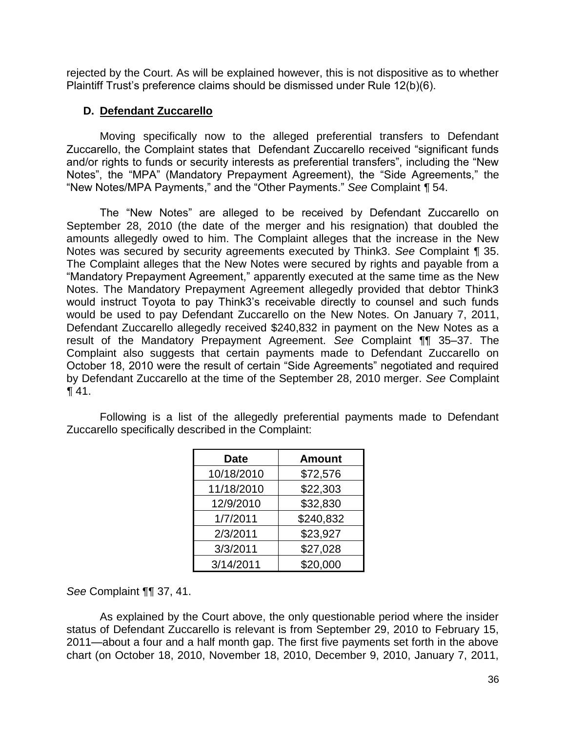rejected by the Court. As will be explained however, this is not dispositive as to whether Plaintiff Trust's preference claims should be dismissed under Rule 12(b)(6).

### D. Defendant Zuccarello

Moving specifically now to the alleged preferential transfers to Defendant Zuccarello, the Complaint states that Defendant Zuccarello received "significant funds and/or rights to funds or security interests as preferential transfers", including the "New Notes", the "MPA" (Mandatory Prepayment Agreement), the "Side Agreements," the "New Notes/MPA Payments," and the "Other Payments." *See* Complaint ¶ 54.

The "New Notes" are alleged to be received by Defendant Zuccarello on September 28, 2010 (the date of the merger and his resignation) that doubled the amounts allegedly owed to him. The Complaint alleges that the increase in the New Notes was secured by security agreements executed by Think3. *See* Complaint ¶ 35. The Complaint alleges that the New Notes were secured by rights and payable from a "Mandatory Prepayment Agreement," apparently executed at the same time as the New Notes. The Mandatory Prepayment Agreement allegedly provided that debtor Think3 would instruct Toyota to pay Think3's receivable directly to counsel and such funds would be used to pay Defendant Zuccarello on the New Notes. On January 7, 2011, Defendant Zuccarello allegedly received $240,832 in payment on the New Notes as a result of the Mandatory Prepayment Agreement. *See* Complaint ¶¶ 35–37. The Complaint also suggests that certain payments made to Defendant Zuccarello on October 18, 2010 were the result of certain "Side Agreements" negotiated and required by Defendant Zuccarello at the time of the September 28, 2010 merger. *See* Complaint ¶ 41.

Following is a list of the allegedly preferential payments made to Defendant Zuccarello specifically described in the Complaint:

| Date | Amount |
|---|---|
| 10/18/2010 | $72,576 |
| 11/18/2010 | $22,303 |
| 12/9/2010 | $32,830 |
| 1/7/2011 | $240,832 |
| 2/3/2011 | $23,927 |
| 3/3/2011 | $27,028 |
| 3/14/2011 | $20,000 |

*See* Complaint ¶¶ 37, 41.

As explained by the Court above, the only questionable period where the insider status of Defendant Zuccarello is relevant is from September 29, 2010 to February 15, 2011—about a four and a half month gap. The first five payments set forth in the above chart (on October 18, 2010, November 18, 2010, December 9, 2010, January 7, 2011,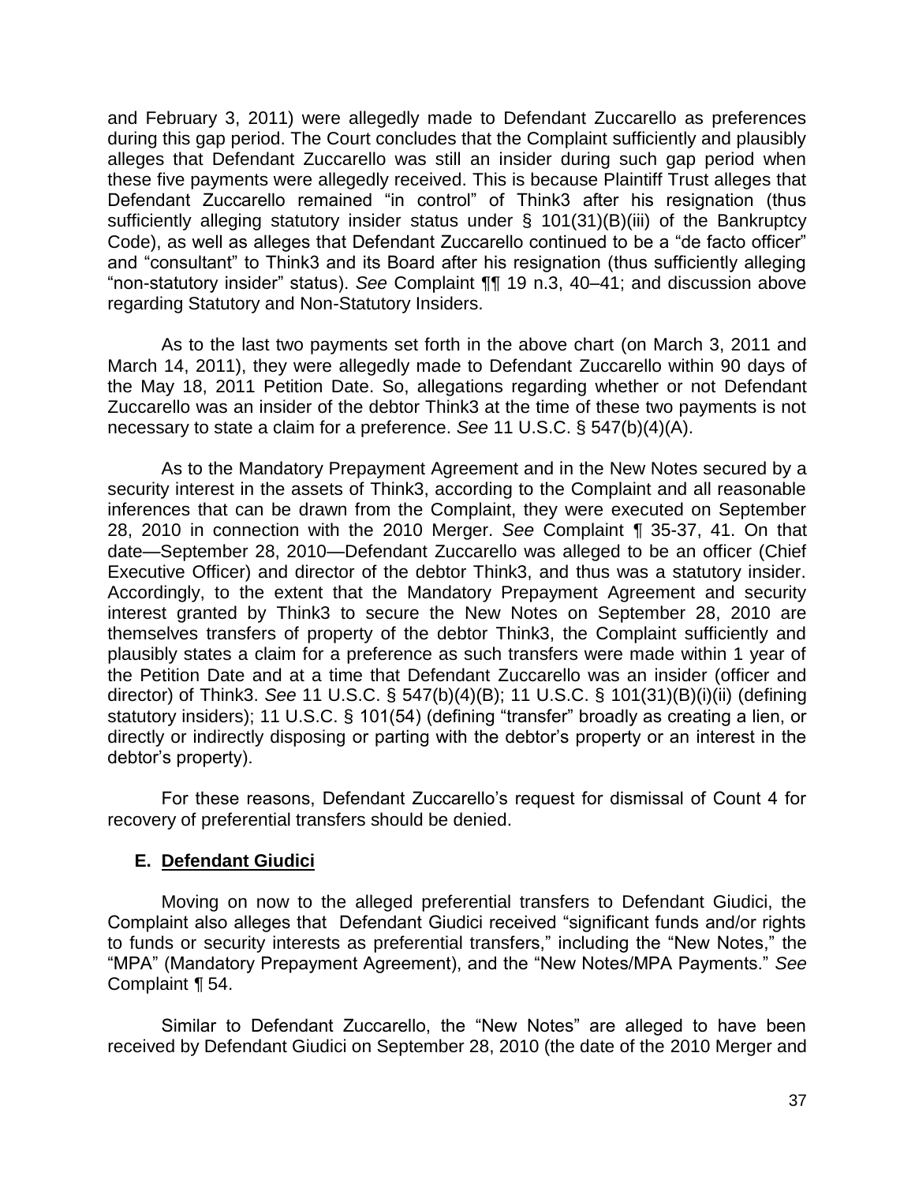and February 3, 2011) were allegedly made to Defendant Zuccarello as preferences during this gap period. The Court concludes that the Complaint sufficiently and plausibly alleges that Defendant Zuccarello was still an insider during such gap period when these five payments were allegedly received. This is because Plaintiff Trust alleges that Defendant Zuccarello remained "in control" of Think3 after his resignation (thus sufficiently alleging statutory insider status under § 101(31)(B)(iii) of the Bankruptcy Code), as well as alleges that Defendant Zuccarello continued to be a "de facto officer" and "consultant" to Think3 and its Board after his resignation (thus sufficiently alleging "non-statutory insider" status). *See* Complaint ¶¶ 19 n.3, 40–41; and discussion above regarding Statutory and Non-Statutory Insiders.

As to the last two payments set forth in the above chart (on March 3, 2011 and March 14, 2011), they were allegedly made to Defendant Zuccarello within 90 days of the May 18, 2011 Petition Date. So, allegations regarding whether or not Defendant Zuccarello was an insider of the debtor Think3 at the time of these two payments is not necessary to state a claim for a preference. *See* 11 U.S.C. § 547(b)(4)(A).

As to the Mandatory Prepayment Agreement and in the New Notes secured by a security interest in the assets of Think3, according to the Complaint and all reasonable inferences that can be drawn from the Complaint, they were executed on September 28, 2010 in connection with the 2010 Merger. *See* Complaint ¶ 35-37, 41. On that date—September 28, 2010—Defendant Zuccarello was alleged to be an officer (Chief Executive Officer) and director of the debtor Think3, and thus was a statutory insider. Accordingly, to the extent that the Mandatory Prepayment Agreement and security interest granted by Think3 to secure the New Notes on September 28, 2010 are themselves transfers of property of the debtor Think3, the Complaint sufficiently and plausibly states a claim for a preference as such transfers were made within 1 year of the Petition Date and at a time that Defendant Zuccarello was an insider (officer and director) of Think3. *See* 11 U.S.C. § 547(b)(4)(B); 11 U.S.C. § 101(31)(B)(i)(ii) (defining statutory insiders); 11 U.S.C. § 101(54) (defining "transfer" broadly as creating a lien, or directly or indirectly disposing or parting with the debtor's property or an interest in the debtor's property).

For these reasons, Defendant Zuccarello's request for dismissal of Count 4 for recovery of preferential transfers should be denied.

### E. Defendant Giudici

Moving on now to the alleged preferential transfers to Defendant Giudici, the Complaint also alleges that Defendant Giudici received "significant funds and/or rights to funds or security interests as preferential transfers," including the "New Notes," the "MPA" (Mandatory Prepayment Agreement), and the "New Notes/MPA Payments." *See* Complaint ¶ 54.

Similar to Defendant Zuccarello, the "New Notes" are alleged to have been received by Defendant Giudici on September 28, 2010 (the date of the 2010 Merger and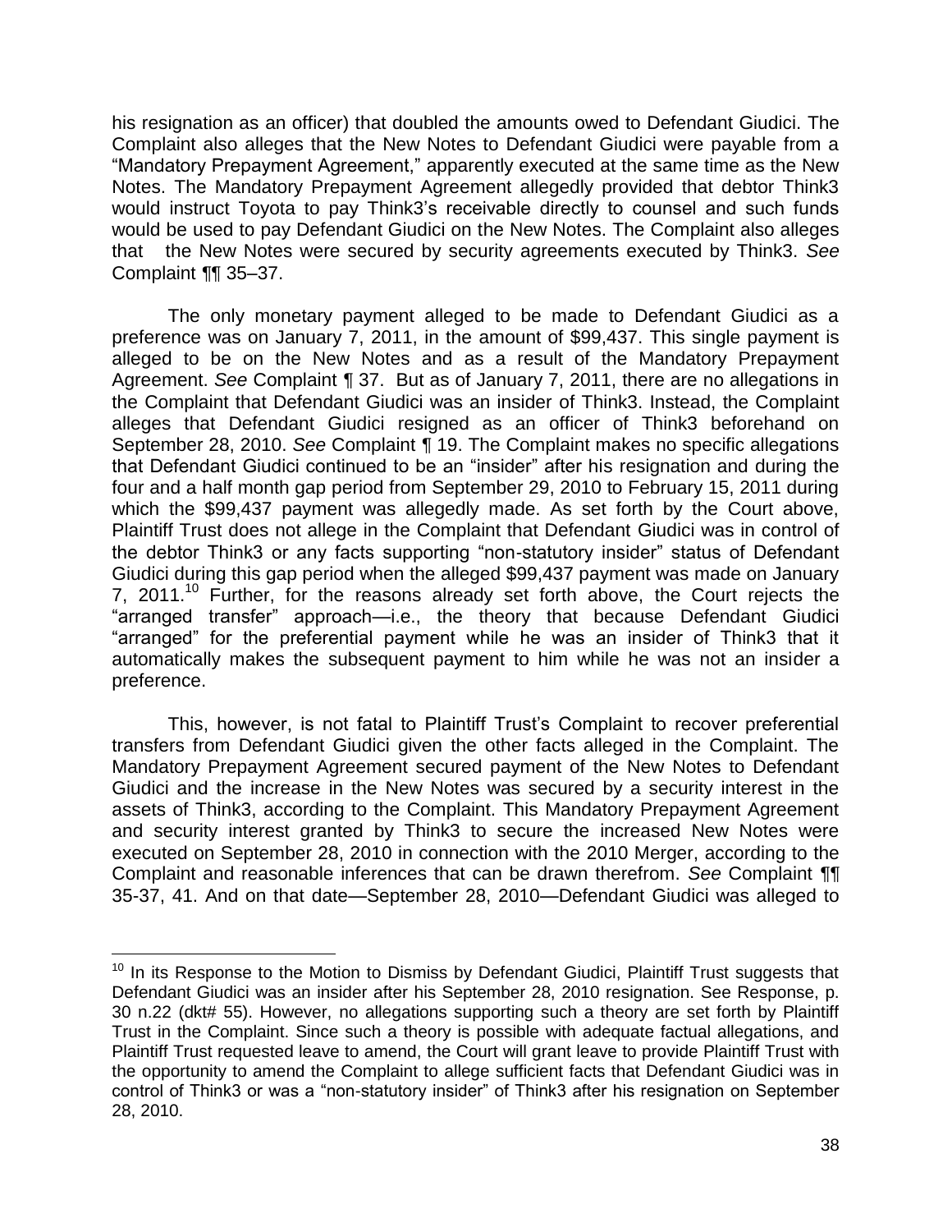his resignation as an officer) that doubled the amounts owed to Defendant Giudici. The Complaint also alleges that the New Notes to Defendant Giudici were payable from a "Mandatory Prepayment Agreement," apparently executed at the same time as the New Notes. The Mandatory Prepayment Agreement allegedly provided that debtor Think3 would instruct Toyota to pay Think3's receivable directly to counsel and such funds would be used to pay Defendant Giudici on the New Notes. The Complaint also alleges that the New Notes were secured by security agreements executed by Think3. *See* Complaint ¶¶ 35–37.

The only monetary payment alleged to be made to Defendant Giudici as a preference was on January 7, 2011, in the amount of $99,437. This single payment is alleged to be on the New Notes and as a result of the Mandatory Prepayment Agreement. *See* Complaint ¶ 37. But as of January 7, 2011, there are no allegations in the Complaint that Defendant Giudici was an insider of Think3. Instead, the Complaint alleges that Defendant Giudici resigned as an officer of Think3 beforehand on September 28, 2010. *See* Complaint ¶ 19. The Complaint makes no specific allegations that Defendant Giudici continued to be an "insider" after his resignation and during the four and a half month gap period from September 29, 2010 to February 15, 2011 during which the $99,437 payment was allegedly made. As set forth by the Court above, Plaintiff Trust does not allege in the Complaint that Defendant Giudici was in control of the debtor Think3 or any facts supporting "non-statutory insider" status of Defendant Giudici during this gap period when the alleged $99,437 payment was made on January 7, 2011.[10] Further, for the reasons already set forth above, the Court rejects the "arranged transfer" approach—i.e., the theory that because Defendant Giudici "arranged" for the preferential payment while he was an insider of Think3 that it automatically makes the subsequent payment to him while he was not an insider a preference.

This, however, is not fatal to Plaintiff Trust's Complaint to recover preferential transfers from Defendant Giudici given the other facts alleged in the Complaint. The Mandatory Prepayment Agreement secured payment of the New Notes to Defendant Giudici and the increase in the New Notes was secured by a security interest in the assets of Think3, according to the Complaint. This Mandatory Prepayment Agreement and security interest granted by Think3 to secure the increased New Notes were executed on September 28, 2010 in connection with the 2010 Merger, according to the Complaint and reasonable inferences that can be drawn therefrom. *See* Complaint ¶¶ 35-37, 41. And on that date—September 28, 2010—Defendant Giudici was alleged to

[10] In its Response to the Motion to Dismiss by Defendant Giudici, Plaintiff Trust suggests that Defendant Giudici was an insider after his September 28, 2010 resignation. See Response, p. 30 n.22 (dkt# 55). However, no allegations supporting such a theory are set forth by Plaintiff Trust in the Complaint. Since such a theory is possible with adequate factual allegations, and Plaintiff Trust requested leave to amend, the Court will grant leave to provide Plaintiff Trust with the opportunity to amend the Complaint to allege sufficient facts that Defendant Giudici was in control of Think3 or was a "non-statutory insider" of Think3 after his resignation on September 28, 2010.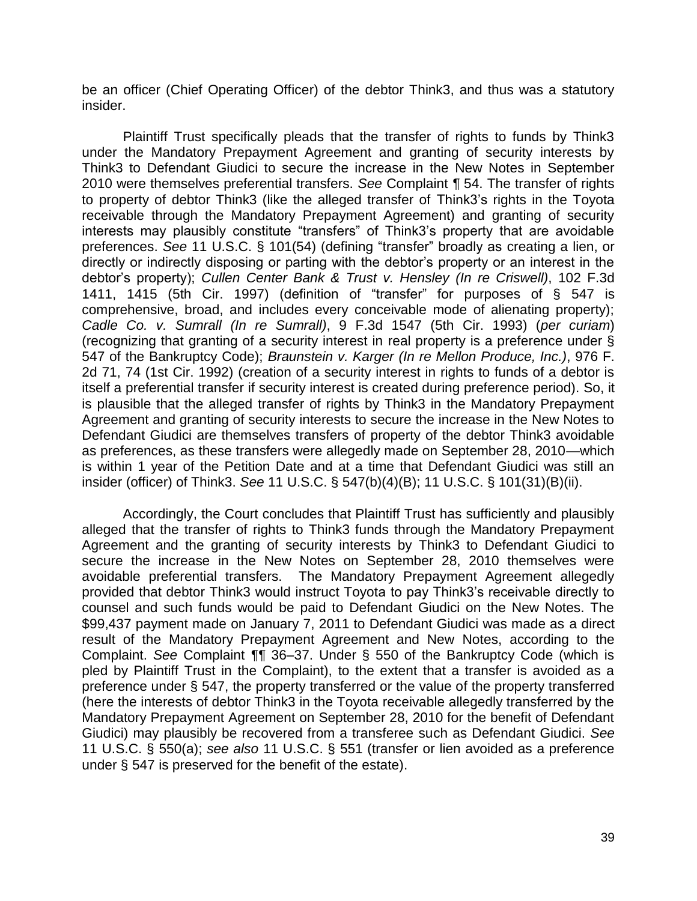be an officer (Chief Operating Officer) of the debtor Think3, and thus was a statutory insider.

Plaintiff Trust specifically pleads that the transfer of rights to funds by Think3 under the Mandatory Prepayment Agreement and granting of security interests by Think3 to Defendant Giudici to secure the increase in the New Notes in September 2010 were themselves preferential transfers. *See* Complaint ¶ 54. The transfer of rights to property of debtor Think3 (like the alleged transfer of Think3's rights in the Toyota receivable through the Mandatory Prepayment Agreement) and granting of security interests may plausibly constitute "transfers" of Think3's property that are avoidable preferences. *See* 11 U.S.C. § 101(54) (defining "transfer" broadly as creating a lien, or directly or indirectly disposing or parting with the debtor's property or an interest in the debtor's property); *Cullen Center Bank & Trust v. Hensley (In re Criswell)*, 102 F.3d 1411, 1415 (5th Cir. 1997) (definition of "transfer" for purposes of § 547 is comprehensive, broad, and includes every conceivable mode of alienating property); *Cadle Co. v. Sumrall (In re Sumrall)*, 9 F.3d 1547 (5th Cir. 1993) (*per curiam*) (recognizing that granting of a security interest in real property is a preference under § 547 of the Bankruptcy Code); *Braunstein v. Karger (In re Mellon Produce, Inc.)*, 976 F. 2d 71, 74 (1st Cir. 1992) (creation of a security interest in rights to funds of a debtor is itself a preferential transfer if security interest is created during preference period). So, it is plausible that the alleged transfer of rights by Think3 in the Mandatory Prepayment Agreement and granting of security interests to secure the increase in the New Notes to Defendant Giudici are themselves transfers of property of the debtor Think3 avoidable as preferences, as these transfers were allegedly made on September 28, 2010—which is within 1 year of the Petition Date and at a time that Defendant Giudici was still an insider (officer) of Think3. *See* 11 U.S.C. § 547(b)(4)(B); 11 U.S.C. § 101(31)(B)(ii).

Accordingly, the Court concludes that Plaintiff Trust has sufficiently and plausibly alleged that the transfer of rights to Think3 funds through the Mandatory Prepayment Agreement and the granting of security interests by Think3 to Defendant Giudici to secure the increase in the New Notes on September 28, 2010 themselves were avoidable preferential transfers. The Mandatory Prepayment Agreement allegedly provided that debtor Think3 would instruct Toyota to pay Think3's receivable directly to counsel and such funds would be paid to Defendant Giudici on the New Notes. The $99,437 payment made on January 7, 2011 to Defendant Giudici was made as a direct result of the Mandatory Prepayment Agreement and New Notes, according to the Complaint. *See* Complaint ¶¶ 36–37. Under § 550 of the Bankruptcy Code (which is pled by Plaintiff Trust in the Complaint), to the extent that a transfer is avoided as a preference under § 547, the property transferred or the value of the property transferred (here the interests of debtor Think3 in the Toyota receivable allegedly transferred by the Mandatory Prepayment Agreement on September 28, 2010 for the benefit of Defendant Giudici) may plausibly be recovered from a transferee such as Defendant Giudici. *See* 11 U.S.C. § 550(a); *see also* 11 U.S.C. § 551 (transfer or lien avoided as a preference under § 547 is preserved for the benefit of the estate).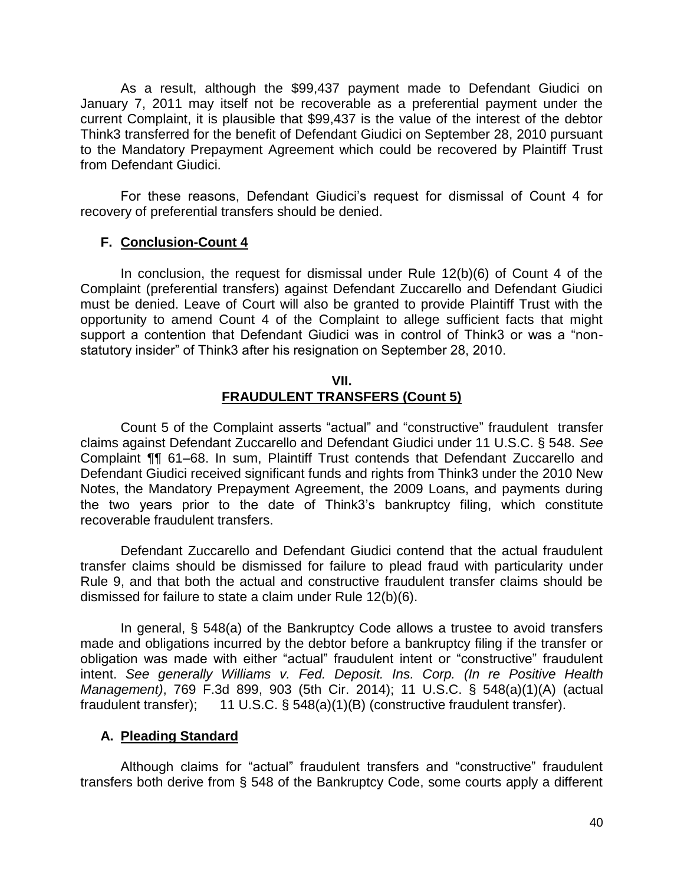As a result, although the $99,437 payment made to Defendant Giudici on January 7, 2011 may itself not be recoverable as a preferential payment under the current Complaint, it is plausible that $99,437 is the value of the interest of the debtor Think3 transferred for the benefit of Defendant Giudici on September 28, 2010 pursuant to the Mandatory Prepayment Agreement which could be recovered by Plaintiff Trust from Defendant Giudici.

For these reasons, Defendant Giudici's request for dismissal of Count 4 for recovery of preferential transfers should be denied.

### F. Conclusion-Count 4

In conclusion, the request for dismissal under Rule 12(b)(6) of Count 4 of the Complaint (preferential transfers) against Defendant Zuccarello and Defendant Giudici must be denied. Leave of Court will also be granted to provide Plaintiff Trust with the opportunity to amend Count 4 of the Complaint to allege sufficient facts that might support a contention that Defendant Giudici was in control of Think3 or was a "non-statutory insider" of Think3 after his resignation on September 28, 2010.

## VII.
## FRAUDULENT TRANSFERS (Count 5)

Count 5 of the Complaint asserts "actual" and "constructive" fraudulent transfer claims against Defendant Zuccarello and Defendant Giudici under 11 U.S.C. § 548. *See* Complaint ¶¶ 61–68. In sum, Plaintiff Trust contends that Defendant Zuccarello and Defendant Giudici received significant funds and rights from Think3 under the 2010 New Notes, the Mandatory Prepayment Agreement, the 2009 Loans, and payments during the two years prior to the date of Think3's bankruptcy filing, which constitute recoverable fraudulent transfers.

Defendant Zuccarello and Defendant Giudici contend that the actual fraudulent transfer claims should be dismissed for failure to plead fraud with particularity under Rule 9, and that both the actual and constructive fraudulent transfer claims should be dismissed for failure to state a claim under Rule 12(b)(6).

In general, § 548(a) of the Bankruptcy Code allows a trustee to avoid transfers made and obligations incurred by the debtor before a bankruptcy filing if the transfer or obligation was made with either "actual" fraudulent intent or "constructive" fraudulent intent. *See generally Williams v. Fed. Deposit. Ins. Corp. (In re Positive Health Management)*, 769 F.3d 899, 903 (5th Cir. 2014); 11 U.S.C. § 548(a)(1)(A) (actual fraudulent transfer); 11 U.S.C. § 548(a)(1)(B) (constructive fraudulent transfer).

### A. Pleading Standard

Although claims for "actual" fraudulent transfers and "constructive" fraudulent transfers both derive from § 548 of the Bankruptcy Code, some courts apply a different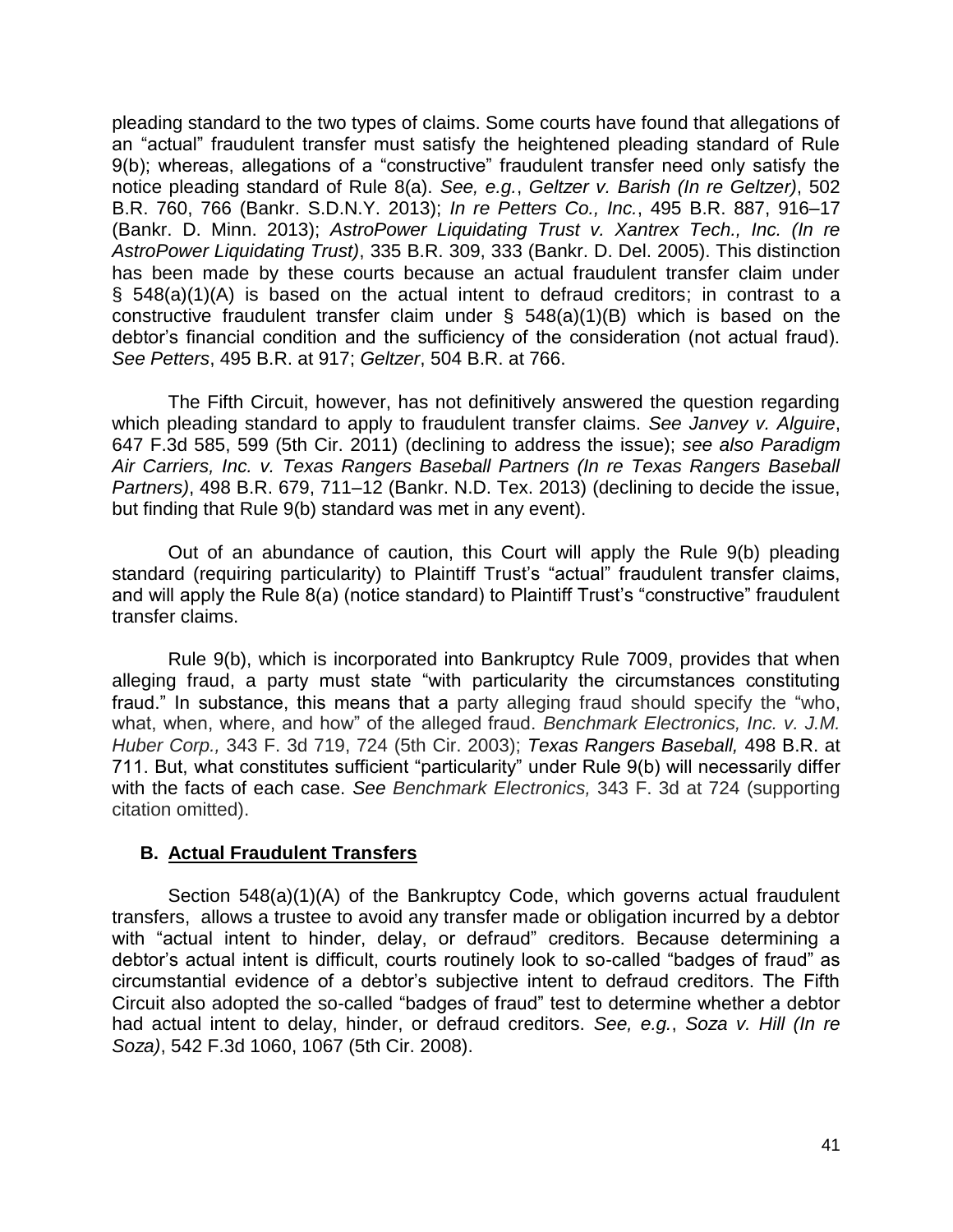pleading standard to the two types of claims. Some courts have found that allegations of an "actual" fraudulent transfer must satisfy the heightened pleading standard of Rule 9(b); whereas, allegations of a "constructive" fraudulent transfer need only satisfy the notice pleading standard of Rule 8(a). *See, e.g.*, *Geltzer v. Barish (In re Geltzer)*, 502 B.R. 760, 766 (Bankr. S.D.N.Y. 2013); *In re Petters Co., Inc.*, 495 B.R. 887, 916–17 (Bankr. D. Minn. 2013); *AstroPower Liquidating Trust v. Xantrex Tech., Inc. (In re AstroPower Liquidating Trust)*, 335 B.R. 309, 333 (Bankr. D. Del. 2005). This distinction has been made by these courts because an actual fraudulent transfer claim under § 548(a)(1)(A) is based on the actual intent to defraud creditors; in contrast to a constructive fraudulent transfer claim under § 548(a)(1)(B) which is based on the debtor's financial condition and the sufficiency of the consideration (not actual fraud). *See Petters*, 495 B.R. at 917; *Geltzer*, 504 B.R. at 766.

The Fifth Circuit, however, has not definitively answered the question regarding which pleading standard to apply to fraudulent transfer claims. *See Janvey v. Alguire*, 647 F.3d 585, 599 (5th Cir. 2011) (declining to address the issue); *see also Paradigm Air Carriers, Inc. v. Texas Rangers Baseball Partners (In re Texas Rangers Baseball Partners)*, 498 B.R. 679, 711–12 (Bankr. N.D. Tex. 2013) (declining to decide the issue, but finding that Rule 9(b) standard was met in any event).

Out of an abundance of caution, this Court will apply the Rule 9(b) pleading standard (requiring particularity) to Plaintiff Trust's "actual" fraudulent transfer claims, and will apply the Rule 8(a) (notice standard) to Plaintiff Trust's "constructive" fraudulent transfer claims.

Rule 9(b), which is incorporated into Bankruptcy Rule 7009, provides that when alleging fraud, a party must state "with particularity the circumstances constituting fraud." In substance, this means that a party alleging fraud should specify the "who, what, when, where, and how" of the alleged fraud. *Benchmark Electronics, Inc. v. J.M. Huber Corp.,* 343 F. 3d 719, 724 (5th Cir. 2003); *Texas Rangers Baseball,* 498 B.R. at 711. But, what constitutes sufficient "particularity" under Rule 9(b) will necessarily differ with the facts of each case. *See Benchmark Electronics,* 343 F. 3d at 724 (supporting citation omitted).

### B. Actual Fraudulent Transfers

Section 548(a)(1)(A) of the Bankruptcy Code, which governs actual fraudulent transfers, allows a trustee to avoid any transfer made or obligation incurred by a debtor with "actual intent to hinder, delay, or defraud" creditors. Because determining a debtor's actual intent is difficult, courts routinely look to so-called "badges of fraud" as circumstantial evidence of a debtor's subjective intent to defraud creditors. The Fifth Circuit also adopted the so-called "badges of fraud" test to determine whether a debtor had actual intent to delay, hinder, or defraud creditors. *See, e.g.*, *Soza v. Hill (In re Soza)*, 542 F.3d 1060, 1067 (5th Cir. 2008).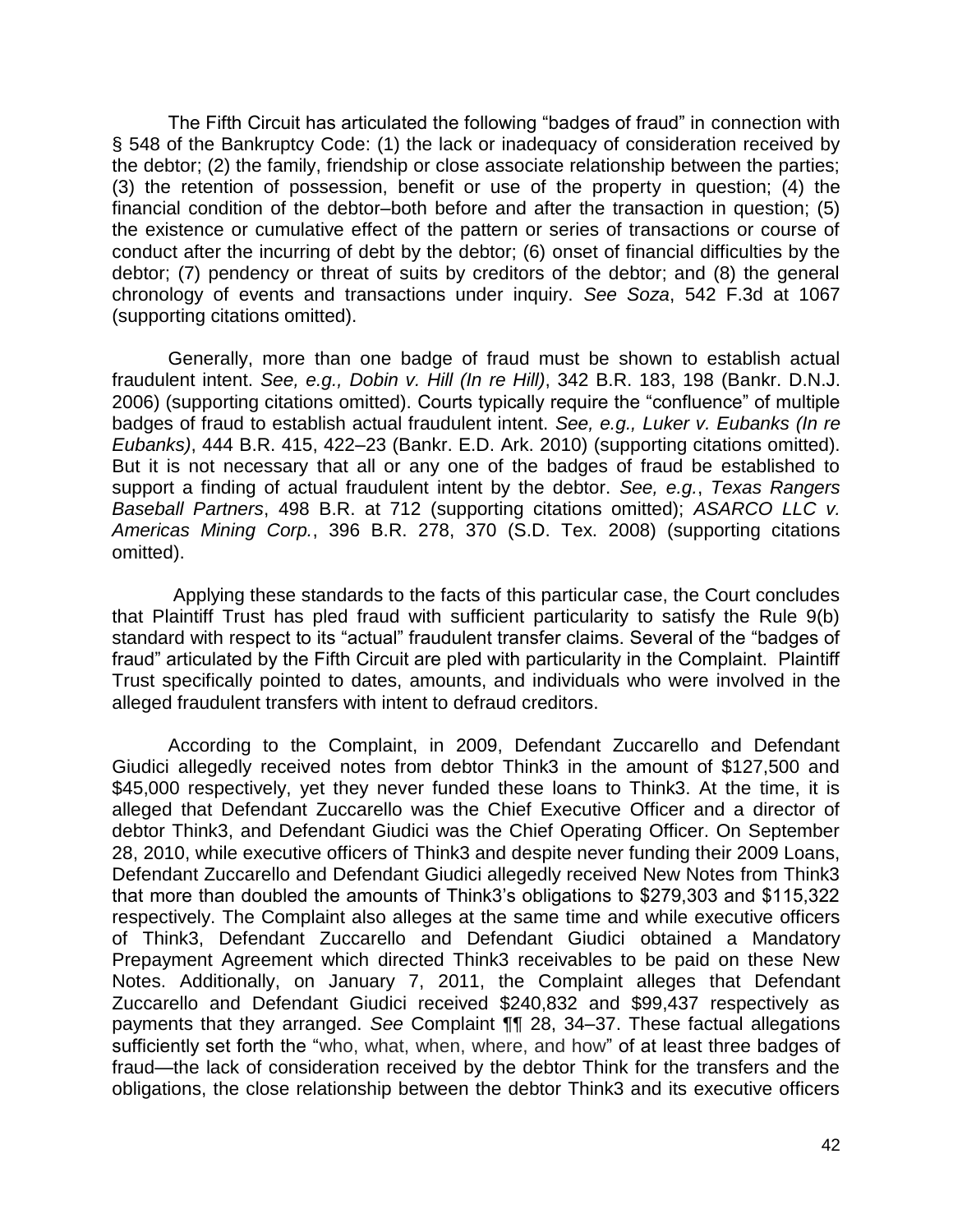The Fifth Circuit has articulated the following "badges of fraud" in connection with § 548 of the Bankruptcy Code: (1) the lack or inadequacy of consideration received by the debtor; (2) the family, friendship or close associate relationship between the parties; (3) the retention of possession, benefit or use of the property in question; (4) the financial condition of the debtor–both before and after the transaction in question; (5) the existence or cumulative effect of the pattern or series of transactions or course of conduct after the incurring of debt by the debtor; (6) onset of financial difficulties by the debtor; (7) pendency or threat of suits by creditors of the debtor; and (8) the general chronology of events and transactions under inquiry. *See Soza*, 542 F.3d at 1067 (supporting citations omitted).

Generally, more than one badge of fraud must be shown to establish actual fraudulent intent. *See, e.g., Dobin v. Hill (In re Hill)*, 342 B.R. 183, 198 (Bankr. D.N.J. 2006) (supporting citations omitted). Courts typically require the "confluence" of multiple badges of fraud to establish actual fraudulent intent. *See, e.g., Luker v. Eubanks (In re Eubanks)*, 444 B.R. 415, 422–23 (Bankr. E.D. Ark. 2010) (supporting citations omitted). But it is not necessary that all or any one of the badges of fraud be established to support a finding of actual fraudulent intent by the debtor. *See, e.g.*, *Texas Rangers Baseball Partners*, 498 B.R. at 712 (supporting citations omitted); *ASARCO LLC v. Americas Mining Corp.*, 396 B.R. 278, 370 (S.D. Tex. 2008) (supporting citations omitted).

Applying these standards to the facts of this particular case, the Court concludes that Plaintiff Trust has pled fraud with sufficient particularity to satisfy the Rule 9(b) standard with respect to its "actual" fraudulent transfer claims. Several of the "badges of fraud" articulated by the Fifth Circuit are pled with particularity in the Complaint. Plaintiff Trust specifically pointed to dates, amounts, and individuals who were involved in the alleged fraudulent transfers with intent to defraud creditors.

According to the Complaint, in 2009, Defendant Zuccarello and Defendant Giudici allegedly received notes from debtor Think3 in the amount of $127,500 and $45,000 respectively, yet they never funded these loans to Think3. At the time, it is alleged that Defendant Zuccarello was the Chief Executive Officer and a director of debtor Think3, and Defendant Giudici was the Chief Operating Officer. On September 28, 2010, while executive officers of Think3 and despite never funding their 2009 Loans, Defendant Zuccarello and Defendant Giudici allegedly received New Notes from Think3 that more than doubled the amounts of Think3's obligations to $279,303 and $115,322 respectively. The Complaint also alleges at the same time and while executive officers of Think3, Defendant Zuccarello and Defendant Giudici obtained a Mandatory Prepayment Agreement which directed Think3 receivables to be paid on these New Notes. Additionally, on January 7, 2011, the Complaint alleges that Defendant Zuccarello and Defendant Giudici received $240,832 and $99,437 respectively as payments that they arranged. *See* Complaint ¶¶ 28, 34–37. These factual allegations sufficiently set forth the "who, what, when, where, and how" of at least three badges of fraud—the lack of consideration received by the debtor Think for the transfers and the obligations, the close relationship between the debtor Think3 and its executive officers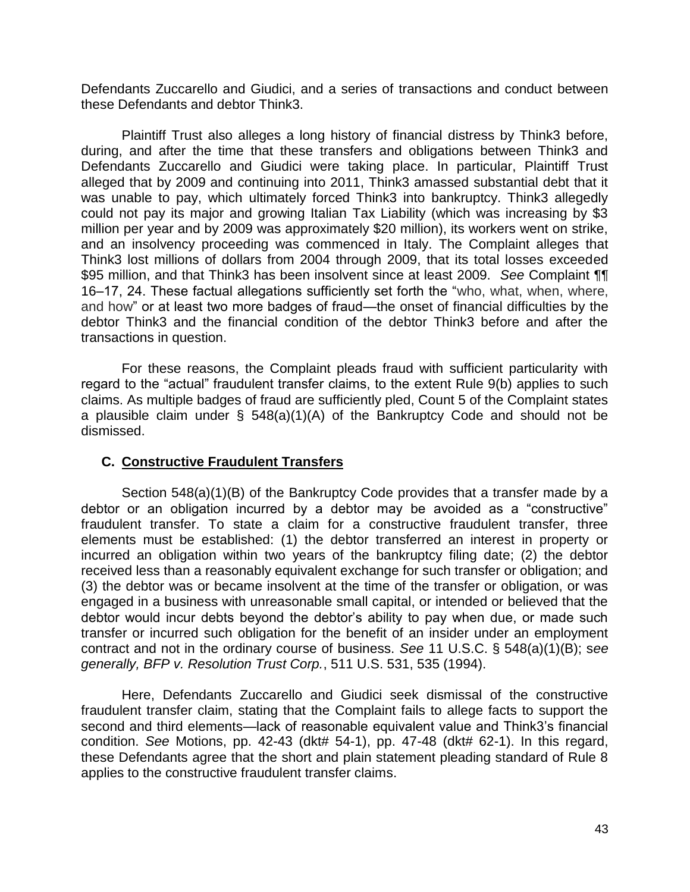Defendants Zuccarello and Giudici, and a series of transactions and conduct between these Defendants and debtor Think3.

Plaintiff Trust also alleges a long history of financial distress by Think3 before, during, and after the time that these transfers and obligations between Think3 and Defendants Zuccarello and Giudici were taking place. In particular, Plaintiff Trust alleged that by 2009 and continuing into 2011, Think3 amassed substantial debt that it was unable to pay, which ultimately forced Think3 into bankruptcy. Think3 allegedly could not pay its major and growing Italian Tax Liability (which was increasing by $3 million per year and by 2009 was approximately $20 million), its workers went on strike, and an insolvency proceeding was commenced in Italy. The Complaint alleges that Think3 lost millions of dollars from 2004 through 2009, that its total losses exceeded $95 million, and that Think3 has been insolvent since at least 2009. *See* Complaint ¶¶ 16–17, 24. These factual allegations sufficiently set forth the "who, what, when, where, and how" or at least two more badges of fraud—the onset of financial difficulties by the debtor Think3 and the financial condition of the debtor Think3 before and after the transactions in question.

For these reasons, the Complaint pleads fraud with sufficient particularity with regard to the "actual" fraudulent transfer claims, to the extent Rule 9(b) applies to such claims. As multiple badges of fraud are sufficiently pled, Count 5 of the Complaint states a plausible claim under § 548(a)(1)(A) of the Bankruptcy Code and should not be dismissed.

### C. Constructive Fraudulent Transfers

Section 548(a)(1)(B) of the Bankruptcy Code provides that a transfer made by a debtor or an obligation incurred by a debtor may be avoided as a "constructive" fraudulent transfer. To state a claim for a constructive fraudulent transfer, three elements must be established: (1) the debtor transferred an interest in property or incurred an obligation within two years of the bankruptcy filing date; (2) the debtor received less than a reasonably equivalent exchange for such transfer or obligation; and (3) the debtor was or became insolvent at the time of the transfer or obligation, or was engaged in a business with unreasonable small capital, or intended or believed that the debtor would incur debts beyond the debtor's ability to pay when due, or made such transfer or incurred such obligation for the benefit of an insider under an employment contract and not in the ordinary course of business. *See* 11 U.S.C. § 548(a)(1)(B); *see generally, BFP v. Resolution Trust Corp.*, 511 U.S. 531, 535 (1994).

Here, Defendants Zuccarello and Giudici seek dismissal of the constructive fraudulent transfer claim, stating that the Complaint fails to allege facts to support the second and third elements—lack of reasonable equivalent value and Think3's financial condition. *See* Motions, pp. 42-43 (dkt# 54-1), pp. 47-48 (dkt# 62-1). In this regard, these Defendants agree that the short and plain statement pleading standard of Rule 8 applies to the constructive fraudulent transfer claims.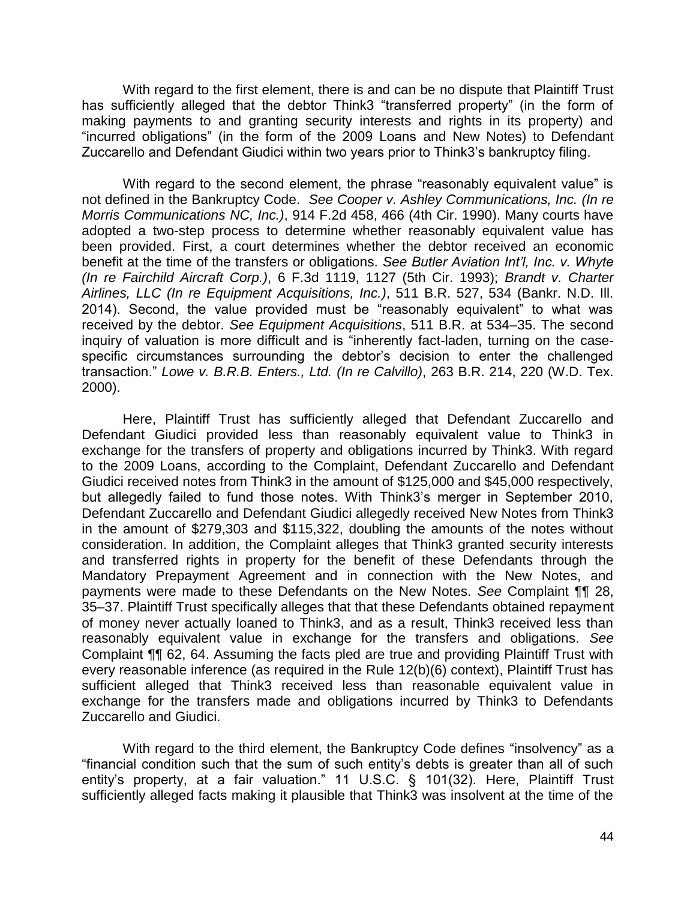With regard to the first element, there is and can be no dispute that Plaintiff Trust has sufficiently alleged that the debtor Think3 "transferred property" (in the form of making payments to and granting security interests and rights in its property) and "incurred obligations" (in the form of the 2009 Loans and New Notes) to Defendant Zuccarello and Defendant Giudici within two years prior to Think3's bankruptcy filing.

With regard to the second element, the phrase "reasonably equivalent value" is not defined in the Bankruptcy Code. *See Cooper v. Ashley Communications, Inc. (In re Morris Communications NC, Inc.)*, 914 F.2d 458, 466 (4th Cir. 1990). Many courts have adopted a two-step process to determine whether reasonably equivalent value has been provided. First, a court determines whether the debtor received an economic benefit at the time of the transfers or obligations. *See Butler Aviation Int'l, Inc. v. Whyte (In re Fairchild Aircraft Corp.)*, 6 F.3d 1119, 1127 (5th Cir. 1993); *Brandt v. Charter Airlines, LLC (In re Equipment Acquisitions, Inc.)*, 511 B.R. 527, 534 (Bankr. N.D. Ill. 2014). Second, the value provided must be "reasonably equivalent" to what was received by the debtor. *See Equipment Acquisitions*, 511 B.R. at 534–35. The second inquiry of valuation is more difficult and is "inherently fact-laden, turning on the case-specific circumstances surrounding the debtor's decision to enter the challenged transaction." *Lowe v. B.R.B. Enters., Ltd. (In re Calvillo)*, 263 B.R. 214, 220 (W.D. Tex. 2000).

Here, Plaintiff Trust has sufficiently alleged that Defendant Zuccarello and Defendant Giudici provided less than reasonably equivalent value to Think3 in exchange for the transfers of property and obligations incurred by Think3. With regard to the 2009 Loans, according to the Complaint, Defendant Zuccarello and Defendant Giudici received notes from Think3 in the amount of $125,000 and $45,000 respectively, but allegedly failed to fund those notes. With Think3's merger in September 2010, Defendant Zuccarello and Defendant Giudici allegedly received New Notes from Think3 in the amount of $279,303 and $115,322, doubling the amounts of the notes without consideration. In addition, the Complaint alleges that Think3 granted security interests and transferred rights in property for the benefit of these Defendants through the Mandatory Prepayment Agreement and in connection with the New Notes, and payments were made to these Defendants on the New Notes. *See* Complaint ¶¶ 28, 35–37. Plaintiff Trust specifically alleges that that these Defendants obtained repayment of money never actually loaned to Think3, and as a result, Think3 received less than reasonably equivalent value in exchange for the transfers and obligations. *See* Complaint ¶¶ 62, 64. Assuming the facts pled are true and providing Plaintiff Trust with every reasonable inference (as required in the Rule 12(b)(6) context), Plaintiff Trust has sufficient alleged that Think3 received less than reasonable equivalent value in exchange for the transfers made and obligations incurred by Think3 to Defendants Zuccarello and Giudici.

With regard to the third element, the Bankruptcy Code defines "insolvency" as a "financial condition such that the sum of such entity's debts is greater than all of such entity's property, at a fair valuation." 11 U.S.C. § 101(32). Here, Plaintiff Trust sufficiently alleged facts making it plausible that Think3 was insolvent at the time of the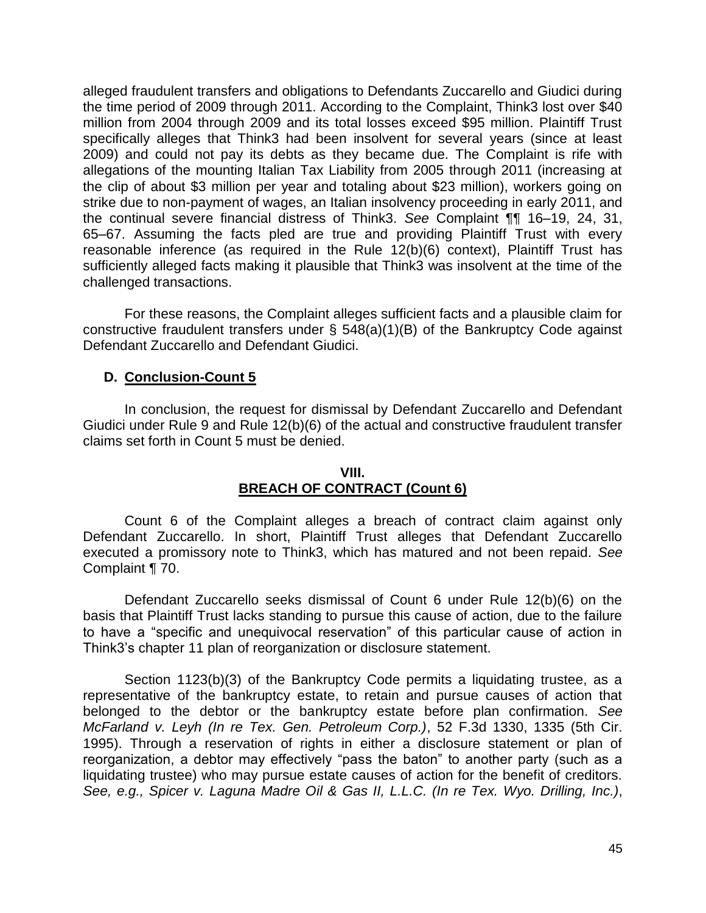alleged fraudulent transfers and obligations to Defendants Zuccarello and Giudici during the time period of 2009 through 2011. According to the Complaint, Think3 lost over $40 million from 2004 through 2009 and its total losses exceed $95 million. Plaintiff Trust specifically alleges that Think3 had been insolvent for several years (since at least 2009) and could not pay its debts as they became due. The Complaint is rife with allegations of the mounting Italian Tax Liability from 2005 through 2011 (increasing at the clip of about $3 million per year and totaling about $23 million), workers going on strike due to non-payment of wages, an Italian insolvency proceeding in early 2011, and the continual severe financial distress of Think3. *See* Complaint ¶¶ 16–19, 24, 31, 65–67. Assuming the facts pled are true and providing Plaintiff Trust with every reasonable inference (as required in the Rule 12(b)(6) context), Plaintiff Trust has sufficiently alleged facts making it plausible that Think3 was insolvent at the time of the challenged transactions.

For these reasons, the Complaint alleges sufficient facts and a plausible claim for constructive fraudulent transfers under § 548(a)(1)(B) of the Bankruptcy Code against Defendant Zuccarello and Defendant Giudici.

### D. Conclusion-Count 5

In conclusion, the request for dismissal by Defendant Zuccarello and Defendant Giudici under Rule 9 and Rule 12(b)(6) of the actual and constructive fraudulent transfer claims set forth in Count 5 must be denied.

## VIII.
## BREACH OF CONTRACT (Count 6)

Count 6 of the Complaint alleges a breach of contract claim against only Defendant Zuccarello. In short, Plaintiff Trust alleges that Defendant Zuccarello executed a promissory note to Think3, which has matured and not been repaid. *See* Complaint ¶ 70.

Defendant Zuccarello seeks dismissal of Count 6 under Rule 12(b)(6) on the basis that Plaintiff Trust lacks standing to pursue this cause of action, due to the failure to have a "specific and unequivocal reservation" of this particular cause of action in Think3's chapter 11 plan of reorganization or disclosure statement.

Section 1123(b)(3) of the Bankruptcy Code permits a liquidating trustee, as a representative of the bankruptcy estate, to retain and pursue causes of action that belonged to the debtor or the bankruptcy estate before plan confirmation. *See McFarland v. Leyh (In re Tex. Gen. Petroleum Corp.)*, 52 F.3d 1330, 1335 (5th Cir. 1995). Through a reservation of rights in either a disclosure statement or plan of reorganization, a debtor may effectively "pass the baton" to another party (such as a liquidating trustee) who may pursue estate causes of action for the benefit of creditors. *See, e.g., Spicer v. Laguna Madre Oil & Gas II, L.L.C. (In re Tex. Wyo. Drilling, Inc.)*,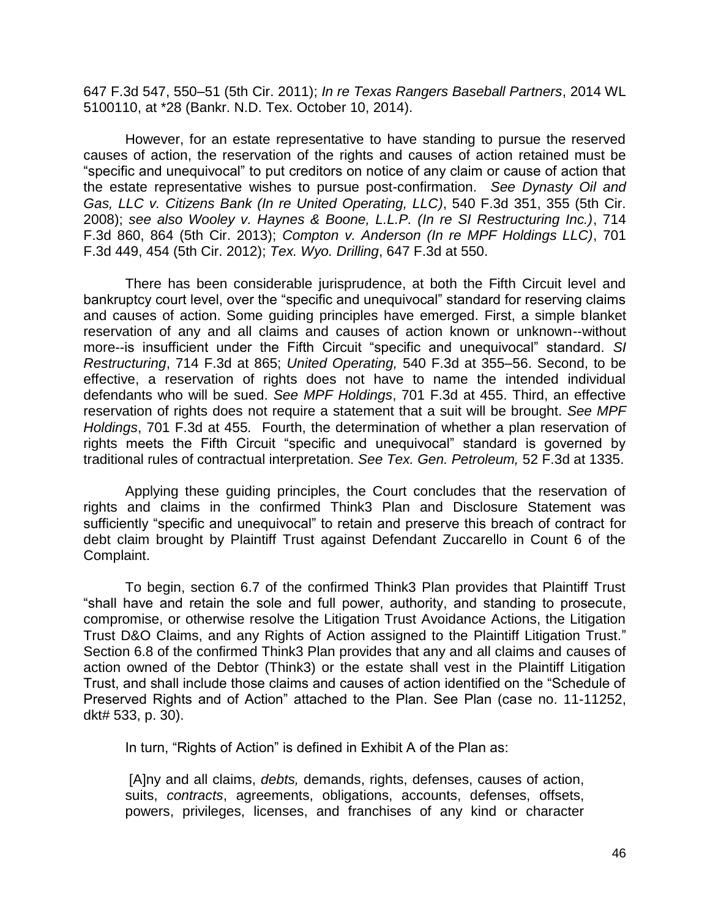647 F.3d 547, 550–51 (5th Cir. 2011); *In re Texas Rangers Baseball Partners*, 2014 WL 5100110, at *28 (Bankr. N.D. Tex. October 10, 2014).

However, for an estate representative to have standing to pursue the reserved causes of action, the reservation of the rights and causes of action retained must be "specific and unequivocal" to put creditors on notice of any claim or cause of action that the estate representative wishes to pursue post-confirmation. *See Dynasty Oil and Gas, LLC v. Citizens Bank (In re United Operating, LLC)*, 540 F.3d 351, 355 (5th Cir. 2008); *see also Wooley v. Haynes & Boone, L.L.P. (In re SI Restructuring Inc.)*, 714 F.3d 860, 864 (5th Cir. 2013); *Compton v. Anderson (In re MPF Holdings LLC)*, 701 F.3d 449, 454 (5th Cir. 2012); *Tex. Wyo. Drilling*, 647 F.3d at 550.

There has been considerable jurisprudence, at both the Fifth Circuit level and bankruptcy court level, over the "specific and unequivocal" standard for reserving claims and causes of action. Some guiding principles have emerged. First, a simple blanket reservation of any and all claims and causes of action known or unknown--without more--is insufficient under the Fifth Circuit "specific and unequivocal" standard. *SI Restructuring*, 714 F.3d at 865; *United Operating,* 540 F.3d at 355–56. Second, to be effective, a reservation of rights does not have to name the intended individual defendants who will be sued. *See MPF Holdings*, 701 F.3d at 455. Third, an effective reservation of rights does not require a statement that a suit will be brought. *See MPF Holdings*, 701 F.3d at 455*.* Fourth, the determination of whether a plan reservation of rights meets the Fifth Circuit "specific and unequivocal" standard is governed by traditional rules of contractual interpretation. *See Tex. Gen. Petroleum,* 52 F.3d at 1335.

Applying these guiding principles, the Court concludes that the reservation of rights and claims in the confirmed Think3 Plan and Disclosure Statement was sufficiently "specific and unequivocal" to retain and preserve this breach of contract for debt claim brought by Plaintiff Trust against Defendant Zuccarello in Count 6 of the Complaint.

To begin, section 6.7 of the confirmed Think3 Plan provides that Plaintiff Trust "shall have and retain the sole and full power, authority, and standing to prosecute, compromise, or otherwise resolve the Litigation Trust Avoidance Actions, the Litigation Trust D&O Claims, and any Rights of Action assigned to the Plaintiff Litigation Trust." Section 6.8 of the confirmed Think3 Plan provides that any and all claims and causes of action owned of the Debtor (Think3) or the estate shall vest in the Plaintiff Litigation Trust, and shall include those claims and causes of action identified on the "Schedule of Preserved Rights and of Action" attached to the Plan. See Plan (case no. 11-11252, dkt# 533, p. 30).

In turn, "Rights of Action" is defined in Exhibit A of the Plan as:

> [A]ny and all claims, *debts,* demands, rights, defenses, causes of action, suits, *contracts*, agreements, obligations, accounts, defenses, offsets, powers, privileges, licenses, and franchises of any kind or character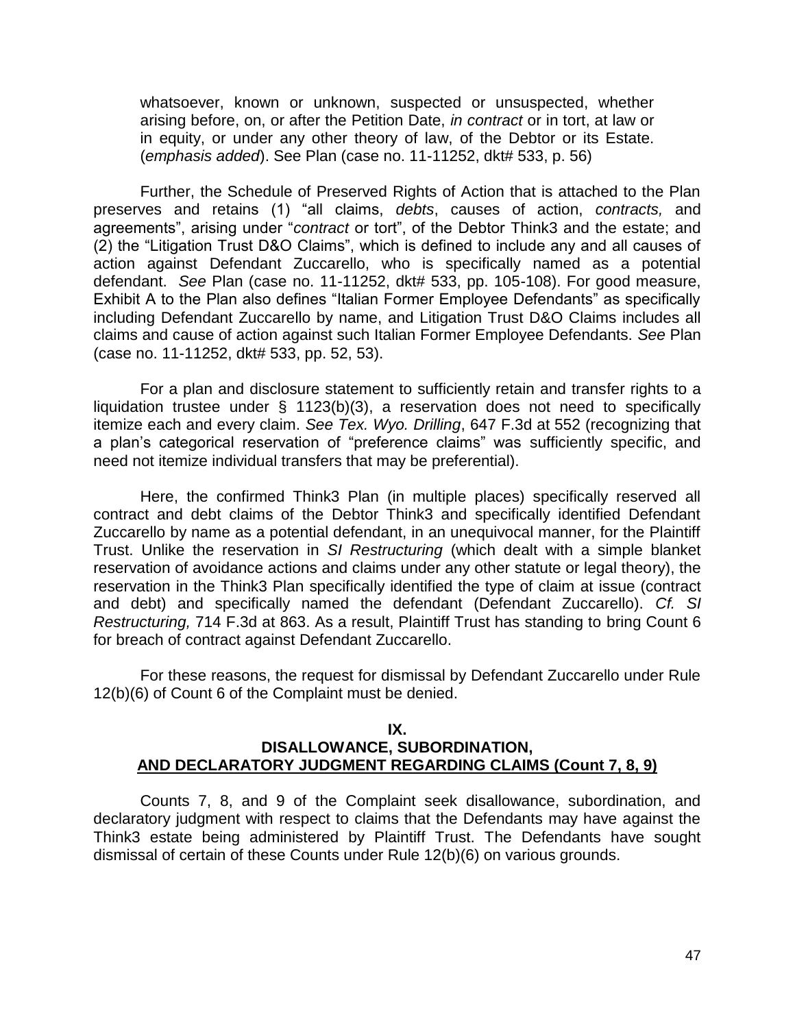whatsoever, known or unknown, suspected or unsuspected, whether arising before, on, or after the Petition Date, *in contract* or in tort, at law or in equity, or under any other theory of law, of the Debtor or its Estate. (*emphasis added*). See Plan (case no. 11-11252, dkt# 533, p. 56)

Further, the Schedule of Preserved Rights of Action that is attached to the Plan preserves and retains (1) "all claims, *debts*, causes of action, *contracts,* and agreements", arising under "*contract* or tort", of the Debtor Think3 and the estate; and (2) the "Litigation Trust D&O Claims", which is defined to include any and all causes of action against Defendant Zuccarello, who is specifically named as a potential defendant. *See* Plan (case no. 11-11252, dkt# 533, pp. 105-108). For good measure, Exhibit A to the Plan also defines "Italian Former Employee Defendants" as specifically including Defendant Zuccarello by name, and Litigation Trust D&O Claims includes all claims and cause of action against such Italian Former Employee Defendants. *See* Plan (case no. 11-11252, dkt# 533, pp. 52, 53).

For a plan and disclosure statement to sufficiently retain and transfer rights to a liquidation trustee under § 1123(b)(3), a reservation does not need to specifically itemize each and every claim. *See Tex. Wyo. Drilling*, 647 F.3d at 552 (recognizing that a plan's categorical reservation of "preference claims" was sufficiently specific, and need not itemize individual transfers that may be preferential).

Here, the confirmed Think3 Plan (in multiple places) specifically reserved all contract and debt claims of the Debtor Think3 and specifically identified Defendant Zuccarello by name as a potential defendant, in an unequivocal manner, for the Plaintiff Trust. Unlike the reservation in *SI Restructuring* (which dealt with a simple blanket reservation of avoidance actions and claims under any other statute or legal theory), the reservation in the Think3 Plan specifically identified the type of claim at issue (contract and debt) and specifically named the defendant (Defendant Zuccarello). *Cf. SI Restructuring,* 714 F.3d at 863. As a result, Plaintiff Trust has standing to bring Count 6 for breach of contract against Defendant Zuccarello.

For these reasons, the request for dismissal by Defendant Zuccarello under Rule 12(b)(6) of Count 6 of the Complaint must be denied.

## IX.
## DISALLOWANCE, SUBORDINATION, AND DECLARATORY JUDGMENT REGARDING CLAIMS (Count 7, 8, 9)

Counts 7, 8, and 9 of the Complaint seek disallowance, subordination, and declaratory judgment with respect to claims that the Defendants may have against the Think3 estate being administered by Plaintiff Trust. The Defendants have sought dismissal of certain of these Counts under Rule 12(b)(6) on various grounds.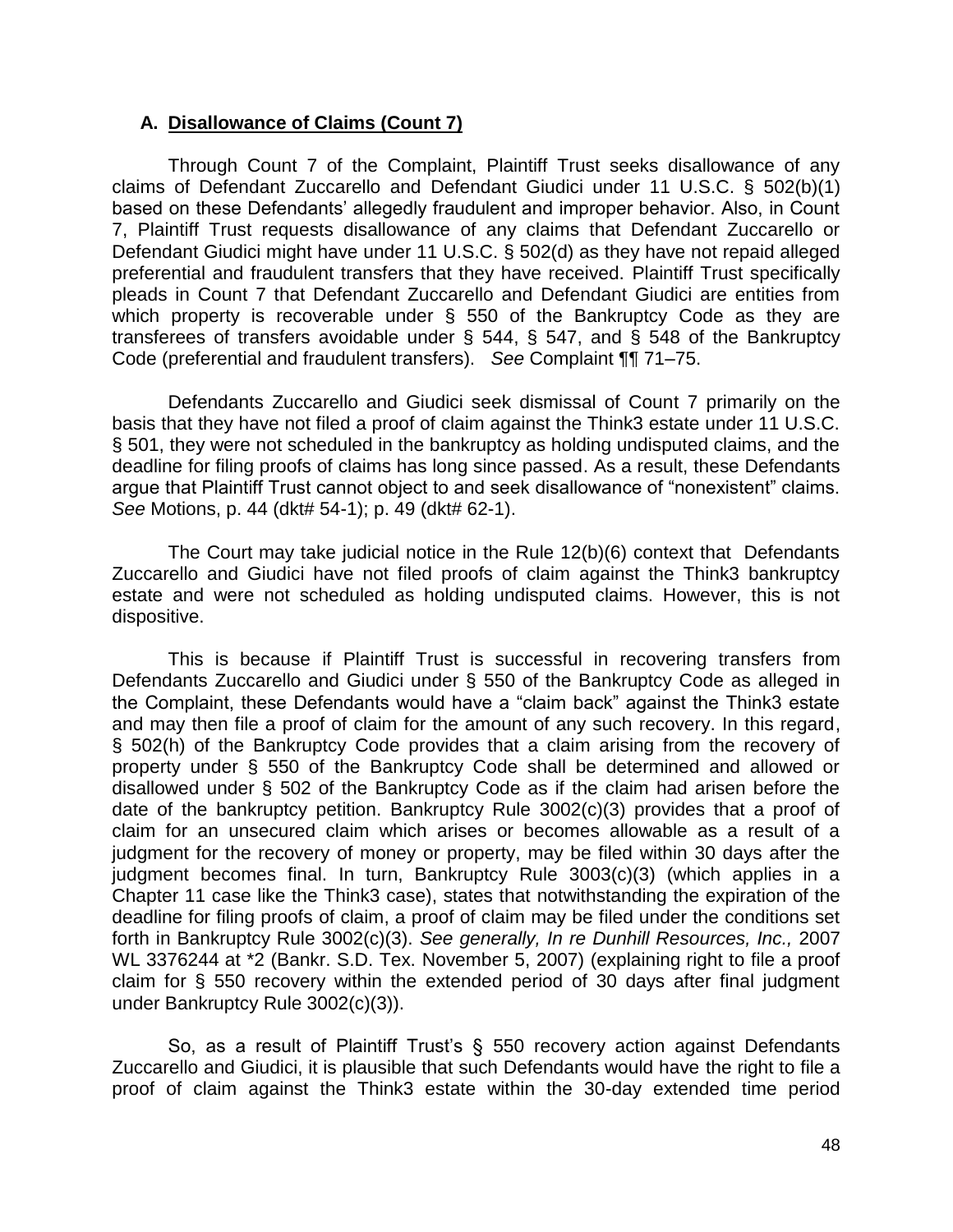### A. **Disallowance of Claims (Count 7)**

Through Count 7 of the Complaint, Plaintiff Trust seeks disallowance of any claims of Defendant Zuccarello and Defendant Giudici under 11 U.S.C. § 502(b)(1) based on these Defendants' allegedly fraudulent and improper behavior. Also, in Count 7, Plaintiff Trust requests disallowance of any claims that Defendant Zuccarello or Defendant Giudici might have under 11 U.S.C. § 502(d) as they have not repaid alleged preferential and fraudulent transfers that they have received. Plaintiff Trust specifically pleads in Count 7 that Defendant Zuccarello and Defendant Giudici are entities from which property is recoverable under § 550 of the Bankruptcy Code as they are transferees of transfers avoidable under § 544, § 547, and § 548 of the Bankruptcy Code (preferential and fraudulent transfers). *See* Complaint ¶¶ 71–75.

Defendants Zuccarello and Giudici seek dismissal of Count 7 primarily on the basis that they have not filed a proof of claim against the Think3 estate under 11 U.S.C. § 501, they were not scheduled in the bankruptcy as holding undisputed claims, and the deadline for filing proofs of claims has long since passed. As a result, these Defendants argue that Plaintiff Trust cannot object to and seek disallowance of "nonexistent" claims. *See* Motions, p. 44 (dkt# 54-1); p. 49 (dkt# 62-1).

The Court may take judicial notice in the Rule 12(b)(6) context that Defendants Zuccarello and Giudici have not filed proofs of claim against the Think3 bankruptcy estate and were not scheduled as holding undisputed claims. However, this is not dispositive.

This is because if Plaintiff Trust is successful in recovering transfers from Defendants Zuccarello and Giudici under § 550 of the Bankruptcy Code as alleged in the Complaint, these Defendants would have a "claim back" against the Think3 estate and may then file a proof of claim for the amount of any such recovery. In this regard, § 502(h) of the Bankruptcy Code provides that a claim arising from the recovery of property under § 550 of the Bankruptcy Code shall be determined and allowed or disallowed under § 502 of the Bankruptcy Code as if the claim had arisen before the date of the bankruptcy petition. Bankruptcy Rule 3002(c)(3) provides that a proof of claim for an unsecured claim which arises or becomes allowable as a result of a judgment for the recovery of money or property, may be filed within 30 days after the judgment becomes final. In turn, Bankruptcy Rule 3003(c)(3) (which applies in a Chapter 11 case like the Think3 case), states that notwithstanding the expiration of the deadline for filing proofs of claim, a proof of claim may be filed under the conditions set forth in Bankruptcy Rule 3002(c)(3). *See generally, In re Dunhill Resources, Inc.,* 2007 WL 3376244 at \*2 (Bankr. S.D. Tex. November 5, 2007) (explaining right to file a proof claim for § 550 recovery within the extended period of 30 days after final judgment under Bankruptcy Rule 3002(c)(3)).

So, as a result of Plaintiff Trust's § 550 recovery action against Defendants Zuccarello and Giudici, it is plausible that such Defendants would have the right to file a proof of claim against the Think3 estate within the 30-day extended time period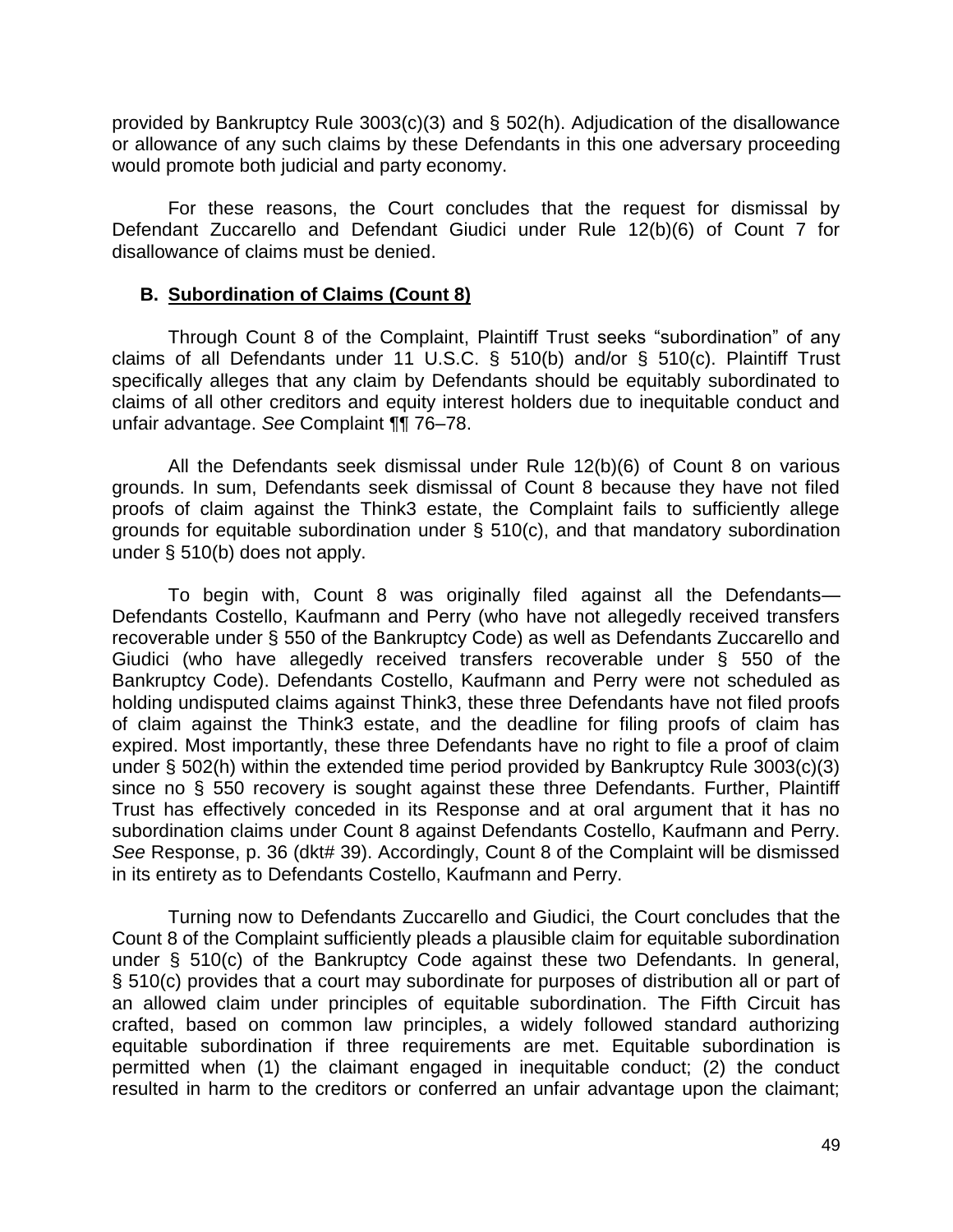provided by Bankruptcy Rule 3003(c)(3) and § 502(h). Adjudication of the disallowance or allowance of any such claims by these Defendants in this one adversary proceeding would promote both judicial and party economy.

For these reasons, the Court concludes that the request for dismissal by Defendant Zuccarello and Defendant Giudici under Rule 12(b)(6) of Count 7 for disallowance of claims must be denied.

### B. Subordination of Claims (Count 8)

Through Count 8 of the Complaint, Plaintiff Trust seeks "subordination" of any claims of all Defendants under 11 U.S.C. § 510(b) and/or § 510(c). Plaintiff Trust specifically alleges that any claim by Defendants should be equitably subordinated to claims of all other creditors and equity interest holders due to inequitable conduct and unfair advantage. *See* Complaint ¶¶ 76–78.

All the Defendants seek dismissal under Rule 12(b)(6) of Count 8 on various grounds. In sum, Defendants seek dismissal of Count 8 because they have not filed proofs of claim against the Think3 estate, the Complaint fails to sufficiently allege grounds for equitable subordination under § 510(c), and that mandatory subordination under § 510(b) does not apply.

To begin with, Count 8 was originally filed against all the Defendants—Defendants Costello, Kaufmann and Perry (who have not allegedly received transfers recoverable under § 550 of the Bankruptcy Code) as well as Defendants Zuccarello and Giudici (who have allegedly received transfers recoverable under § 550 of the Bankruptcy Code). Defendants Costello, Kaufmann and Perry were not scheduled as holding undisputed claims against Think3, these three Defendants have not filed proofs of claim against the Think3 estate, and the deadline for filing proofs of claim has expired. Most importantly, these three Defendants have no right to file a proof of claim under § 502(h) within the extended time period provided by Bankruptcy Rule 3003(c)(3) since no § 550 recovery is sought against these three Defendants. Further, Plaintiff Trust has effectively conceded in its Response and at oral argument that it has no subordination claims under Count 8 against Defendants Costello, Kaufmann and Perry. *See* Response, p. 36 (dkt# 39). Accordingly, Count 8 of the Complaint will be dismissed in its entirety as to Defendants Costello, Kaufmann and Perry.

Turning now to Defendants Zuccarello and Giudici, the Court concludes that the Count 8 of the Complaint sufficiently pleads a plausible claim for equitable subordination under § 510(c) of the Bankruptcy Code against these two Defendants. In general, § 510(c) provides that a court may subordinate for purposes of distribution all or part of an allowed claim under principles of equitable subordination. The Fifth Circuit has crafted, based on common law principles, a widely followed standard authorizing equitable subordination if three requirements are met. Equitable subordination is permitted when (1) the claimant engaged in inequitable conduct; (2) the conduct resulted in harm to the creditors or conferred an unfair advantage upon the claimant;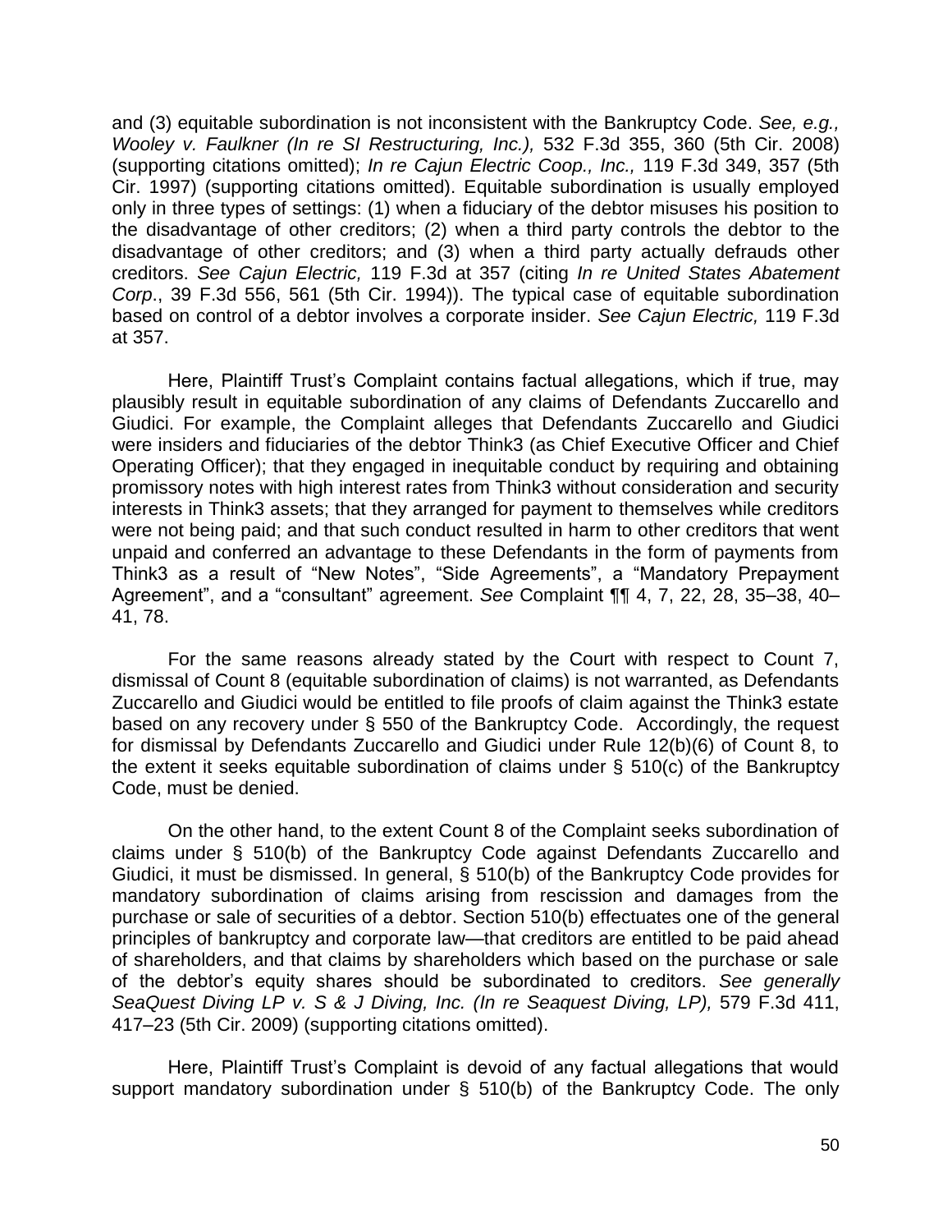and (3) equitable subordination is not inconsistent with the Bankruptcy Code. *See, e.g., Wooley v. Faulkner (In re SI Restructuring, Inc.),* 532 F.3d 355, 360 (5th Cir. 2008) (supporting citations omitted); *In re Cajun Electric Coop., Inc.,* 119 F.3d 349, 357 (5th Cir. 1997) (supporting citations omitted). Equitable subordination is usually employed only in three types of settings: (1) when a fiduciary of the debtor misuses his position to the disadvantage of other creditors; (2) when a third party controls the debtor to the disadvantage of other creditors; and (3) when a third party actually defrauds other creditors. *See Cajun Electric,* 119 F.3d at 357 (citing *In re United States Abatement Corp*., 39 F.3d 556, 561 (5th Cir. 1994)). The typical case of equitable subordination based on control of a debtor involves a corporate insider. *See Cajun Electric,* 119 F.3d at 357.

Here, Plaintiff Trust's Complaint contains factual allegations, which if true, may plausibly result in equitable subordination of any claims of Defendants Zuccarello and Giudici. For example, the Complaint alleges that Defendants Zuccarello and Giudici were insiders and fiduciaries of the debtor Think3 (as Chief Executive Officer and Chief Operating Officer); that they engaged in inequitable conduct by requiring and obtaining promissory notes with high interest rates from Think3 without consideration and security interests in Think3 assets; that they arranged for payment to themselves while creditors were not being paid; and that such conduct resulted in harm to other creditors that went unpaid and conferred an advantage to these Defendants in the form of payments from Think3 as a result of "New Notes", "Side Agreements", a "Mandatory Prepayment Agreement", and a "consultant" agreement. *See* Complaint ¶¶ 4, 7, 22, 28, 35–38, 40–41, 78.

For the same reasons already stated by the Court with respect to Count 7, dismissal of Count 8 (equitable subordination of claims) is not warranted, as Defendants Zuccarello and Giudici would be entitled to file proofs of claim against the Think3 estate based on any recovery under § 550 of the Bankruptcy Code. Accordingly, the request for dismissal by Defendants Zuccarello and Giudici under Rule 12(b)(6) of Count 8, to the extent it seeks equitable subordination of claims under § 510(c) of the Bankruptcy Code, must be denied.

On the other hand, to the extent Count 8 of the Complaint seeks subordination of claims under § 510(b) of the Bankruptcy Code against Defendants Zuccarello and Giudici, it must be dismissed. In general, § 510(b) of the Bankruptcy Code provides for mandatory subordination of claims arising from rescission and damages from the purchase or sale of securities of a debtor. Section 510(b) effectuates one of the general principles of bankruptcy and corporate law—that creditors are entitled to be paid ahead of shareholders, and that claims by shareholders which based on the purchase or sale of the debtor's equity shares should be subordinated to creditors. *See generally SeaQuest Diving LP v. S & J Diving, Inc. (In re Seaquest Diving, LP),* 579 F.3d 411, 417–23 (5th Cir. 2009) (supporting citations omitted).

Here, Plaintiff Trust's Complaint is devoid of any factual allegations that would support mandatory subordination under § 510(b) of the Bankruptcy Code. The only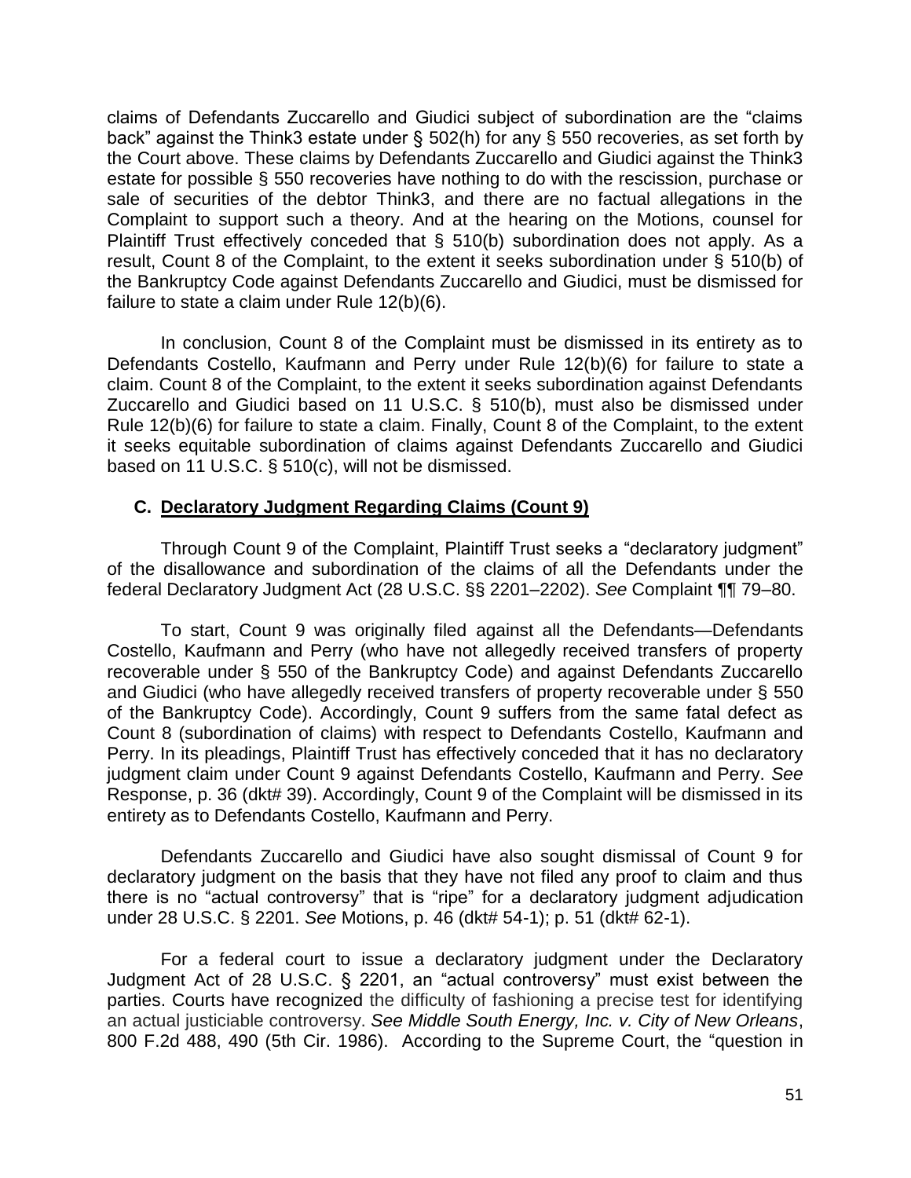claims of Defendants Zuccarello and Giudici subject of subordination are the "claims back" against the Think3 estate under § 502(h) for any § 550 recoveries, as set forth by the Court above. These claims by Defendants Zuccarello and Giudici against the Think3 estate for possible § 550 recoveries have nothing to do with the rescission, purchase or sale of securities of the debtor Think3, and there are no factual allegations in the Complaint to support such a theory. And at the hearing on the Motions, counsel for Plaintiff Trust effectively conceded that § 510(b) subordination does not apply. As a result, Count 8 of the Complaint, to the extent it seeks subordination under § 510(b) of the Bankruptcy Code against Defendants Zuccarello and Giudici, must be dismissed for failure to state a claim under Rule 12(b)(6).

In conclusion, Count 8 of the Complaint must be dismissed in its entirety as to Defendants Costello, Kaufmann and Perry under Rule 12(b)(6) for failure to state a claim. Count 8 of the Complaint, to the extent it seeks subordination against Defendants Zuccarello and Giudici based on 11 U.S.C. § 510(b), must also be dismissed under Rule 12(b)(6) for failure to state a claim. Finally, Count 8 of the Complaint, to the extent it seeks equitable subordination of claims against Defendants Zuccarello and Giudici based on 11 U.S.C. § 510(c), will not be dismissed.

### C. Declaratory Judgment Regarding Claims (Count 9)

Through Count 9 of the Complaint, Plaintiff Trust seeks a "declaratory judgment" of the disallowance and subordination of the claims of all the Defendants under the federal Declaratory Judgment Act (28 U.S.C. §§ 2201–2202). *See* Complaint ¶¶ 79–80.

To start, Count 9 was originally filed against all the Defendants—Defendants Costello, Kaufmann and Perry (who have not allegedly received transfers of property recoverable under § 550 of the Bankruptcy Code) and against Defendants Zuccarello and Giudici (who have allegedly received transfers of property recoverable under § 550 of the Bankruptcy Code). Accordingly, Count 9 suffers from the same fatal defect as Count 8 (subordination of claims) with respect to Defendants Costello, Kaufmann and Perry. In its pleadings, Plaintiff Trust has effectively conceded that it has no declaratory judgment claim under Count 9 against Defendants Costello, Kaufmann and Perry. *See* Response, p. 36 (dkt# 39). Accordingly, Count 9 of the Complaint will be dismissed in its entirety as to Defendants Costello, Kaufmann and Perry.

Defendants Zuccarello and Giudici have also sought dismissal of Count 9 for declaratory judgment on the basis that they have not filed any proof to claim and thus there is no "actual controversy" that is "ripe" for a declaratory judgment adjudication under 28 U.S.C. § 2201. *See* Motions, p. 46 (dkt# 54-1); p. 51 (dkt# 62-1).

For a federal court to issue a declaratory judgment under the Declaratory Judgment Act of 28 U.S.C. § 2201, an "actual controversy" must exist between the parties. Courts have recognized the difficulty of fashioning a precise test for identifying an actual justiciable controversy. *See Middle South Energy, Inc. v. City of New Orleans*, 800 F.2d 488, 490 (5th Cir. 1986). According to the Supreme Court, the "question in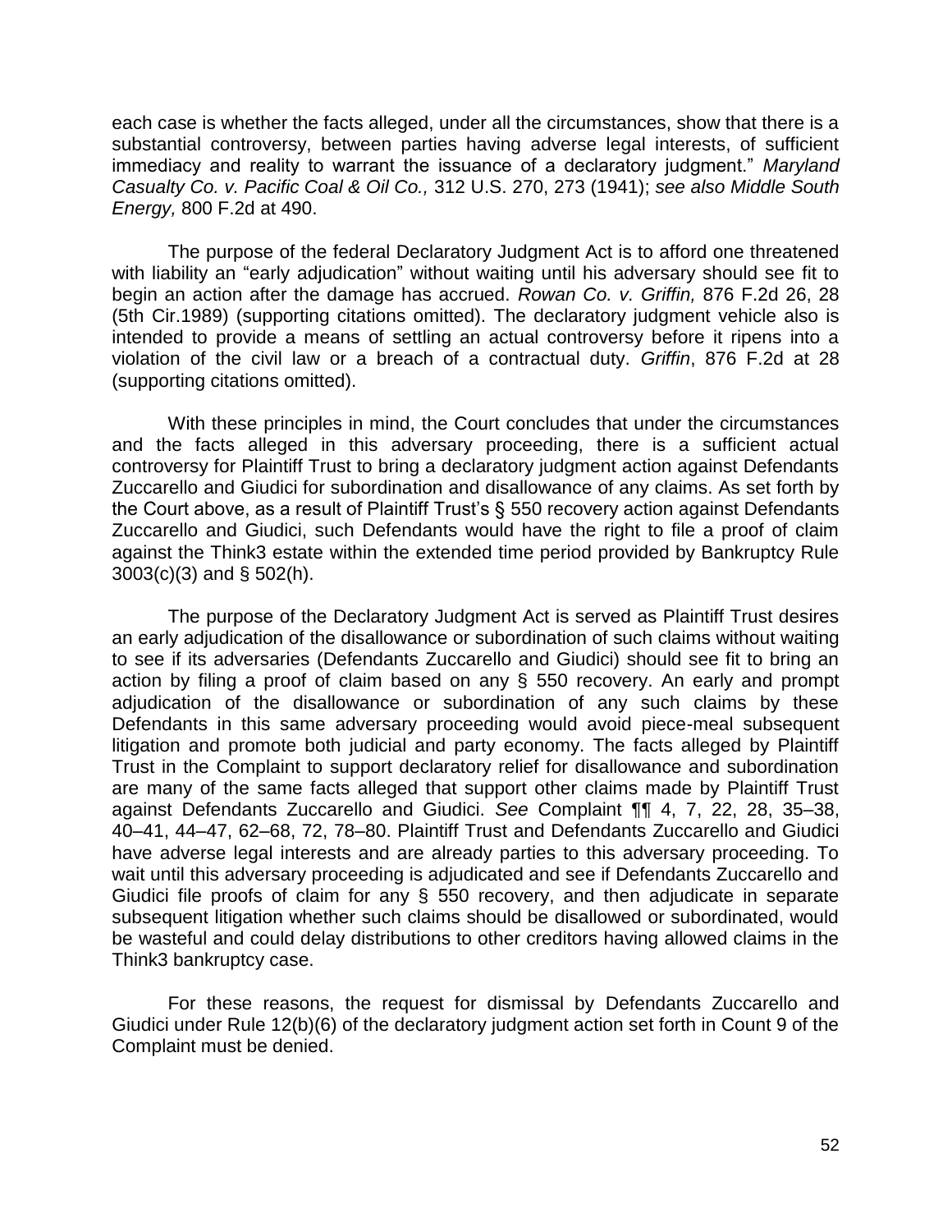each case is whether the facts alleged, under all the circumstances, show that there is a substantial controversy, between parties having adverse legal interests, of sufficient immediacy and reality to warrant the issuance of a declaratory judgment." *Maryland Casualty Co. v. Pacific Coal & Oil Co.,* 312 U.S. 270, 273 (1941); *see also Middle South Energy,* 800 F.2d at 490.

The purpose of the federal Declaratory Judgment Act is to afford one threatened with liability an "early adjudication" without waiting until his adversary should see fit to begin an action after the damage has accrued. *Rowan Co. v. Griffin,* 876 F.2d 26, 28 (5th Cir.1989) (supporting citations omitted). The declaratory judgment vehicle also is intended to provide a means of settling an actual controversy before it ripens into a violation of the civil law or a breach of a contractual duty. *Griffin*, 876 F.2d at 28 (supporting citations omitted).

With these principles in mind, the Court concludes that under the circumstances and the facts alleged in this adversary proceeding, there is a sufficient actual controversy for Plaintiff Trust to bring a declaratory judgment action against Defendants Zuccarello and Giudici for subordination and disallowance of any claims. As set forth by the Court above, as a result of Plaintiff Trust's § 550 recovery action against Defendants Zuccarello and Giudici, such Defendants would have the right to file a proof of claim against the Think3 estate within the extended time period provided by Bankruptcy Rule 3003(c)(3) and § 502(h).

The purpose of the Declaratory Judgment Act is served as Plaintiff Trust desires an early adjudication of the disallowance or subordination of such claims without waiting to see if its adversaries (Defendants Zuccarello and Giudici) should see fit to bring an action by filing a proof of claim based on any § 550 recovery. An early and prompt adjudication of the disallowance or subordination of any such claims by these Defendants in this same adversary proceeding would avoid piece-meal subsequent litigation and promote both judicial and party economy. The facts alleged by Plaintiff Trust in the Complaint to support declaratory relief for disallowance and subordination are many of the same facts alleged that support other claims made by Plaintiff Trust against Defendants Zuccarello and Giudici. *See* Complaint ¶¶ 4, 7, 22, 28, 35–38, 40–41, 44–47, 62–68, 72, 78–80. Plaintiff Trust and Defendants Zuccarello and Giudici have adverse legal interests and are already parties to this adversary proceeding. To wait until this adversary proceeding is adjudicated and see if Defendants Zuccarello and Giudici file proofs of claim for any § 550 recovery, and then adjudicate in separate subsequent litigation whether such claims should be disallowed or subordinated, would be wasteful and could delay distributions to other creditors having allowed claims in the Think3 bankruptcy case.

For these reasons, the request for dismissal by Defendants Zuccarello and Giudici under Rule 12(b)(6) of the declaratory judgment action set forth in Count 9 of the Complaint must be denied.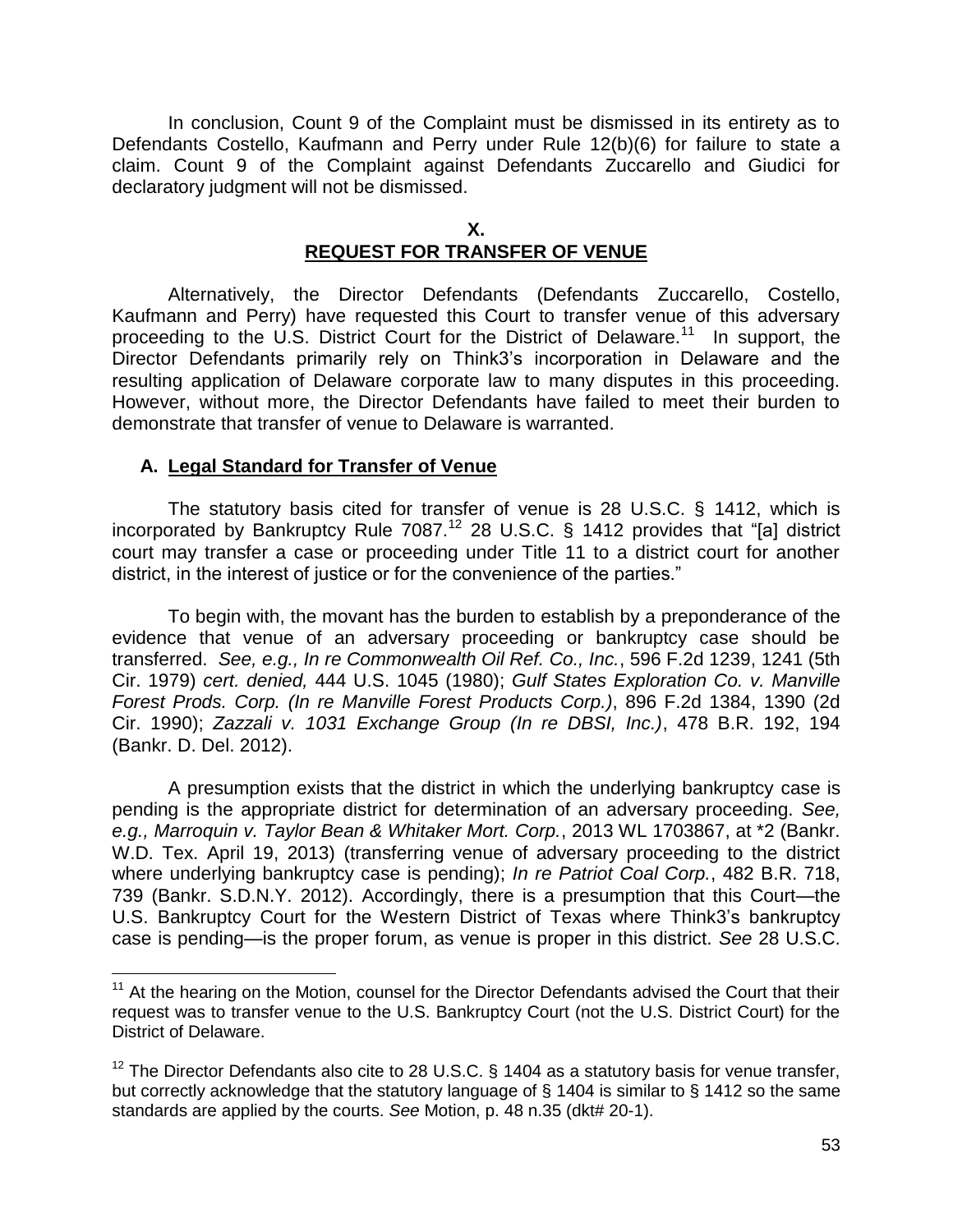In conclusion, Count 9 of the Complaint must be dismissed in its entirety as to Defendants Costello, Kaufmann and Perry under Rule 12(b)(6) for failure to state a claim. Count 9 of the Complaint against Defendants Zuccarello and Giudici for declaratory judgment will not be dismissed.

## X.
## REQUEST FOR TRANSFER OF VENUE

Alternatively, the Director Defendants (Defendants Zuccarello, Costello, Kaufmann and Perry) have requested this Court to transfer venue of this adversary proceeding to the U.S. District Court for the District of Delaware.[11] In support, the Director Defendants primarily rely on Think3's incorporation in Delaware and the resulting application of Delaware corporate law to many disputes in this proceeding. However, without more, the Director Defendants have failed to meet their burden to demonstrate that transfer of venue to Delaware is warranted.

### A. Legal Standard for Transfer of Venue

The statutory basis cited for transfer of venue is 28 U.S.C. § 1412, which is incorporated by Bankruptcy Rule 7087.[12] 28 U.S.C. § 1412 provides that "[a] district court may transfer a case or proceeding under Title 11 to a district court for another district, in the interest of justice or for the convenience of the parties."

To begin with, the movant has the burden to establish by a preponderance of the evidence that venue of an adversary proceeding or bankruptcy case should be transferred. *See, e.g., In re Commonwealth Oil Ref. Co., Inc.*, 596 F.2d 1239, 1241 (5th Cir. 1979) *cert. denied,* 444 U.S. 1045 (1980); *Gulf States Exploration Co. v. Manville Forest Prods. Corp. (In re Manville Forest Products Corp.)*, 896 F.2d 1384, 1390 (2d Cir. 1990); *Zazzali v. 1031 Exchange Group (In re DBSI, Inc.)*, 478 B.R. 192, 194 (Bankr. D. Del. 2012).

A presumption exists that the district in which the underlying bankruptcy case is pending is the appropriate district for determination of an adversary proceeding. *See, e.g., Marroquin v. Taylor Bean & Whitaker Mort. Corp.*, 2013 WL 1703867, at *2 (Bankr. W.D. Tex. April 19, 2013) (transferring venue of adversary proceeding to the district where underlying bankruptcy case is pending); *In re Patriot Coal Corp.*, 482 B.R. 718, 739 (Bankr. S.D.N.Y. 2012). Accordingly, there is a presumption that this Court—the U.S. Bankruptcy Court for the Western District of Texas where Think3's bankruptcy case is pending—is the proper forum, as venue is proper in this district. *See* 28 U.S.C.

---

[11] At the hearing on the Motion, counsel for the Director Defendants advised the Court that their request was to transfer venue to the U.S. Bankruptcy Court (not the U.S. District Court) for the District of Delaware.

[12] The Director Defendants also cite to 28 U.S.C. § 1404 as a statutory basis for venue transfer, but correctly acknowledge that the statutory language of § 1404 is similar to § 1412 so the same standards are applied by the courts. *See* Motion, p. 48 n.35 (dkt# 20-1).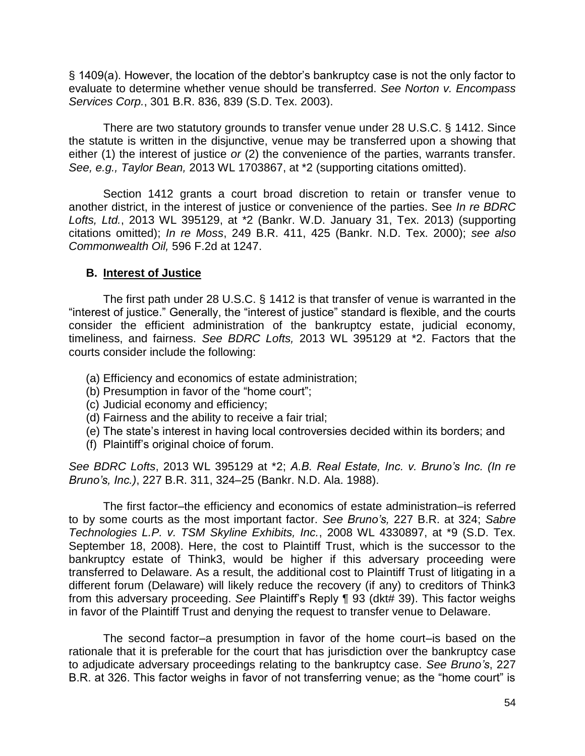§ 1409(a). However, the location of the debtor's bankruptcy case is not the only factor to evaluate to determine whether venue should be transferred. *See Norton v. Encompass Services Corp.*, 301 B.R. 836, 839 (S.D. Tex. 2003).

There are two statutory grounds to transfer venue under 28 U.S.C. § 1412. Since the statute is written in the disjunctive, venue may be transferred upon a showing that either (1) the interest of justice *or* (2) the convenience of the parties, warrants transfer. *See, e.g., Taylor Bean,* 2013 WL 1703867, at *2 (supporting citations omitted).

Section 1412 grants a court broad discretion to retain or transfer venue to another district, in the interest of justice or convenience of the parties. See *In re BDRC Lofts, Ltd.*, 2013 WL 395129, at *2 (Bankr. W.D. January 31, Tex. 2013) (supporting citations omitted); *In re Moss*, 249 B.R. 411, 425 (Bankr. N.D. Tex. 2000); *see also Commonwealth Oil,* 596 F.2d at 1247.

### B. <u>Interest of Justice</u>

The first path under 28 U.S.C. § 1412 is that transfer of venue is warranted in the "interest of justice." Generally, the "interest of justice" standard is flexible, and the courts consider the efficient administration of the bankruptcy estate, judicial economy, timeliness, and fairness. *See BDRC Lofts,* 2013 WL 395129 at *2. Factors that the courts consider include the following:

(a) Efficiency and economics of estate administration;
(b) Presumption in favor of the "home court";
(c) Judicial economy and efficiency;
(d) Fairness and the ability to receive a fair trial;
(e) The state's interest in having local controversies decided within its borders; and
(f) Plaintiff's original choice of forum.

*See BDRC Lofts*, 2013 WL 395129 at *2; *A.B. Real Estate, Inc. v. Bruno's Inc. (In re Bruno's, Inc.)*, 227 B.R. 311, 324–25 (Bankr. N.D. Ala. 1988).

The first factor–the efficiency and economics of estate administration–is referred to by some courts as the most important factor. *See Bruno's,* 227 B.R. at 324; *Sabre Technologies L.P. v. TSM Skyline Exhibits, Inc.*, 2008 WL 4330897, at *9 (S.D. Tex. September 18, 2008). Here, the cost to Plaintiff Trust, which is the successor to the bankruptcy estate of Think3, would be higher if this adversary proceeding were transferred to Delaware. As a result, the additional cost to Plaintiff Trust of litigating in a different forum (Delaware) will likely reduce the recovery (if any) to creditors of Think3 from this adversary proceeding. *See* Plaintiff's Reply ¶ 93 (dkt# 39). This factor weighs in favor of the Plaintiff Trust and denying the request to transfer venue to Delaware.

The second factor–a presumption in favor of the home court–is based on the rationale that it is preferable for the court that has jurisdiction over the bankruptcy case to adjudicate adversary proceedings relating to the bankruptcy case. *See Bruno's*, 227 B.R. at 326. This factor weighs in favor of not transferring venue; as the "home court" is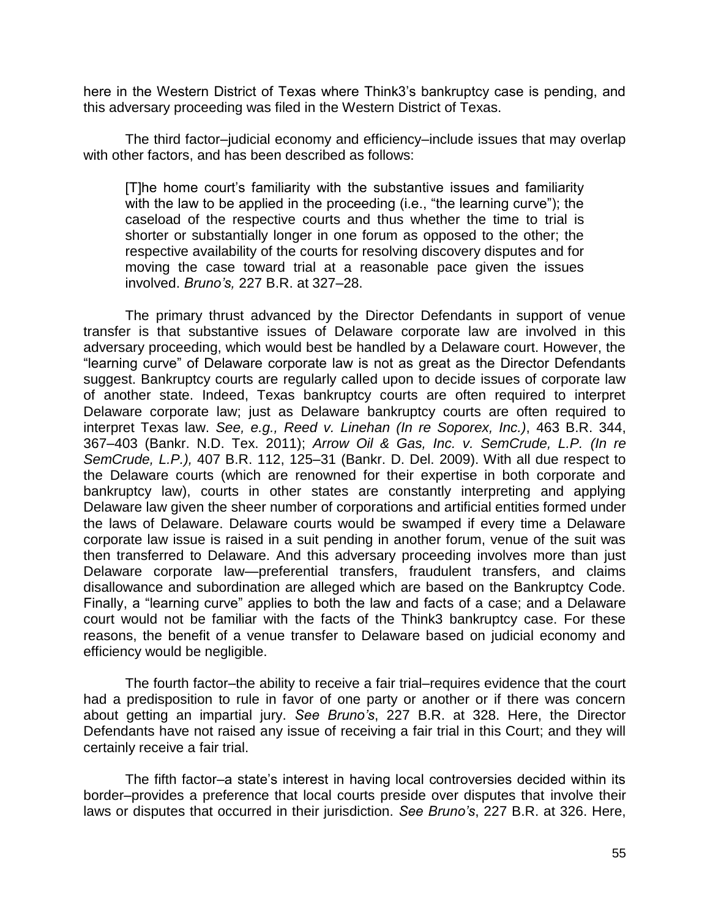here in the Western District of Texas where Think3's bankruptcy case is pending, and this adversary proceeding was filed in the Western District of Texas.

The third factor–judicial economy and efficiency–include issues that may overlap with other factors, and has been described as follows:

> [T]he home court's familiarity with the substantive issues and familiarity with the law to be applied in the proceeding (i.e., "the learning curve"); the caseload of the respective courts and thus whether the time to trial is shorter or substantially longer in one forum as opposed to the other; the respective availability of the courts for resolving discovery disputes and for moving the case toward trial at a reasonable pace given the issues involved. *Bruno's,* 227 B.R. at 327–28.

The primary thrust advanced by the Director Defendants in support of venue transfer is that substantive issues of Delaware corporate law are involved in this adversary proceeding, which would best be handled by a Delaware court. However, the "learning curve" of Delaware corporate law is not as great as the Director Defendants suggest. Bankruptcy courts are regularly called upon to decide issues of corporate law of another state. Indeed, Texas bankruptcy courts are often required to interpret Delaware corporate law; just as Delaware bankruptcy courts are often required to interpret Texas law. *See, e.g., Reed v. Linehan (In re Soporex, Inc.)*, 463 B.R. 344, 367–403 (Bankr. N.D. Tex. 2011); *Arrow Oil & Gas, Inc. v. SemCrude, L.P. (In re SemCrude, L.P.),* 407 B.R. 112, 125–31 (Bankr. D. Del. 2009). With all due respect to the Delaware courts (which are renowned for their expertise in both corporate and bankruptcy law), courts in other states are constantly interpreting and applying Delaware law given the sheer number of corporations and artificial entities formed under the laws of Delaware. Delaware courts would be swamped if every time a Delaware corporate law issue is raised in a suit pending in another forum, venue of the suit was then transferred to Delaware. And this adversary proceeding involves more than just Delaware corporate law—preferential transfers, fraudulent transfers, and claims disallowance and subordination are alleged which are based on the Bankruptcy Code. Finally, a "learning curve" applies to both the law and facts of a case; and a Delaware court would not be familiar with the facts of the Think3 bankruptcy case. For these reasons, the benefit of a venue transfer to Delaware based on judicial economy and efficiency would be negligible.

The fourth factor–the ability to receive a fair trial–requires evidence that the court had a predisposition to rule in favor of one party or another or if there was concern about getting an impartial jury. *See Bruno's*, 227 B.R. at 328. Here, the Director Defendants have not raised any issue of receiving a fair trial in this Court; and they will certainly receive a fair trial.

The fifth factor–a state's interest in having local controversies decided within its border–provides a preference that local courts preside over disputes that involve their laws or disputes that occurred in their jurisdiction. *See Bruno's*, 227 B.R. at 326. Here,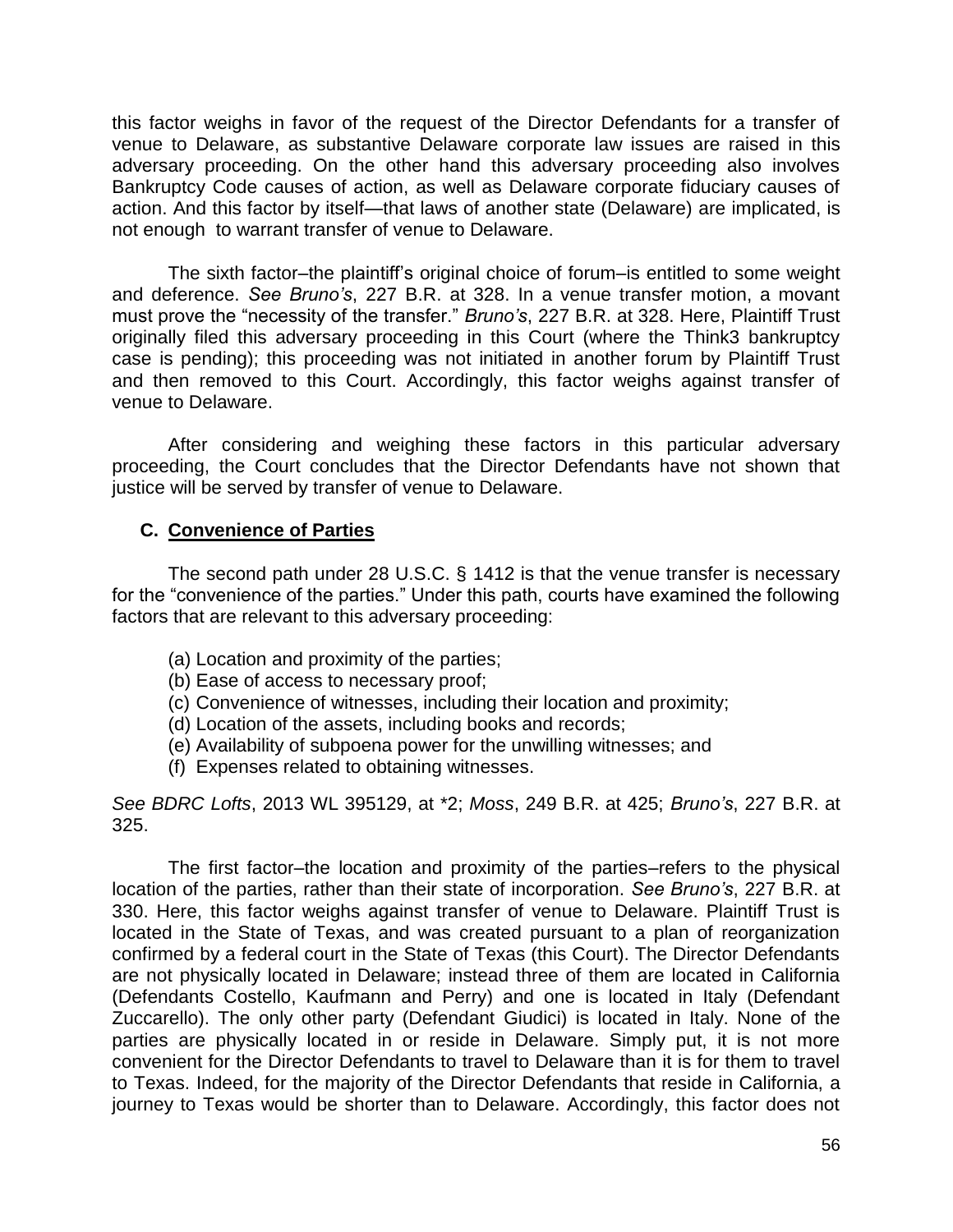this factor weighs in favor of the request of the Director Defendants for a transfer of venue to Delaware, as substantive Delaware corporate law issues are raised in this adversary proceeding. On the other hand this adversary proceeding also involves Bankruptcy Code causes of action, as well as Delaware corporate fiduciary causes of action. And this factor by itself—that laws of another state (Delaware) are implicated, is not enough to warrant transfer of venue to Delaware.

The sixth factor–the plaintiff's original choice of forum–is entitled to some weight and deference. *See Bruno's*, 227 B.R. at 328. In a venue transfer motion, a movant must prove the "necessity of the transfer." *Bruno's*, 227 B.R. at 328. Here, Plaintiff Trust originally filed this adversary proceeding in this Court (where the Think3 bankruptcy case is pending); this proceeding was not initiated in another forum by Plaintiff Trust and then removed to this Court. Accordingly, this factor weighs against transfer of venue to Delaware.

After considering and weighing these factors in this particular adversary proceeding, the Court concludes that the Director Defendants have not shown that justice will be served by transfer of venue to Delaware.

### C. Convenience of Parties

The second path under 28 U.S.C. § 1412 is that the venue transfer is necessary for the "convenience of the parties." Under this path, courts have examined the following factors that are relevant to this adversary proceeding:

(a) Location and proximity of the parties;
(b) Ease of access to necessary proof;
(c) Convenience of witnesses, including their location and proximity;
(d) Location of the assets, including books and records;
(e) Availability of subpoena power for the unwilling witnesses; and
(f) Expenses related to obtaining witnesses.

*See BDRC Lofts*, 2013 WL 395129, at *2; *Moss*, 249 B.R. at 425; *Bruno's*, 227 B.R. at 325.

The first factor–the location and proximity of the parties–refers to the physical location of the parties, rather than their state of incorporation. *See Bruno's*, 227 B.R. at 330. Here, this factor weighs against transfer of venue to Delaware. Plaintiff Trust is located in the State of Texas, and was created pursuant to a plan of reorganization confirmed by a federal court in the State of Texas (this Court). The Director Defendants are not physically located in Delaware; instead three of them are located in California (Defendants Costello, Kaufmann and Perry) and one is located in Italy (Defendant Zuccarello). The only other party (Defendant Giudici) is located in Italy. None of the parties are physically located in or reside in Delaware. Simply put, it is not more convenient for the Director Defendants to travel to Delaware than it is for them to travel to Texas. Indeed, for the majority of the Director Defendants that reside in California, a journey to Texas would be shorter than to Delaware. Accordingly, this factor does not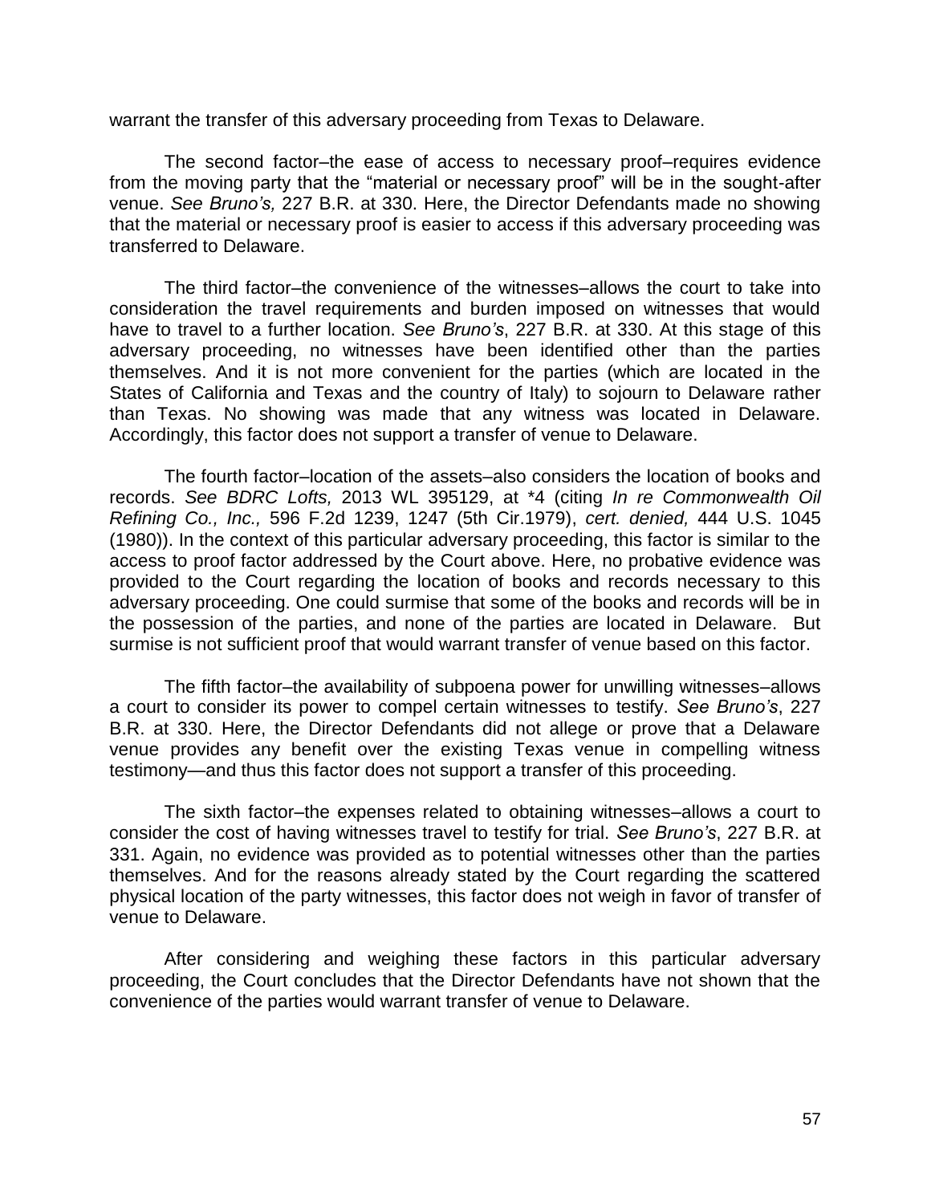warrant the transfer of this adversary proceeding from Texas to Delaware.

The second factor–the ease of access to necessary proof–requires evidence from the moving party that the "material or necessary proof" will be in the sought-after venue. *See Bruno's,* 227 B.R. at 330. Here, the Director Defendants made no showing that the material or necessary proof is easier to access if this adversary proceeding was transferred to Delaware.

The third factor–the convenience of the witnesses–allows the court to take into consideration the travel requirements and burden imposed on witnesses that would have to travel to a further location. *See Bruno's*, 227 B.R. at 330. At this stage of this adversary proceeding, no witnesses have been identified other than the parties themselves. And it is not more convenient for the parties (which are located in the States of California and Texas and the country of Italy) to sojourn to Delaware rather than Texas. No showing was made that any witness was located in Delaware. Accordingly, this factor does not support a transfer of venue to Delaware.

The fourth factor–location of the assets–also considers the location of books and records. *See BDRC Lofts,* 2013 WL 395129, at *4 (citing *In re Commonwealth Oil Refining Co., Inc.,* 596 F.2d 1239, 1247 (5th Cir.1979), *cert. denied,* 444 U.S. 1045 (1980)). In the context of this particular adversary proceeding, this factor is similar to the access to proof factor addressed by the Court above. Here, no probative evidence was provided to the Court regarding the location of books and records necessary to this adversary proceeding. One could surmise that some of the books and records will be in the possession of the parties, and none of the parties are located in Delaware. But surmise is not sufficient proof that would warrant transfer of venue based on this factor.

The fifth factor–the availability of subpoena power for unwilling witnesses–allows a court to consider its power to compel certain witnesses to testify. *See Bruno's*, 227 B.R. at 330. Here, the Director Defendants did not allege or prove that a Delaware venue provides any benefit over the existing Texas venue in compelling witness testimony—and thus this factor does not support a transfer of this proceeding.

The sixth factor–the expenses related to obtaining witnesses–allows a court to consider the cost of having witnesses travel to testify for trial. *See Bruno's*, 227 B.R. at 331. Again, no evidence was provided as to potential witnesses other than the parties themselves. And for the reasons already stated by the Court regarding the scattered physical location of the party witnesses, this factor does not weigh in favor of transfer of venue to Delaware.

After considering and weighing these factors in this particular adversary proceeding, the Court concludes that the Director Defendants have not shown that the convenience of the parties would warrant transfer of venue to Delaware.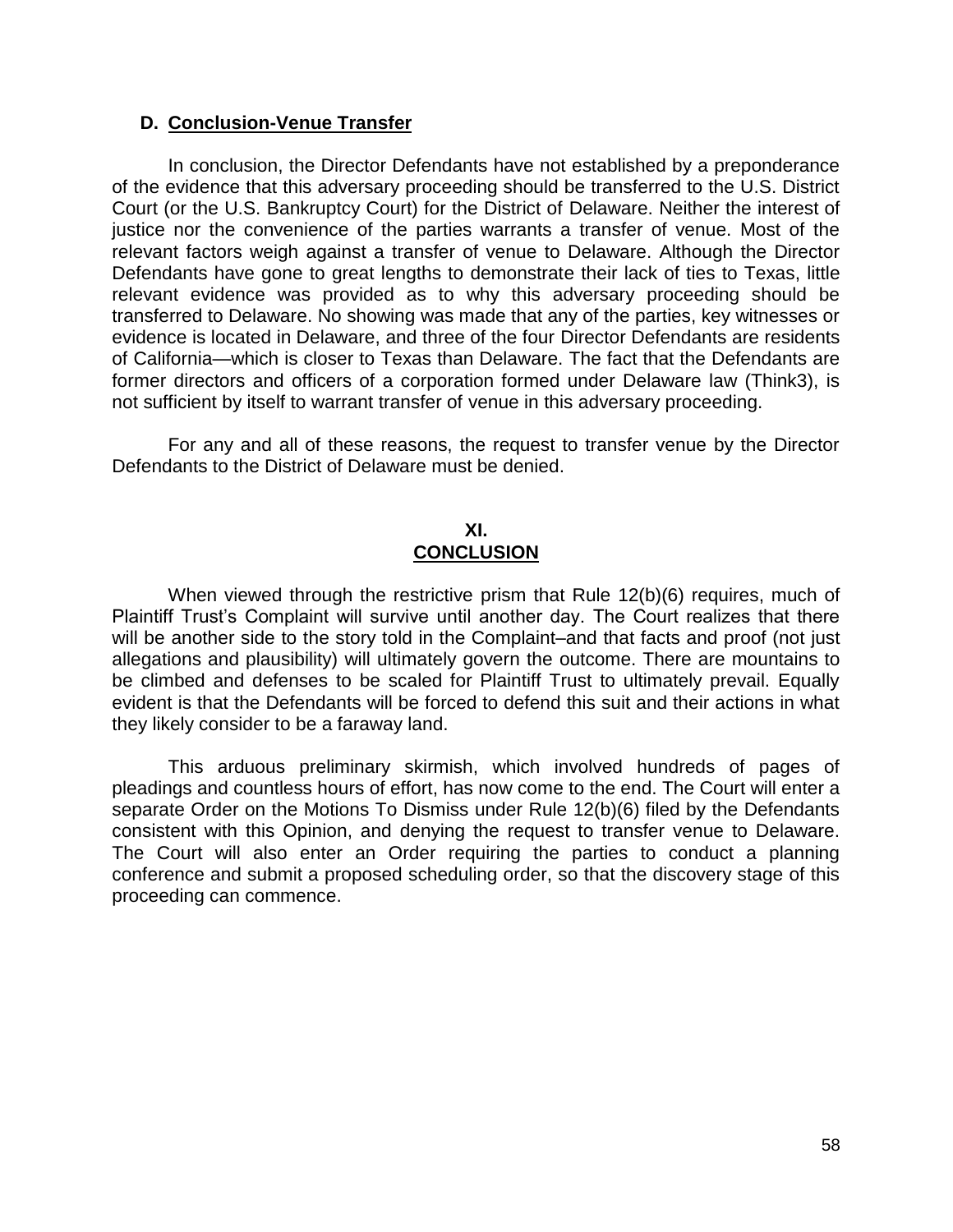### D. Conclusion-Venue Transfer

In conclusion, the Director Defendants have not established by a preponderance of the evidence that this adversary proceeding should be transferred to the U.S. District Court (or the U.S. Bankruptcy Court) for the District of Delaware. Neither the interest of justice nor the convenience of the parties warrants a transfer of venue. Most of the relevant factors weigh against a transfer of venue to Delaware. Although the Director Defendants have gone to great lengths to demonstrate their lack of ties to Texas, little relevant evidence was provided as to why this adversary proceeding should be transferred to Delaware. No showing was made that any of the parties, key witnesses or evidence is located in Delaware, and three of the four Director Defendants are residents of California—which is closer to Texas than Delaware. The fact that the Defendants are former directors and officers of a corporation formed under Delaware law (Think3), is not sufficient by itself to warrant transfer of venue in this adversary proceeding.

For any and all of these reasons, the request to transfer venue by the Director Defendants to the District of Delaware must be denied.

## XI.
## CONCLUSION

When viewed through the restrictive prism that Rule 12(b)(6) requires, much of Plaintiff Trust's Complaint will survive until another day. The Court realizes that there will be another side to the story told in the Complaint–and that facts and proof (not just allegations and plausibility) will ultimately govern the outcome. There are mountains to be climbed and defenses to be scaled for Plaintiff Trust to ultimately prevail. Equally evident is that the Defendants will be forced to defend this suit and their actions in what they likely consider to be a faraway land.

This arduous preliminary skirmish, which involved hundreds of pages of pleadings and countless hours of effort, has now come to the end. The Court will enter a separate Order on the Motions To Dismiss under Rule 12(b)(6) filed by the Defendants consistent with this Opinion, and denying the request to transfer venue to Delaware. The Court will also enter an Order requiring the parties to conduct a planning conference and submit a proposed scheduling order, so that the discovery stage of this proceeding can commence.